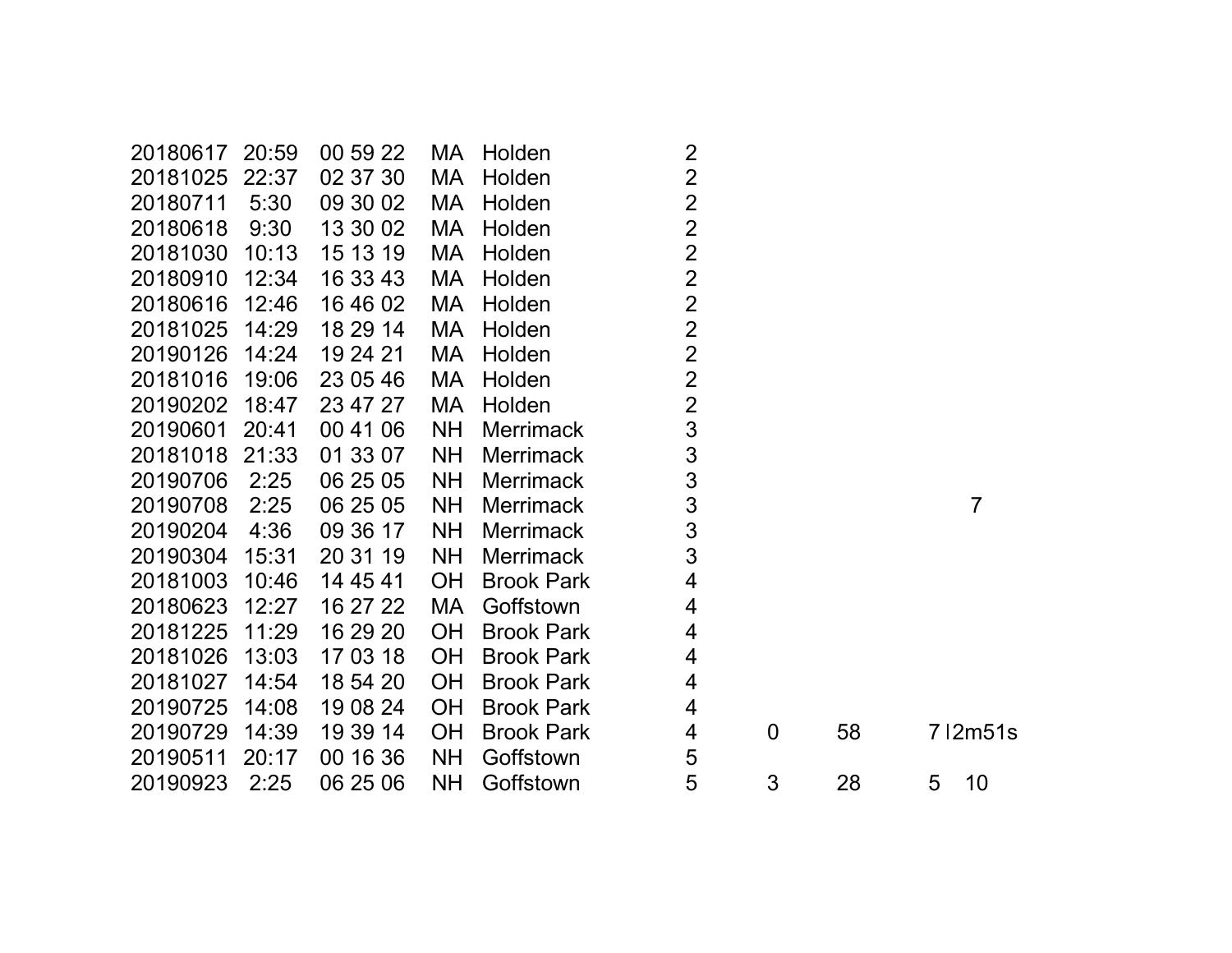| | | | | | | | | | |
|---|---|---|---|---|---|---|---|---|---|
| 20180617 | 20:59 | 00 59 22 | MA | Holden | 2 | | | | |
| 20181025 | 22:37 | 02 37 30 | MA | Holden | 2 | | | | |
| 20180711 | 5:30 | 09 30 02 | MA | Holden | 2 | | | | |
| 20180618 | 9:30 | 13 30 02 | MA | Holden | 2 | | | | |
| 20181030 | 10:13 | 15 13 19 | MA | Holden | 2 | | | | |
| 20180910 | 12:34 | 16 33 43 | MA | Holden | 2 | | | | |
| 20180616 | 12:46 | 16 46 02 | MA | Holden | 2 | | | | |
| 20181025 | 14:29 | 18 29 14 | MA | Holden | 2 | | | | |
| 20190126 | 14:24 | 19 24 21 | MA | Holden | 2 | | | | |
| 20181016 | 19:06 | 23 05 46 | MA | Holden | 2 | | | | |
| 20190202 | 18:47 | 23 47 27 | MA | Holden | 2 | | | | |
| 20190601 | 20:41 | 00 41 06 | NH | Merrimack | 3 | | | | |
| 20181018 | 21:33 | 01 33 07 | NH | Merrimack | 3 | | | | |
| 20190706 | 2:25 | 06 25 05 | NH | Merrimack | 3 | | | | |
| 20190708 | 2:25 | 06 25 05 | NH | Merrimack | 3 | | | | 7 |
| 20190204 | 4:36 | 09 36 17 | NH | Merrimack | 3 | | | | |
| 20190304 | 15:31 | 20 31 19 | NH | Merrimack | 3 | | | | |
| 20181003 | 10:46 | 14 45 41 | OH | Brook Park | 4 | | | | |
| 20180623 | 12:27 | 16 27 22 | MA | Goffstown | 4 | | | | |
| 20181225 | 11:29 | 16 29 20 | OH | Brook Park | 4 | | | | |
| 20181026 | 13:03 | 17 03 18 | OH | Brook Park | 4 | | | | |
| 20181027 | 14:54 | 18 54 20 | OH | Brook Park | 4 | | | | |
| 20190725 | 14:08 | 19 08 24 | OH | Brook Park | 4 | | | | |
| 20190729 | 14:39 | 19 39 14 | OH | Brook Park | 4 | 0 | 58 | 7 | l2m51s |
| 20190511 | 20:17 | 00 16 36 | NH | Goffstown | 5 | | | | |
| 20190923 | 2:25 | 06 25 06 | NH | Goffstown | 5 | 3 | 28 | 5 | 10 |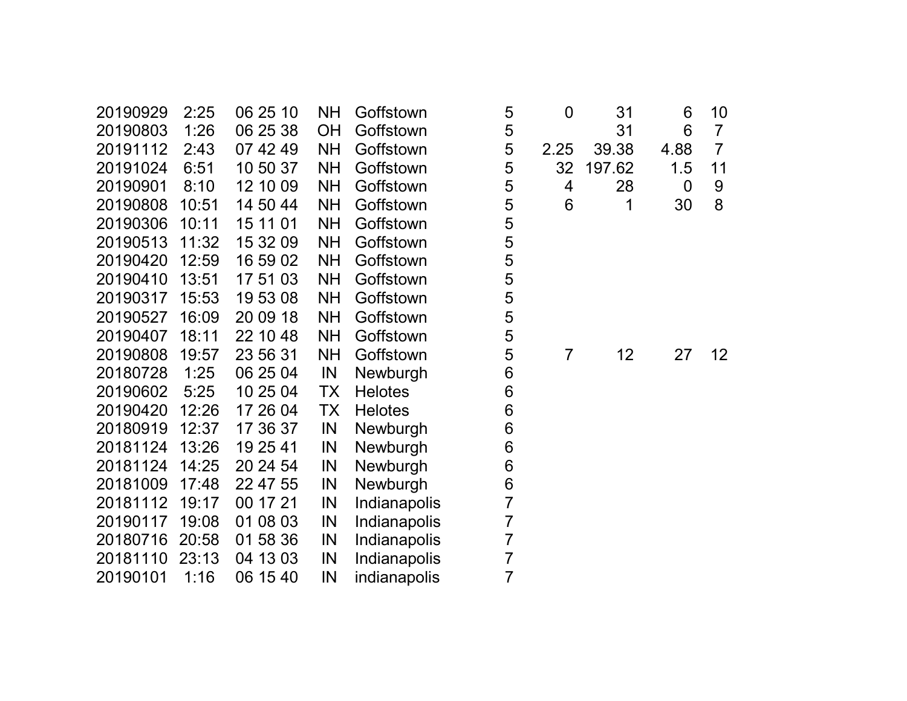| | | | | | | | | | |
|---|---|---|---|---|---|---|---|---|---|
| 20190929 | 2:25 | 06 25 10 | NH | Goffstown | 5 | 0 | 31 | 6 | 10 |
| 20190803 | 1:26 | 06 25 38 | OH | Goffstown | 5 | | 31 | 6 | 7 |
| 20191112 | 2:43 | 07 42 49 | NH | Goffstown | 5 | 2.25 | 39.38 | 4.88 | 7 |
| 20191024 | 6:51 | 10 50 37 | NH | Goffstown | 5 | 32 | 197.62 | 1.5 | 11 |
| 20190901 | 8:10 | 12 10 09 | NH | Goffstown | 5 | 4 | 28 | 0 | 9 |
| 20190808 | 10:51 | 14 50 44 | NH | Goffstown | 5 | 6 | 1 | 30 | 8 |
| 20190306 | 10:11 | 15 11 01 | NH | Goffstown | 5 | | | | |
| 20190513 | 11:32 | 15 32 09 | NH | Goffstown | 5 | | | | |
| 20190420 | 12:59 | 16 59 02 | NH | Goffstown | 5 | | | | |
| 20190410 | 13:51 | 17 51 03 | NH | Goffstown | 5 | | | | |
| 20190317 | 15:53 | 19 53 08 | NH | Goffstown | 5 | | | | |
| 20190527 | 16:09 | 20 09 18 | NH | Goffstown | 5 | | | | |
| 20190407 | 18:11 | 22 10 48 | NH | Goffstown | 5 | | | | |
| 20190808 | 19:57 | 23 56 31 | NH | Goffstown | 5 | 7 | 12 | 27 | 12 |
| 20180728 | 1:25 | 06 25 04 | IN | Newburgh | 6 | | | | |
| 20190602 | 5:25 | 10 25 04 | TX | Helotes | 6 | | | | |
| 20190420 | 12:26 | 17 26 04 | TX | Helotes | 6 | | | | |
| 20180919 | 12:37 | 17 36 37 | IN | Newburgh | 6 | | | | |
| 20181124 | 13:26 | 19 25 41 | IN | Newburgh | 6 | | | | |
| 20181124 | 14:25 | 20 24 54 | IN | Newburgh | 6 | | | | |
| 20181009 | 17:48 | 22 47 55 | IN | Newburgh | 6 | | | | |
| 20181112 | 19:17 | 00 17 21 | IN | Indianapolis | 7 | | | | |
| 20190117 | 19:08 | 01 08 03 | IN | Indianapolis | 7 | | | | |
| 20180716 | 20:58 | 01 58 36 | IN | Indianapolis | 7 | | | | |
| 20181110 | 23:13 | 04 13 03 | IN | Indianapolis | 7 | | | | |
| 20190101 | 1:16 | 06 15 40 | IN | indianapolis | 7 | | | | |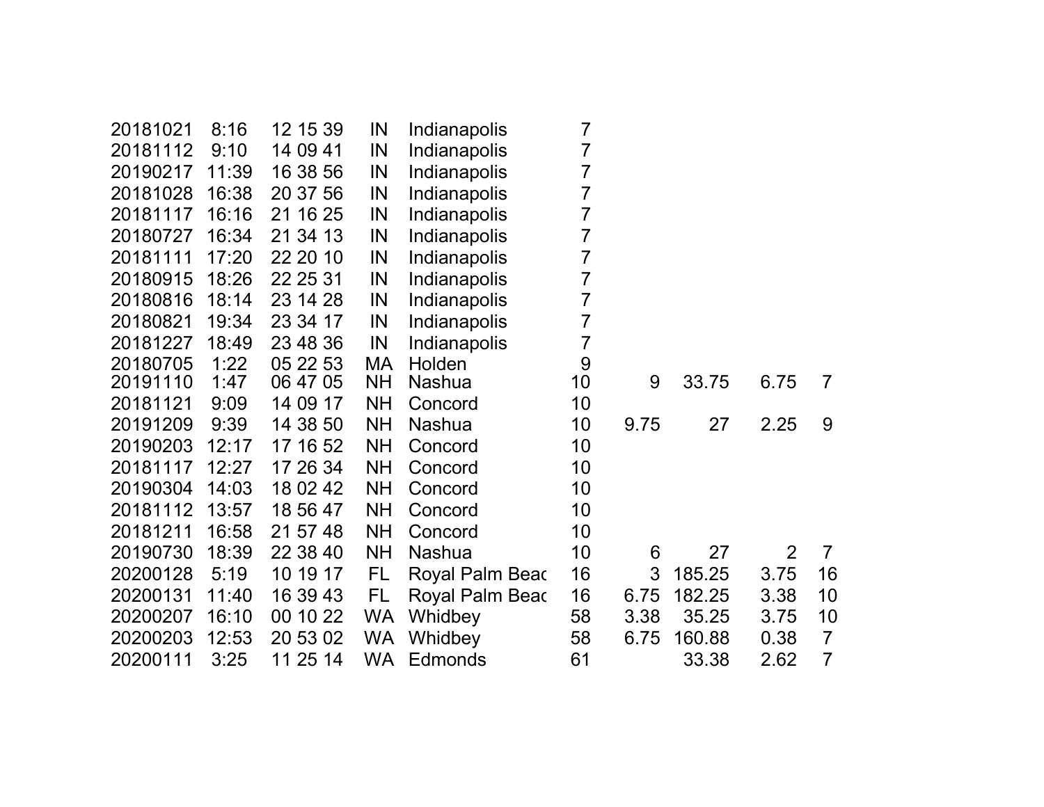| | | | | | | | | | |
|---|---|---|---|---|---|---|---|---|---|
| 20181021 | 8:16 | 12 15 39 | IN | Indianapolis | 7 | | | | |
| 20181112 | 9:10 | 14 09 41 | IN | Indianapolis | 7 | | | | |
| 20190217 | 11:39 | 16 38 56 | IN | Indianapolis | 7 | | | | |
| 20181028 | 16:38 | 20 37 56 | IN | Indianapolis | 7 | | | | |
| 20181117 | 16:16 | 21 16 25 | IN | Indianapolis | 7 | | | | |
| 20180727 | 16:34 | 21 34 13 | IN | Indianapolis | 7 | | | | |
| 20181111 | 17:20 | 22 20 10 | IN | Indianapolis | 7 | | | | |
| 20180915 | 18:26 | 22 25 31 | IN | Indianapolis | 7 | | | | |
| 20180816 | 18:14 | 23 14 28 | IN | Indianapolis | 7 | | | | |
| 20180821 | 19:34 | 23 34 17 | IN | Indianapolis | 7 | | | | |
| 20181227 | 18:49 | 23 48 36 | IN | Indianapolis | 7 | | | | |
| 20180705 | 1:22 | 05 22 53 | MA | Holden | 9 | | | | |
| 20191110 | 1:47 | 06 47 05 | NH | Nashua | 10 | 9 | 33.75 | 6.75 | 7 |
| 20181121 | 9:09 | 14 09 17 | NH | Concord | 10 | | | | |
| 20191209 | 9:39 | 14 38 50 | NH | Nashua | 10 | 9.75 | 27 | 2.25 | 9 |
| 20190203 | 12:17 | 17 16 52 | NH | Concord | 10 | | | | |
| 20181117 | 12:27 | 17 26 34 | NH | Concord | 10 | | | | |
| 20190304 | 14:03 | 18 02 42 | NH | Concord | 10 | | | | |
| 20181112 | 13:57 | 18 56 47 | NH | Concord | 10 | | | | |
| 20181211 | 16:58 | 21 57 48 | NH | Concord | 10 | | | | |
| 20190730 | 18:39 | 22 38 40 | NH | Nashua | 10 | 6 | 27 | 2 | 7 |
| 20200128 | 5:19 | 10 19 17 | FL | Royal Palm Beac | 16 | 3 | 185.25 | 3.75 | 16 |
| 20200131 | 11:40 | 16 39 43 | FL | Royal Palm Beac | 16 | 6.75 | 182.25 | 3.38 | 10 |
| 20200207 | 16:10 | 00 10 22 | WA | Whidbey | 58 | 3.38 | 35.25 | 3.75 | 10 |
| 20200203 | 12:53 | 20 53 02 | WA | Whidbey | 58 | 6.75 | 160.88 | 0.38 | 7 |
| 20200111 | 3:25 | 11 25 14 | WA | Edmonds | 61 | | 33.38 | 2.62 | 7 |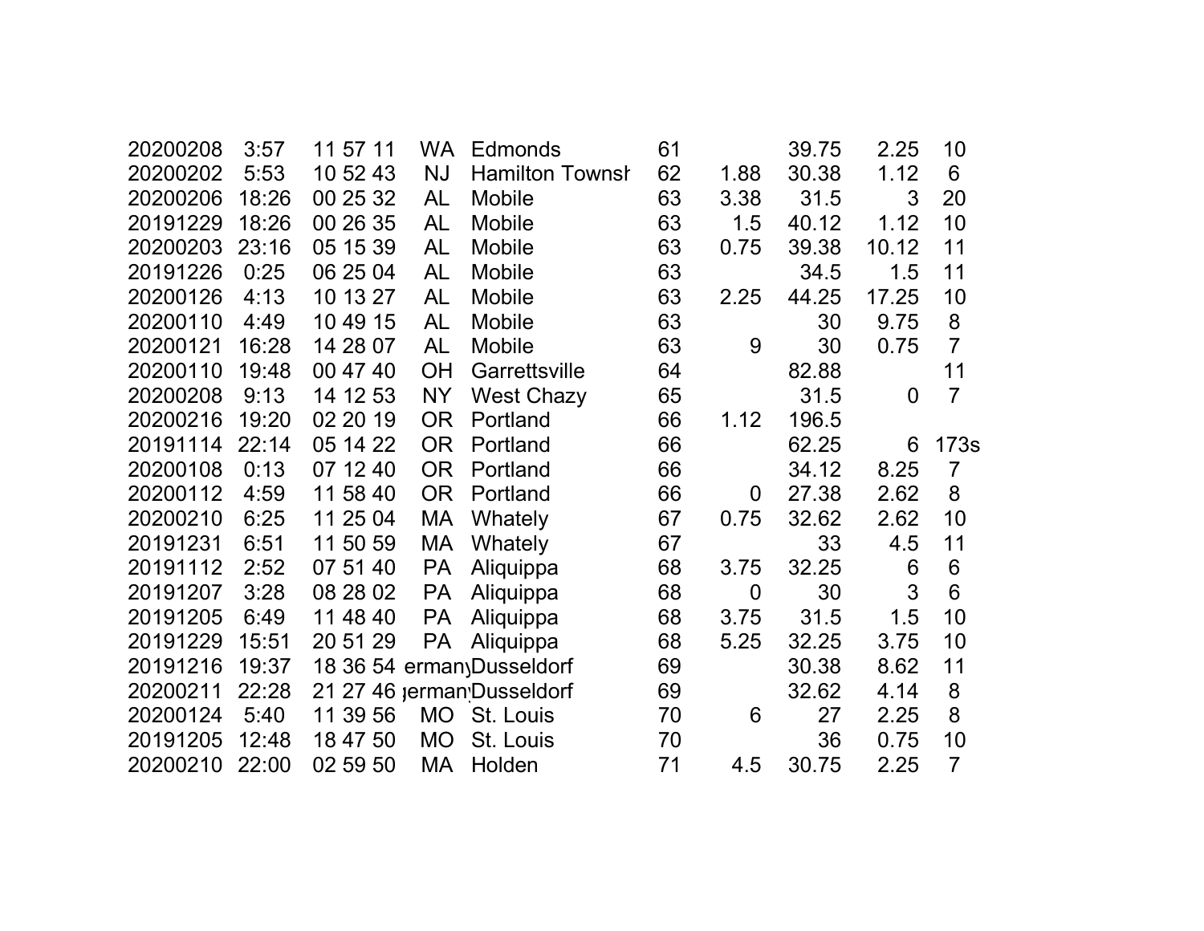| | | | | | | | | | |
|---|---|---|---|---|---|---|---|---|---|
| 20200208 | 3:57 | 11 57 11 | WA | Edmonds | 61 | | 39.75 | 2.25 | 10 |
| 20200202 | 5:53 | 10 52 43 | NJ | Hamilton Townsh | 62 | 1.88 | 30.38 | 1.12 | 6 |
| 20200206 | 18:26 | 00 25 32 | AL | Mobile | 63 | 3.38 | 31.5 | 3 | 20 |
| 20191229 | 18:26 | 00 26 35 | AL | Mobile | 63 | 1.5 | 40.12 | 1.12 | 10 |
| 20200203 | 23:16 | 05 15 39 | AL | Mobile | 63 | 0.75 | 39.38 | 10.12 | 11 |
| 20191226 | 0:25 | 06 25 04 | AL | Mobile | 63 | | 34.5 | 1.5 | 11 |
| 20200126 | 4:13 | 10 13 27 | AL | Mobile | 63 | 2.25 | 44.25 | 17.25 | 10 |
| 20200110 | 4:49 | 10 49 15 | AL | Mobile | 63 | | 30 | 9.75 | 8 |
| 20200121 | 16:28 | 14 28 07 | AL | Mobile | 63 | 9 | 30 | 0.75 | 7 |
| 20200110 | 19:48 | 00 47 40 | OH | Garrettsville | 64 | | 82.88 | | 11 |
| 20200208 | 9:13 | 14 12 53 | NY | West Chazy | 65 | | 31.5 | 0 | 7 |
| 20200216 | 19:20 | 02 20 19 | OR | Portland | 66 | 1.12 | 196.5 | | |
| 20191114 | 22:14 | 05 14 22 | OR | Portland | 66 | | 62.25 | 6 | 173s |
| 20200108 | 0:13 | 07 12 40 | OR | Portland | 66 | | 34.12 | 8.25 | 7 |
| 20200112 | 4:59 | 11 58 40 | OR | Portland | 66 | 0 | 27.38 | 2.62 | 8 |
| 20200210 | 6:25 | 11 25 04 | MA | Whately | 67 | 0.75 | 32.62 | 2.62 | 10 |
| 20191231 | 6:51 | 11 50 59 | MA | Whately | 67 | | 33 | 4.5 | 11 |
| 20191112 | 2:52 | 07 51 40 | PA | Aliquippa | 68 | 3.75 | 32.25 | 6 | 6 |
| 20191207 | 3:28 | 08 28 02 | PA | Aliquippa | 68 | 0 | 30 | 3 | 6 |
| 20191205 | 6:49 | 11 48 40 | PA | Aliquippa | 68 | 3.75 | 31.5 | 1.5 | 10 |
| 20191229 | 15:51 | 20 51 29 | PA | Aliquippa | 68 | 5.25 | 32.25 | 3.75 | 10 |
| 20191216 | 19:37 | 18 36 54 | ermany | Dusseldorf | 69 | | 30.38 | 8.62 | 11 |
| 20200211 | 22:28 | 21 27 46 | german | Dusseldorf | 69 | | 32.62 | 4.14 | 8 |
| 20200124 | 5:40 | 11 39 56 | MO | St. Louis | 70 | 6 | 27 | 2.25 | 8 |
| 20191205 | 12:48 | 18 47 50 | MO | St. Louis | 70 | | 36 | 0.75 | 10 |
| 20200210 | 22:00 | 02 59 50 | MA | Holden | 71 | 4.5 | 30.75 | 2.25 | 7 |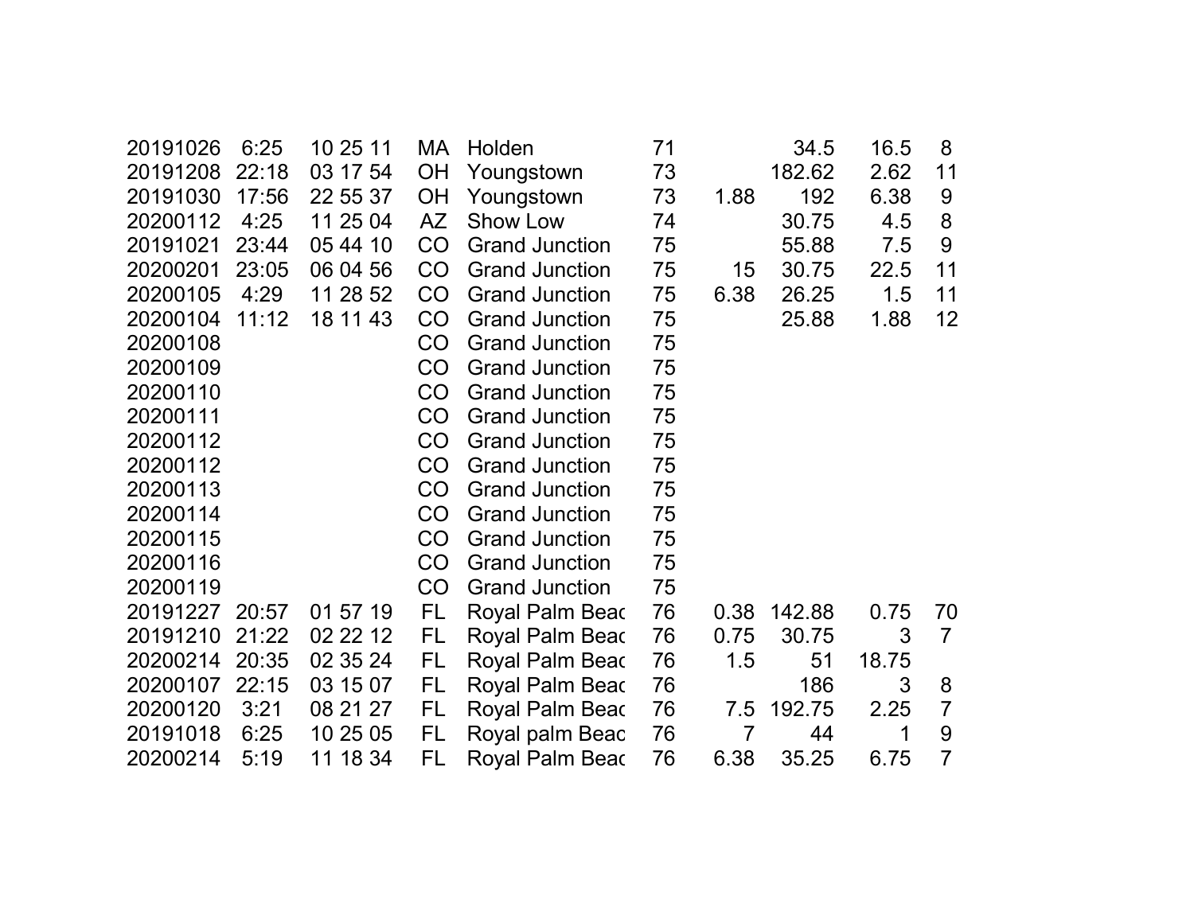| | | | | | | | | | |
|---|---|---|---|---|---|---|---|---|---|
| 20191026 | 6:25 | 10 25 11 | MA | Holden | 71 | | 34.5 | 16.5 | 8 |
| 20191208 | 22:18 | 03 17 54 | OH | Youngstown | 73 | | 182.62 | 2.62 | 11 |
| 20191030 | 17:56 | 22 55 37 | OH | Youngstown | 73 | 1.88 | 192 | 6.38 | 9 |
| 20200112 | 4:25 | 11 25 04 | AZ | Show Low | 74 | | 30.75 | 4.5 | 8 |
| 20191021 | 23:44 | 05 44 10 | CO | Grand Junction | 75 | | 55.88 | 7.5 | 9 |
| 20200201 | 23:05 | 06 04 56 | CO | Grand Junction | 75 | 15 | 30.75 | 22.5 | 11 |
| 20200105 | 4:29 | 11 28 52 | CO | Grand Junction | 75 | 6.38 | 26.25 | 1.5 | 11 |
| 20200104 | 11:12 | 18 11 43 | CO | Grand Junction | 75 | | 25.88 | 1.88 | 12 |
| 20200108 | | | CO | Grand Junction | 75 | | | | |
| 20200109 | | | CO | Grand Junction | 75 | | | | |
| 20200110 | | | CO | Grand Junction | 75 | | | | |
| 20200111 | | | CO | Grand Junction | 75 | | | | |
| 20200112 | | | CO | Grand Junction | 75 | | | | |
| 20200112 | | | CO | Grand Junction | 75 | | | | |
| 20200113 | | | CO | Grand Junction | 75 | | | | |
| 20200114 | | | CO | Grand Junction | 75 | | | | |
| 20200115 | | | CO | Grand Junction | 75 | | | | |
| 20200116 | | | CO | Grand Junction | 75 | | | | |
| 20200119 | | | CO | Grand Junction | 75 | | | | |
| 20191227 | 20:57 | 01 57 19 | FL | Royal Palm Beac | 76 | 0.38 | 142.88 | 0.75 | 70 |
| 20191210 | 21:22 | 02 22 12 | FL | Royal Palm Beac | 76 | 0.75 | 30.75 | 3 | 7 |
| 20200214 | 20:35 | 02 35 24 | FL | Royal Palm Beac | 76 | 1.5 | 51 | 18.75 | |
| 20200107 | 22:15 | 03 15 07 | FL | Royal Palm Beac | 76 | | 186 | 3 | 8 |
| 20200120 | 3:21 | 08 21 27 | FL | Royal Palm Beac | 76 | 7.5 | 192.75 | 2.25 | 7 |
| 20191018 | 6:25 | 10 25 05 | FL | Royal palm Beac | 76 | 7 | 44 | 1 | 9 |
| 20200214 | 5:19 | 11 18 34 | FL | Royal Palm Beac | 76 | 6.38 | 35.25 | 6.75 | 7 |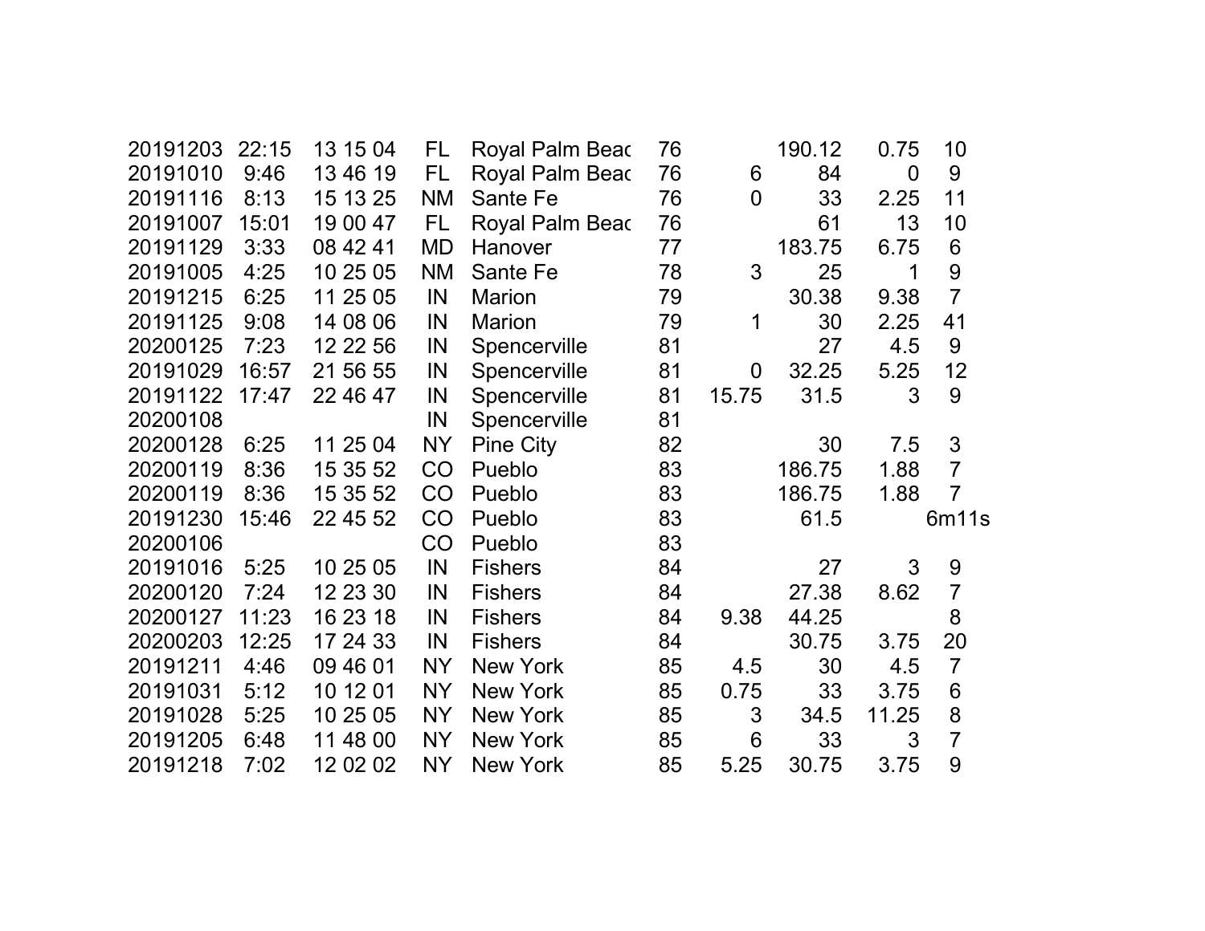| | | | | | | | | | |
|---|---|---|---|---|---|---|---|---|---|
| 20191203 | 22:15 | 13 15 04 | FL | Royal Palm Beac | 76 | | 190.12 | 0.75 | 10 |
| 20191010 | 9:46 | 13 46 19 | FL | Royal Palm Beac | 76 | 6 | 84 | 0 | 9 |
| 20191116 | 8:13 | 15 13 25 | NM | Sante Fe | 76 | 0 | 33 | 2.25 | 11 |
| 20191007 | 15:01 | 19 00 47 | FL | Royal Palm Beac | 76 | | 61 | 13 | 10 |
| 20191129 | 3:33 | 08 42 41 | MD | Hanover | 77 | | 183.75 | 6.75 | 6 |
| 20191005 | 4:25 | 10 25 05 | NM | Sante Fe | 78 | 3 | 25 | 1 | 9 |
| 20191215 | 6:25 | 11 25 05 | IN | Marion | 79 | | 30.38 | 9.38 | 7 |
| 20191125 | 9:08 | 14 08 06 | IN | Marion | 79 | 1 | 30 | 2.25 | 41 |
| 20200125 | 7:23 | 12 22 56 | IN | Spencerville | 81 | | 27 | 4.5 | 9 |
| 20191029 | 16:57 | 21 56 55 | IN | Spencerville | 81 | 0 | 32.25 | 5.25 | 12 |
| 20191122 | 17:47 | 22 46 47 | IN | Spencerville | 81 | 15.75 | 31.5 | 3 | 9 |
| 20200108 | | | IN | Spencerville | 81 | | | | |
| 20200128 | 6:25 | 11 25 04 | NY | Pine City | 82 | | 30 | 7.5 | 3 |
| 20200119 | 8:36 | 15 35 52 | CO | Pueblo | 83 | | 186.75 | 1.88 | 7 |
| 20200119 | 8:36 | 15 35 52 | CO | Pueblo | 83 | | 186.75 | 1.88 | 7 |
| 20191230 | 15:46 | 22 45 52 | CO | Pueblo | 83 | | 61.5 | | 6m11s |
| 20200106 | | | CO | Pueblo | 83 | | | | |
| 20191016 | 5:25 | 10 25 05 | IN | Fishers | 84 | | 27 | 3 | 9 |
| 20200120 | 7:24 | 12 23 30 | IN | Fishers | 84 | | 27.38 | 8.62 | 7 |
| 20200127 | 11:23 | 16 23 18 | IN | Fishers | 84 | 9.38 | 44.25 | | 8 |
| 20200203 | 12:25 | 17 24 33 | IN | Fishers | 84 | | 30.75 | 3.75 | 20 |
| 20191211 | 4:46 | 09 46 01 | NY | New York | 85 | 4.5 | 30 | 4.5 | 7 |
| 20191031 | 5:12 | 10 12 01 | NY | New York | 85 | 0.75 | 33 | 3.75 | 6 |
| 20191028 | 5:25 | 10 25 05 | NY | New York | 85 | 3 | 34.5 | 11.25 | 8 |
| 20191205 | 6:48 | 11 48 00 | NY | New York | 85 | 6 | 33 | 3 | 7 |
| 20191218 | 7:02 | 12 02 02 | NY | New York | 85 | 5.25 | 30.75 | 3.75 | 9 |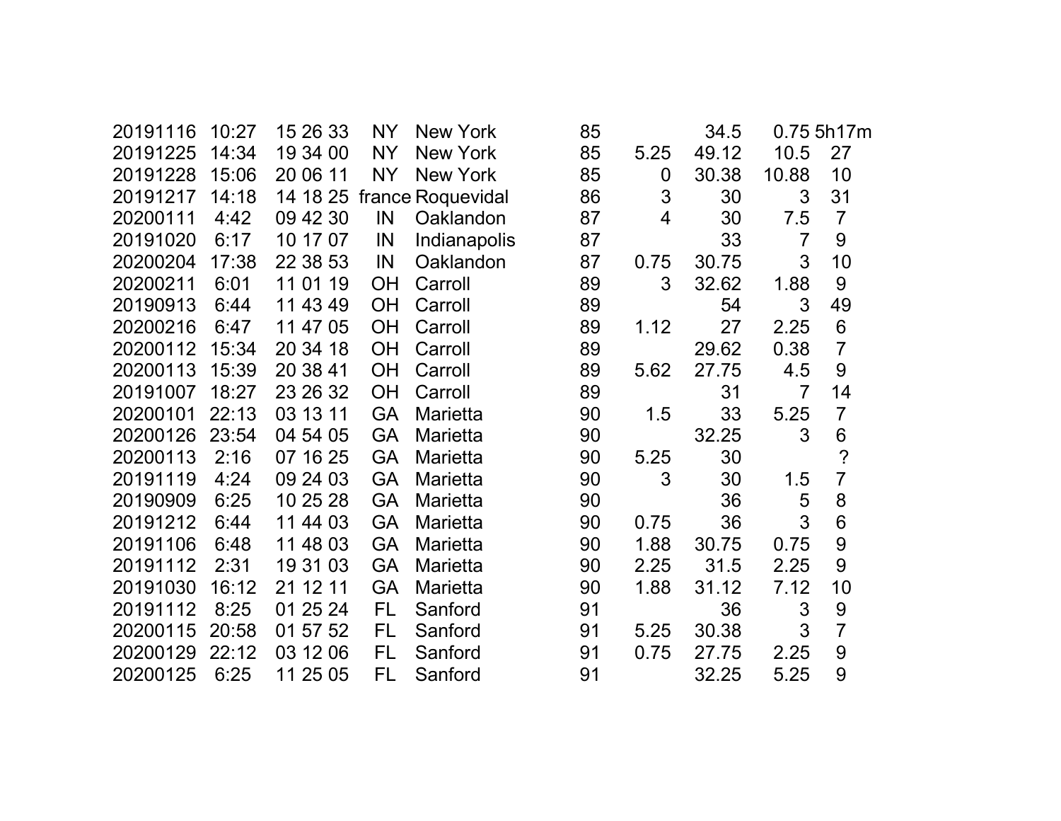| | | | | | | | | | |
|---|---|---|---|---|---|---|---|---|---|
| 20191116 | 10:27 | 15 26 33 | NY | New York | 85 | | 34.5 | 0.75 | 5h17m |
| 20191225 | 14:34 | 19 34 00 | NY | New York | 85 | 5.25 | 49.12 | 10.5 | 27 |
| 20191228 | 15:06 | 20 06 11 | NY | New York | 85 | 0 | 30.38 | 10.88 | 10 |
| 20191217 | 14:18 | 14 18 25 | france | Roquevidal | 86 | 3 | 30 | 3 | 31 |
| 20200111 | 4:42 | 09 42 30 | IN | Oaklandon | 87 | 4 | 30 | 7.5 | 7 |
| 20191020 | 6:17 | 10 17 07 | IN | Indianapolis | 87 | | 33 | 7 | 9 |
| 20200204 | 17:38 | 22 38 53 | IN | Oaklandon | 87 | 0.75 | 30.75 | 3 | 10 |
| 20200211 | 6:01 | 11 01 19 | OH | Carroll | 89 | 3 | 32.62 | 1.88 | 9 |
| 20190913 | 6:44 | 11 43 49 | OH | Carroll | 89 | | 54 | 3 | 49 |
| 20200216 | 6:47 | 11 47 05 | OH | Carroll | 89 | 1.12 | 27 | 2.25 | 6 |
| 20200112 | 15:34 | 20 34 18 | OH | Carroll | 89 | | 29.62 | 0.38 | 7 |
| 20200113 | 15:39 | 20 38 41 | OH | Carroll | 89 | 5.62 | 27.75 | 4.5 | 9 |
| 20191007 | 18:27 | 23 26 32 | OH | Carroll | 89 | | 31 | 7 | 14 |
| 20200101 | 22:13 | 03 13 11 | GA | Marietta | 90 | 1.5 | 33 | 5.25 | 7 |
| 20200126 | 23:54 | 04 54 05 | GA | Marietta | 90 | | 32.25 | 3 | 6 |
| 20200113 | 2:16 | 07 16 25 | GA | Marietta | 90 | 5.25 | 30 | | ? |
| 20191119 | 4:24 | 09 24 03 | GA | Marietta | 90 | 3 | 30 | 1.5 | 7 |
| 20190909 | 6:25 | 10 25 28 | GA | Marietta | 90 | | 36 | 5 | 8 |
| 20191212 | 6:44 | 11 44 03 | GA | Marietta | 90 | 0.75 | 36 | 3 | 6 |
| 20191106 | 6:48 | 11 48 03 | GA | Marietta | 90 | 1.88 | 30.75 | 0.75 | 9 |
| 20191112 | 2:31 | 19 31 03 | GA | Marietta | 90 | 2.25 | 31.5 | 2.25 | 9 |
| 20191030 | 16:12 | 21 12 11 | GA | Marietta | 90 | 1.88 | 31.12 | 7.12 | 10 |
| 20191112 | 8:25 | 01 25 24 | FL | Sanford | 91 | | 36 | 3 | 9 |
| 20200115 | 20:58 | 01 57 52 | FL | Sanford | 91 | 5.25 | 30.38 | 3 | 7 |
| 20200129 | 22:12 | 03 12 06 | FL | Sanford | 91 | 0.75 | 27.75 | 2.25 | 9 |
| 20200125 | 6:25 | 11 25 05 | FL | Sanford | 91 | | 32.25 | 5.25 | 9 |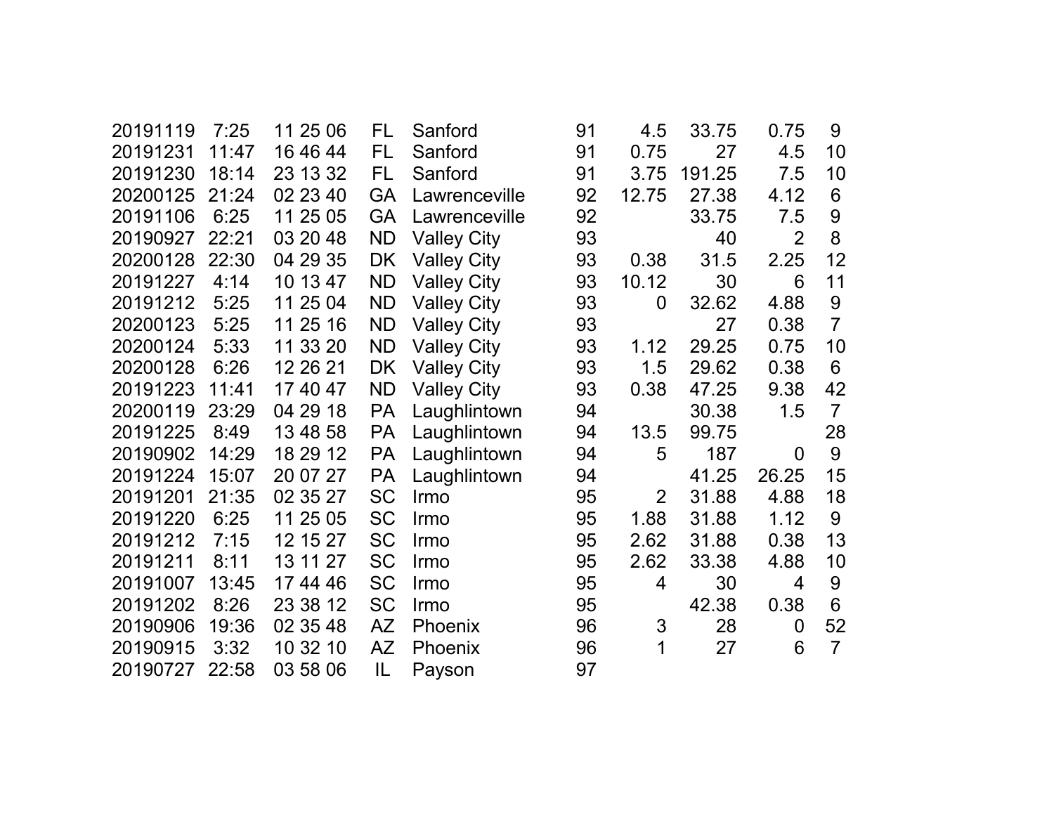| | | | | | | | | | |
|---|---|---|---|---|---|---|---|---|---|
| 20191119 | 7:25 | 11 25 06 | FL | Sanford | 91 | 4.5 | 33.75 | 0.75 | 9 |
| 20191231 | 11:47 | 16 46 44 | FL | Sanford | 91 | 0.75 | 27 | 4.5 | 10 |
| 20191230 | 18:14 | 23 13 32 | FL | Sanford | 91 | 3.75 | 191.25 | 7.5 | 10 |
| 20200125 | 21:24 | 02 23 40 | GA | Lawrenceville | 92 | 12.75 | 27.38 | 4.12 | 6 |
| 20191106 | 6:25 | 11 25 05 | GA | Lawrenceville | 92 | | 33.75 | 7.5 | 9 |
| 20190927 | 22:21 | 03 20 48 | ND | Valley City | 93 | | 40 | 2 | 8 |
| 20200128 | 22:30 | 04 29 35 | DK | Valley City | 93 | 0.38 | 31.5 | 2.25 | 12 |
| 20191227 | 4:14 | 10 13 47 | ND | Valley City | 93 | 10.12 | 30 | 6 | 11 |
| 20191212 | 5:25 | 11 25 04 | ND | Valley City | 93 | 0 | 32.62 | 4.88 | 9 |
| 20200123 | 5:25 | 11 25 16 | ND | Valley City | 93 | | 27 | 0.38 | 7 |
| 20200124 | 5:33 | 11 33 20 | ND | Valley City | 93 | 1.12 | 29.25 | 0.75 | 10 |
| 20200128 | 6:26 | 12 26 21 | DK | Valley City | 93 | 1.5 | 29.62 | 0.38 | 6 |
| 20191223 | 11:41 | 17 40 47 | ND | Valley City | 93 | 0.38 | 47.25 | 9.38 | 42 |
| 20200119 | 23:29 | 04 29 18 | PA | Laughlintown | 94 | | 30.38 | 1.5 | 7 |
| 20191225 | 8:49 | 13 48 58 | PA | Laughlintown | 94 | 13.5 | 99.75 | | 28 |
| 20190902 | 14:29 | 18 29 12 | PA | Laughlintown | 94 | 5 | 187 | 0 | 9 |
| 20191224 | 15:07 | 20 07 27 | PA | Laughlintown | 94 | | 41.25 | 26.25 | 15 |
| 20191201 | 21:35 | 02 35 27 | SC | Irmo | 95 | 2 | 31.88 | 4.88 | 18 |
| 20191220 | 6:25 | 11 25 05 | SC | Irmo | 95 | 1.88 | 31.88 | 1.12 | 9 |
| 20191212 | 7:15 | 12 15 27 | SC | Irmo | 95 | 2.62 | 31.88 | 0.38 | 13 |
| 20191211 | 8:11 | 13 11 27 | SC | Irmo | 95 | 2.62 | 33.38 | 4.88 | 10 |
| 20191007 | 13:45 | 17 44 46 | SC | Irmo | 95 | 4 | 30 | 4 | 9 |
| 20191202 | 8:26 | 23 38 12 | SC | Irmo | 95 | | 42.38 | 0.38 | 6 |
| 20190906 | 19:36 | 02 35 48 | AZ | Phoenix | 96 | 3 | 28 | 0 | 52 |
| 20190915 | 3:32 | 10 32 10 | AZ | Phoenix | 96 | 1 | 27 | 6 | 7 |
| 20190727 | 22:58 | 03 58 06 | IL | Payson | 97 | | | | |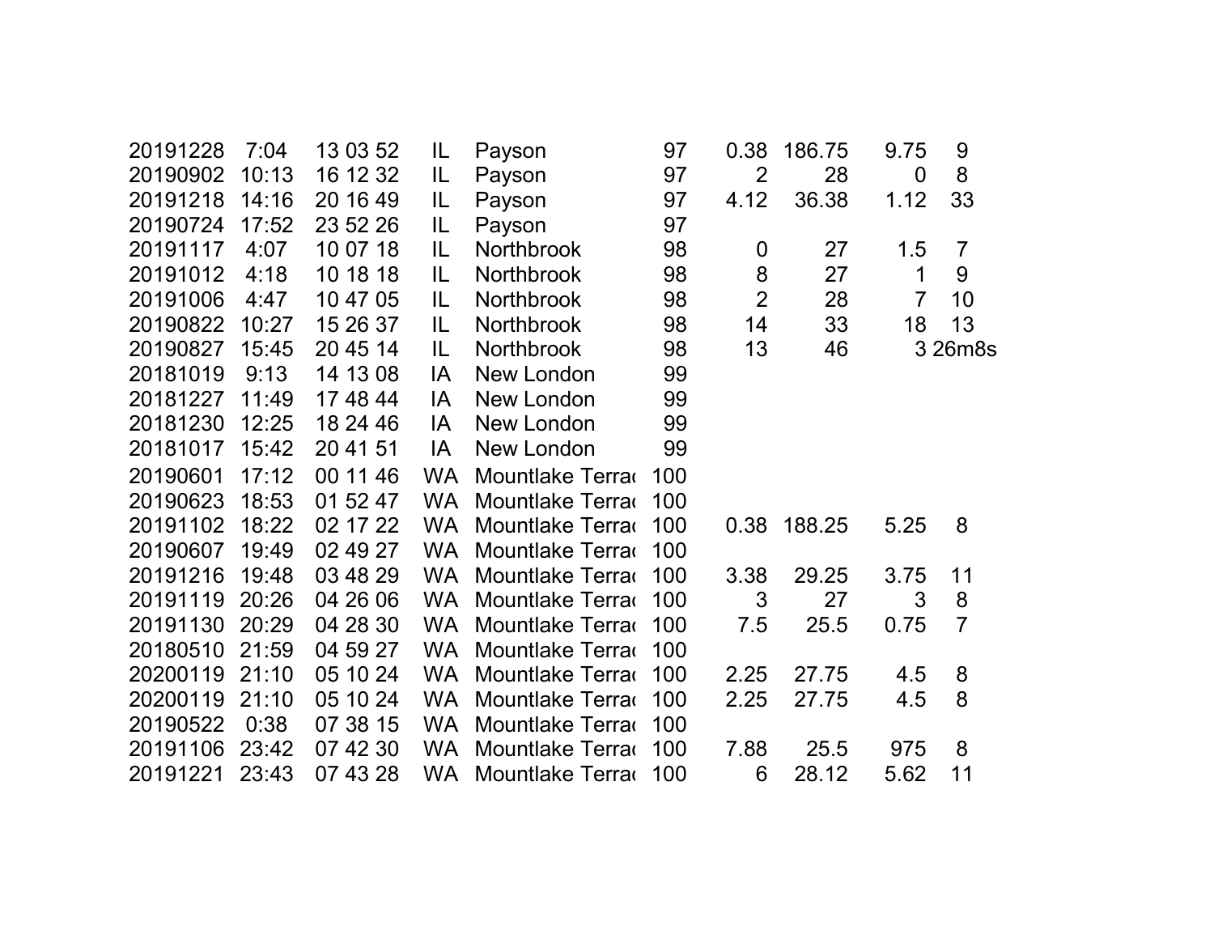| | | | | | | | | | |
|---|---|---|---|---|---|---|---|---|---|
| 20191228 | 7:04 | 13 03 52 | IL | Payson | 97 | 0.38 | 186.75 | 9.75 | 9 |
| 20190902 | 10:13 | 16 12 32 | IL | Payson | 97 | 2 | 28 | 0 | 8 |
| 20191218 | 14:16 | 20 16 49 | IL | Payson | 97 | 4.12 | 36.38 | 1.12 | 33 |
| 20190724 | 17:52 | 23 52 26 | IL | Payson | 97 | | | | |
| 20191117 | 4:07 | 10 07 18 | IL | Northbrook | 98 | 0 | 27 | 1.5 | 7 |
| 20191012 | 4:18 | 10 18 18 | IL | Northbrook | 98 | 8 | 27 | 1 | 9 |
| 20191006 | 4:47 | 10 47 05 | IL | Northbrook | 98 | 2 | 28 | 7 | 10 |
| 20190822 | 10:27 | 15 26 37 | IL | Northbrook | 98 | 14 | 33 | 18 | 13 |
| 20190827 | 15:45 | 20 45 14 | IL | Northbrook | 98 | 13 | 46 | 3 | 26m8s |
| 20181019 | 9:13 | 14 13 08 | IA | New London | 99 | | | | |
| 20181227 | 11:49 | 17 48 44 | IA | New London | 99 | | | | |
| 20181230 | 12:25 | 18 24 46 | IA | New London | 99 | | | | |
| 20181017 | 15:42 | 20 41 51 | IA | New London | 99 | | | | |
| 20190601 | 17:12 | 00 11 46 | WA | Mountlake Terra | 100 | | | | |
| 20190623 | 18:53 | 01 52 47 | WA | Mountlake Terra | 100 | | | | |
| 20191102 | 18:22 | 02 17 22 | WA | Mountlake Terra | 100 | 0.38 | 188.25 | 5.25 | 8 |
| 20190607 | 19:49 | 02 49 27 | WA | Mountlake Terra | 100 | | | | |
| 20191216 | 19:48 | 03 48 29 | WA | Mountlake Terra | 100 | 3.38 | 29.25 | 3.75 | 11 |
| 20191119 | 20:26 | 04 26 06 | WA | Mountlake Terra | 100 | 3 | 27 | 3 | 8 |
| 20191130 | 20:29 | 04 28 30 | WA | Mountlake Terra | 100 | 7.5 | 25.5 | 0.75 | 7 |
| 20180510 | 21:59 | 04 59 27 | WA | Mountlake Terra | 100 | | | | |
| 20200119 | 21:10 | 05 10 24 | WA | Mountlake Terra | 100 | 2.25 | 27.75 | 4.5 | 8 |
| 20200119 | 21:10 | 05 10 24 | WA | Mountlake Terra | 100 | 2.25 | 27.75 | 4.5 | 8 |
| 20190522 | 0:38 | 07 38 15 | WA | Mountlake Terra | 100 | | | | |
| 20191106 | 23:42 | 07 42 30 | WA | Mountlake Terra | 100 | 7.88 | 25.5 | 975 | 8 |
| 20191221 | 23:43 | 07 43 28 | WA | Mountlake Terra | 100 | 6 | 28.12 | 5.62 | 11 |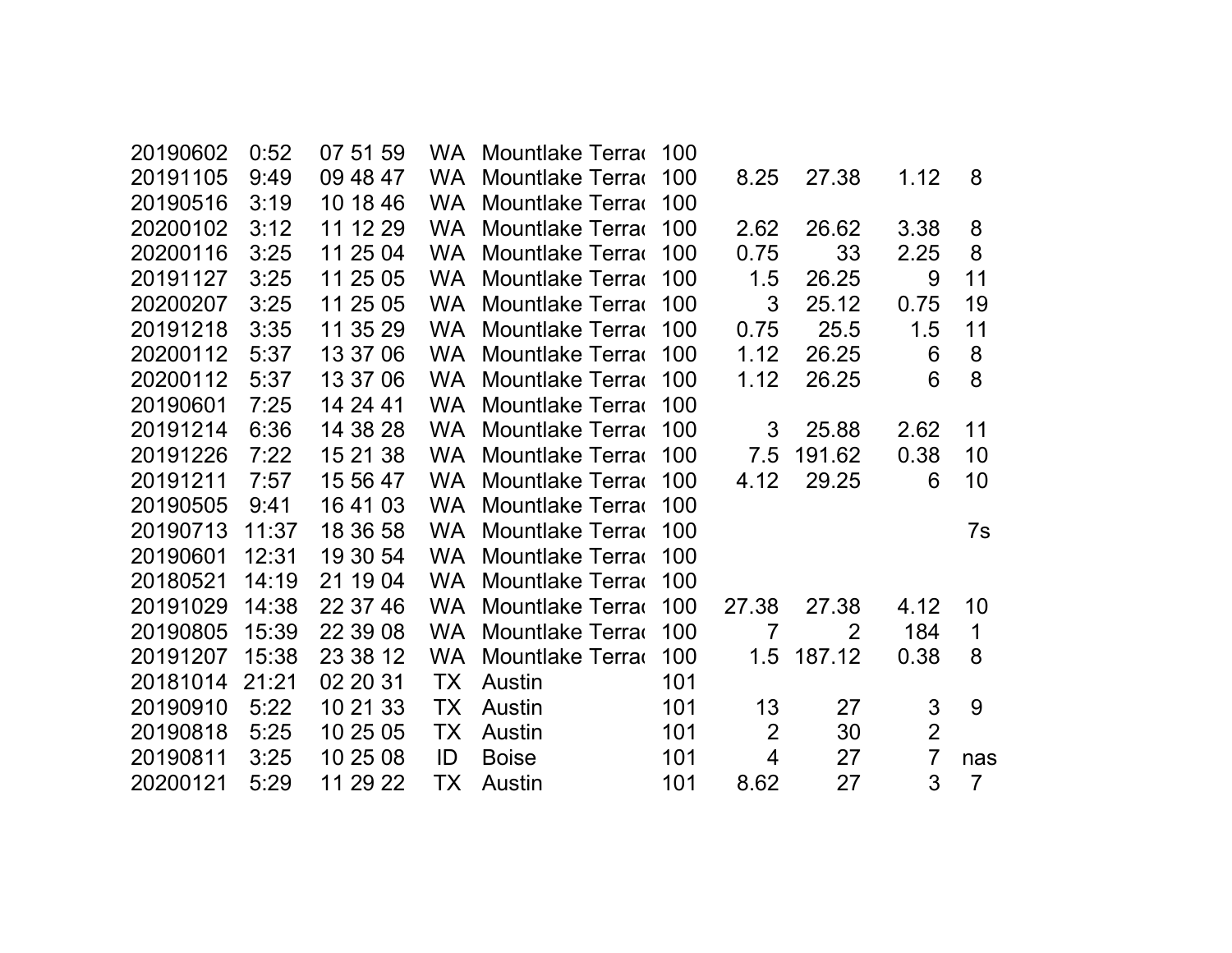| | | | | | | | | | |
|---|---|---|---|---|---|---|---|---|---|
| 20190602 | 0:52 | 07 51 59 | WA | Mountlake Terrac | 100 | | | | |
| 20191105 | 9:49 | 09 48 47 | WA | Mountlake Terrac | 100 | 8.25 | 27.38 | 1.12 | 8 |
| 20190516 | 3:19 | 10 18 46 | WA | Mountlake Terrac | 100 | | | | |
| 20200102 | 3:12 | 11 12 29 | WA | Mountlake Terrac | 100 | 2.62 | 26.62 | 3.38 | 8 |
| 20200116 | 3:25 | 11 25 04 | WA | Mountlake Terrac | 100 | 0.75 | 33 | 2.25 | 8 |
| 20191127 | 3:25 | 11 25 05 | WA | Mountlake Terrac | 100 | 1.5 | 26.25 | 9 | 11 |
| 20200207 | 3:25 | 11 25 05 | WA | Mountlake Terrac | 100 | 3 | 25.12 | 0.75 | 19 |
| 20191218 | 3:35 | 11 35 29 | WA | Mountlake Terrac | 100 | 0.75 | 25.5 | 1.5 | 11 |
| 20200112 | 5:37 | 13 37 06 | WA | Mountlake Terrac | 100 | 1.12 | 26.25 | 6 | 8 |
| 20200112 | 5:37 | 13 37 06 | WA | Mountlake Terrac | 100 | 1.12 | 26.25 | 6 | 8 |
| 20190601 | 7:25 | 14 24 41 | WA | Mountlake Terrac | 100 | | | | |
| 20191214 | 6:36 | 14 38 28 | WA | Mountlake Terrac | 100 | 3 | 25.88 | 2.62 | 11 |
| 20191226 | 7:22 | 15 21 38 | WA | Mountlake Terrac | 100 | 7.5 | 191.62 | 0.38 | 10 |
| 20191211 | 7:57 | 15 56 47 | WA | Mountlake Terrac | 100 | 4.12 | 29.25 | 6 | 10 |
| 20190505 | 9:41 | 16 41 03 | WA | Mountlake Terrac | 100 | | | | |
| 20190713 | 11:37 | 18 36 58 | WA | Mountlake Terrac | 100 | | | | 7s |
| 20190601 | 12:31 | 19 30 54 | WA | Mountlake Terrac | 100 | | | | |
| 20180521 | 14:19 | 21 19 04 | WA | Mountlake Terrac | 100 | | | | |
| 20191029 | 14:38 | 22 37 46 | WA | Mountlake Terrac | 100 | 27.38 | 27.38 | 4.12 | 10 |
| 20190805 | 15:39 | 22 39 08 | WA | Mountlake Terrac | 100 | 7 | 2 | 184 | 1 |
| 20191207 | 15:38 | 23 38 12 | WA | Mountlake Terrac | 100 | 1.5 | 187.12 | 0.38 | 8 |
| 20181014 | 21:21 | 02 20 31 | TX | Austin | 101 | | | | |
| 20190910 | 5:22 | 10 21 33 | TX | Austin | 101 | 13 | 27 | 3 | 9 |
| 20190818 | 5:25 | 10 25 05 | TX | Austin | 101 | 2 | 30 | 2 | |
| 20190811 | 3:25 | 10 25 08 | ID | Boise | 101 | 4 | 27 | 7 | nas |
| 20200121 | 5:29 | 11 29 22 | TX | Austin | 101 | 8.62 | 27 | 3 | 7 |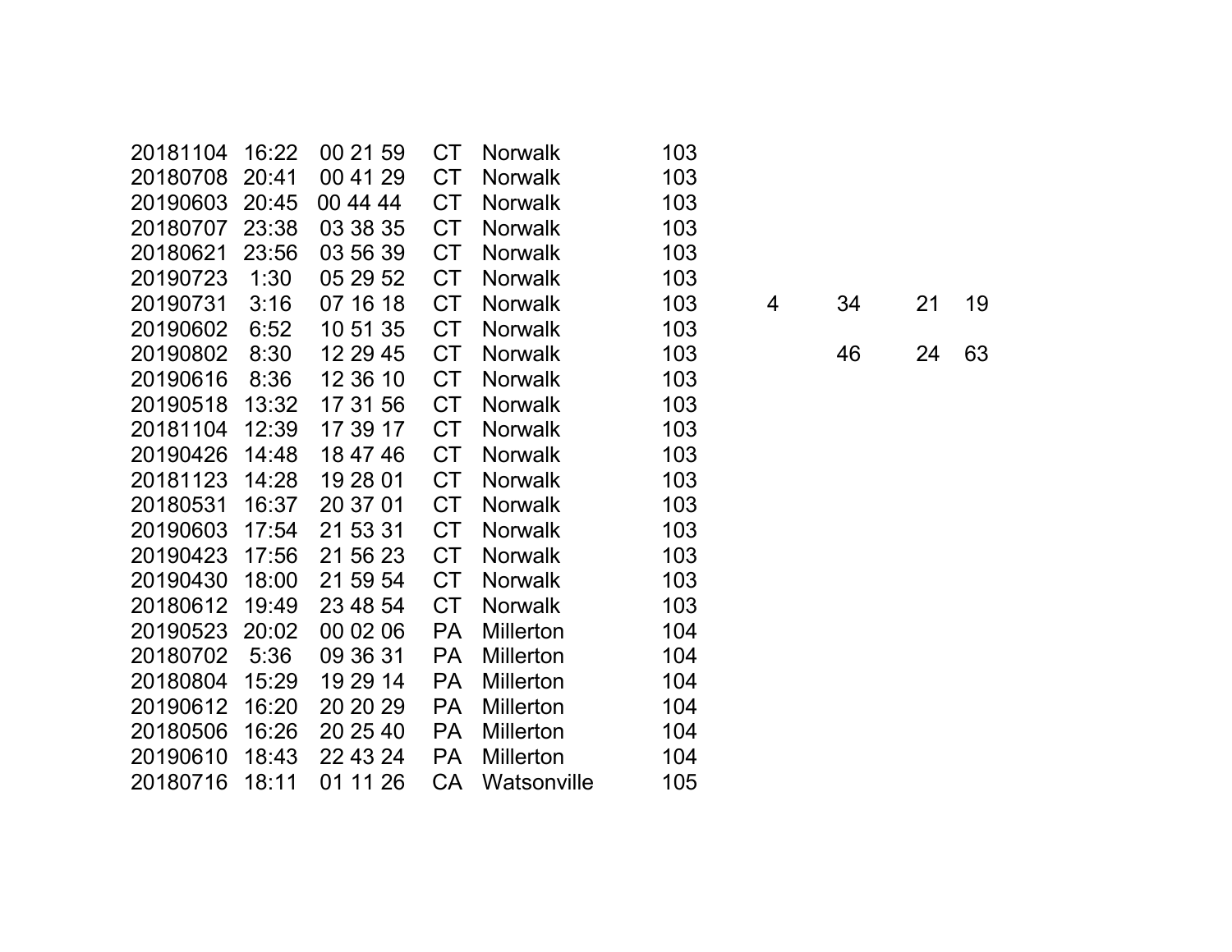| | | | | | | | | | |
|---|---|---|---|---|---|---|---|---|---|
| 20181104 | 16:22 | 00 21 59 | CT | Norwalk | 103 | | | | |
| 20180708 | 20:41 | 00 41 29 | CT | Norwalk | 103 | | | | |
| 20190603 | 20:45 | 00 44 44 | CT | Norwalk | 103 | | | | |
| 20180707 | 23:38 | 03 38 35 | CT | Norwalk | 103 | | | | |
| 20180621 | 23:56 | 03 56 39 | CT | Norwalk | 103 | | | | |
| 20190723 | 1:30 | 05 29 52 | CT | Norwalk | 103 | | | | |
| 20190731 | 3:16 | 07 16 18 | CT | Norwalk | 103 | 4 | 34 | 21 | 19 |
| 20190602 | 6:52 | 10 51 35 | CT | Norwalk | 103 | | | | |
| 20190802 | 8:30 | 12 29 45 | CT | Norwalk | 103 | | 46 | 24 | 63 |
| 20190616 | 8:36 | 12 36 10 | CT | Norwalk | 103 | | | | |
| 20190518 | 13:32 | 17 31 56 | CT | Norwalk | 103 | | | | |
| 20181104 | 12:39 | 17 39 17 | CT | Norwalk | 103 | | | | |
| 20190426 | 14:48 | 18 47 46 | CT | Norwalk | 103 | | | | |
| 20181123 | 14:28 | 19 28 01 | CT | Norwalk | 103 | | | | |
| 20180531 | 16:37 | 20 37 01 | CT | Norwalk | 103 | | | | |
| 20190603 | 17:54 | 21 53 31 | CT | Norwalk | 103 | | | | |
| 20190423 | 17:56 | 21 56 23 | CT | Norwalk | 103 | | | | |
| 20190430 | 18:00 | 21 59 54 | CT | Norwalk | 103 | | | | |
| 20180612 | 19:49 | 23 48 54 | CT | Norwalk | 103 | | | | |
| 20190523 | 20:02 | 00 02 06 | PA | Millerton | 104 | | | | |
| 20180702 | 5:36 | 09 36 31 | PA | Millerton | 104 | | | | |
| 20180804 | 15:29 | 19 29 14 | PA | Millerton | 104 | | | | |
| 20190612 | 16:20 | 20 20 29 | PA | Millerton | 104 | | | | |
| 20180506 | 16:26 | 20 25 40 | PA | Millerton | 104 | | | | |
| 20190610 | 18:43 | 22 43 24 | PA | Millerton | 104 | | | | |
| 20180716 | 18:11 | 01 11 26 | CA | Watsonville | 105 | | | | |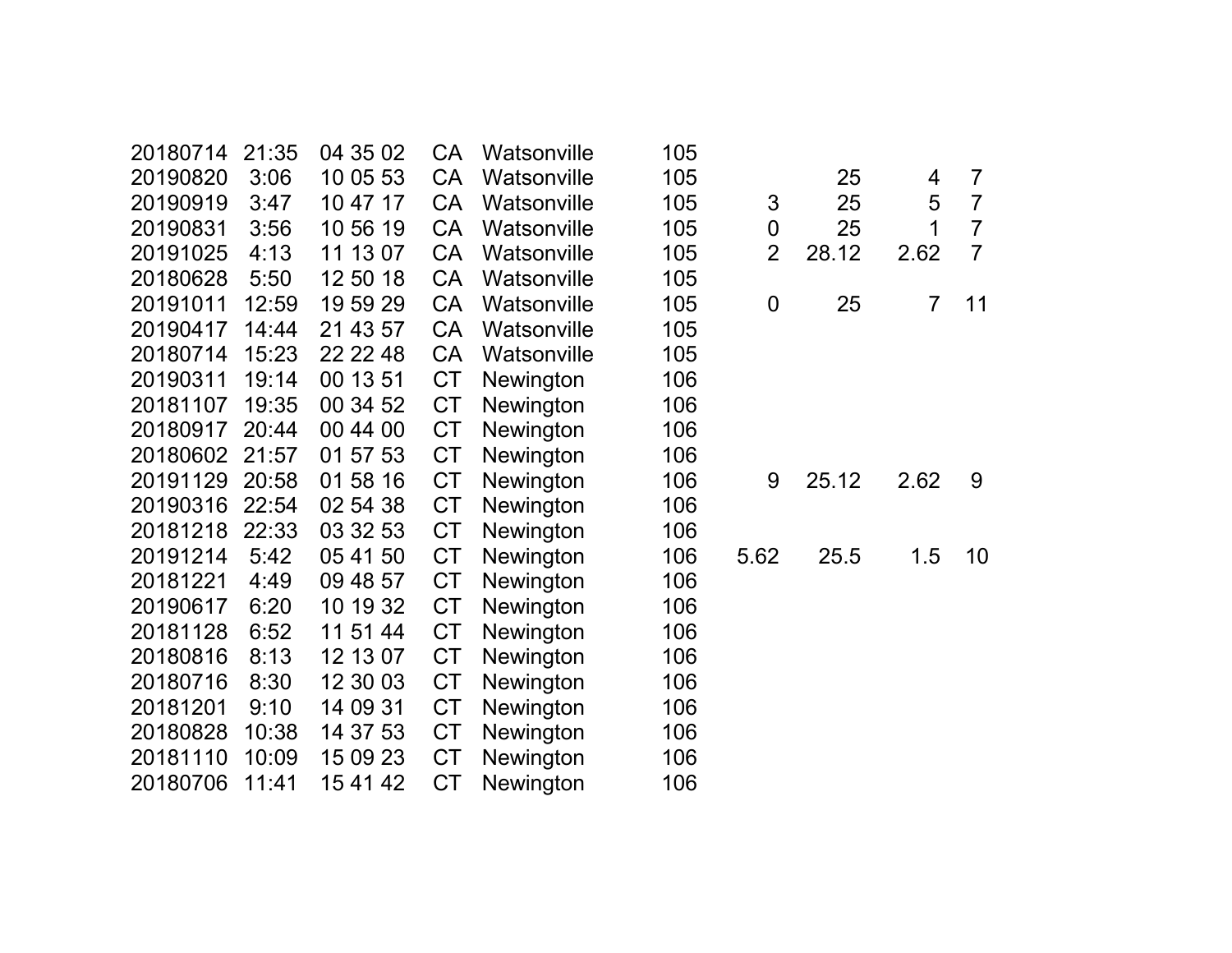| | | | | | | | | | |
|---|---|---|---|---|---|---|---|---|---|
| 20180714 | 21:35 | 04 35 02 | CA | Watsonville | 105 | | | | |
| 20190820 | 3:06 | 10 05 53 | CA | Watsonville | 105 | | 25 | 4 | 7 |
| 20190919 | 3:47 | 10 47 17 | CA | Watsonville | 105 | 3 | 25 | 5 | 7 |
| 20190831 | 3:56 | 10 56 19 | CA | Watsonville | 105 | 0 | 25 | 1 | 7 |
| 20191025 | 4:13 | 11 13 07 | CA | Watsonville | 105 | 2 | 28.12 | 2.62 | 7 |
| 20180628 | 5:50 | 12 50 18 | CA | Watsonville | 105 | | | | |
| 20191011 | 12:59 | 19 59 29 | CA | Watsonville | 105 | 0 | 25 | 7 | 11 |
| 20190417 | 14:44 | 21 43 57 | CA | Watsonville | 105 | | | | |
| 20180714 | 15:23 | 22 22 48 | CA | Watsonville | 105 | | | | |
| 20190311 | 19:14 | 00 13 51 | CT | Newington | 106 | | | | |
| 20181107 | 19:35 | 00 34 52 | CT | Newington | 106 | | | | |
| 20180917 | 20:44 | 00 44 00 | CT | Newington | 106 | | | | |
| 20180602 | 21:57 | 01 57 53 | CT | Newington | 106 | | | | |
| 20191129 | 20:58 | 01 58 16 | CT | Newington | 106 | 9 | 25.12 | 2.62 | 9 |
| 20190316 | 22:54 | 02 54 38 | CT | Newington | 106 | | | | |
| 20181218 | 22:33 | 03 32 53 | CT | Newington | 106 | | | | |
| 20191214 | 5:42 | 05 41 50 | CT | Newington | 106 | 5.62 | 25.5 | 1.5 | 10 |
| 20181221 | 4:49 | 09 48 57 | CT | Newington | 106 | | | | |
| 20190617 | 6:20 | 10 19 32 | CT | Newington | 106 | | | | |
| 20181128 | 6:52 | 11 51 44 | CT | Newington | 106 | | | | |
| 20180816 | 8:13 | 12 13 07 | CT | Newington | 106 | | | | |
| 20180716 | 8:30 | 12 30 03 | CT | Newington | 106 | | | | |
| 20181201 | 9:10 | 14 09 31 | CT | Newington | 106 | | | | |
| 20180828 | 10:38 | 14 37 53 | CT | Newington | 106 | | | | |
| 20181110 | 10:09 | 15 09 23 | CT | Newington | 106 | | | | |
| 20180706 | 11:41 | 15 41 42 | CT | Newington | 106 | | | | |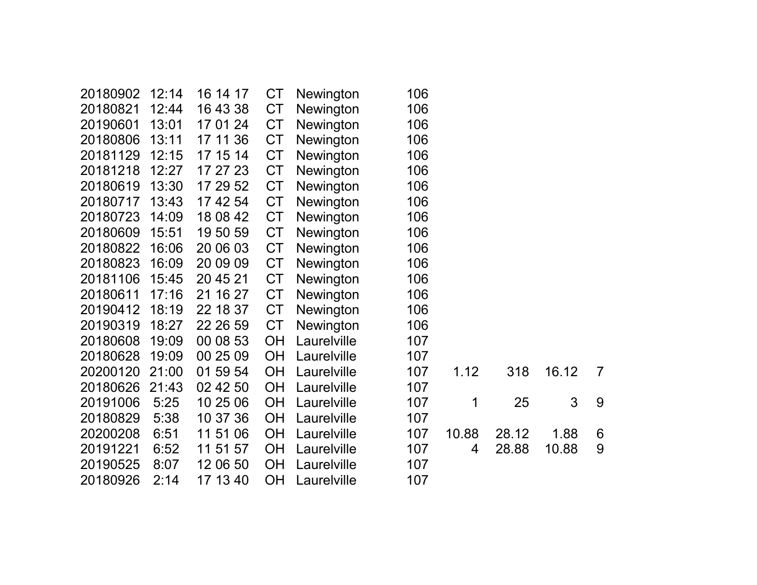| | | | | | | | | | |
|---|---|---|---|---|---|---|---|---|---|
| 20180902 | 12:14 | 16 14 17 | CT | Newington | 106 | | | | |
| 20180821 | 12:44 | 16 43 38 | CT | Newington | 106 | | | | |
| 20190601 | 13:01 | 17 01 24 | CT | Newington | 106 | | | | |
| 20180806 | 13:11 | 17 11 36 | CT | Newington | 106 | | | | |
| 20181129 | 12:15 | 17 15 14 | CT | Newington | 106 | | | | |
| 20181218 | 12:27 | 17 27 23 | CT | Newington | 106 | | | | |
| 20180619 | 13:30 | 17 29 52 | CT | Newington | 106 | | | | |
| 20180717 | 13:43 | 17 42 54 | CT | Newington | 106 | | | | |
| 20180723 | 14:09 | 18 08 42 | CT | Newington | 106 | | | | |
| 20180609 | 15:51 | 19 50 59 | CT | Newington | 106 | | | | |
| 20180822 | 16:06 | 20 06 03 | CT | Newington | 106 | | | | |
| 20180823 | 16:09 | 20 09 09 | CT | Newington | 106 | | | | |
| 20181106 | 15:45 | 20 45 21 | CT | Newington | 106 | | | | |
| 20180611 | 17:16 | 21 16 27 | CT | Newington | 106 | | | | |
| 20190412 | 18:19 | 22 18 37 | CT | Newington | 106 | | | | |
| 20190319 | 18:27 | 22 26 59 | CT | Newington | 106 | | | | |
| 20180608 | 19:09 | 00 08 53 | OH | Laurelville | 107 | | | | |
| 20180628 | 19:09 | 00 25 09 | OH | Laurelville | 107 | | | | |
| 20200120 | 21:00 | 01 59 54 | OH | Laurelville | 107 | 1.12 | 318 | 16.12 | 7 |
| 20180626 | 21:43 | 02 42 50 | OH | Laurelville | 107 | | | | |
| 20191006 | 5:25 | 10 25 06 | OH | Laurelville | 107 | 1 | 25 | 3 | 9 |
| 20180829 | 5:38 | 10 37 36 | OH | Laurelville | 107 | | | | |
| 20200208 | 6:51 | 11 51 06 | OH | Laurelville | 107 | 10.88 | 28.12 | 1.88 | 6 |
| 20191221 | 6:52 | 11 51 57 | OH | Laurelville | 107 | 4 | 28.88 | 10.88 | 9 |
| 20190525 | 8:07 | 12 06 50 | OH | Laurelville | 107 | | | | |
| 20180926 | 2:14 | 17 13 40 | OH | Laurelville | 107 | | | | |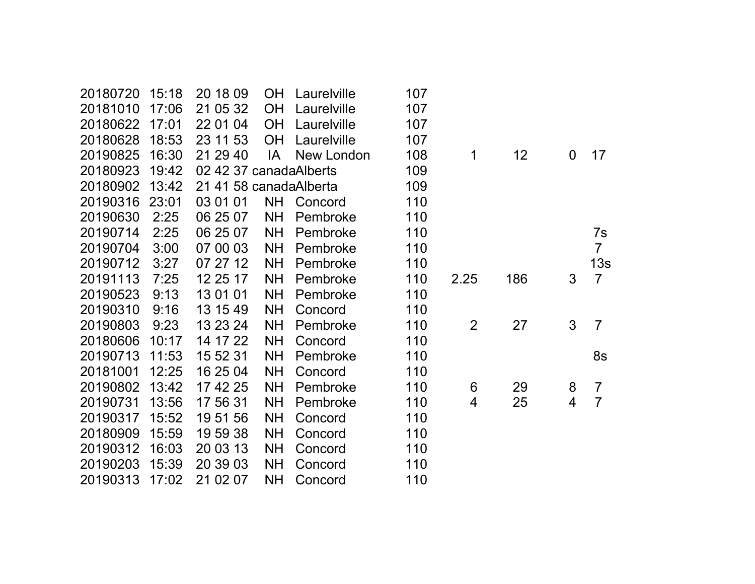| | | | | | | | | | |
|---|---|---|---|---|---|---|---|---|---|
| 20180720 | 15:18 | 20 18 09 | OH | Laurelville | 107 | | | | |
| 20181010 | 17:06 | 21 05 32 | OH | Laurelville | 107 | | | | |
| 20180622 | 17:01 | 22 01 04 | OH | Laurelville | 107 | | | | |
| 20180628 | 18:53 | 23 11 53 | OH | Laurelville | 107 | | | | |
| 20190825 | 16:30 | 21 29 40 | IA | New London | 108 | 1 | 12 | 0 | 17 |
| 20180923 | 19:42 | 02 42 37 | canada | Alberts | 109 | | | | |
| 20180902 | 13:42 | 21 41 58 | canada | Alberta | 109 | | | | |
| 20190316 | 23:01 | 03 01 01 | NH | Concord | 110 | | | | |
| 20190630 | 2:25 | 06 25 07 | NH | Pembroke | 110 | | | | |
| 20190714 | 2:25 | 06 25 07 | NH | Pembroke | 110 | | | | 7s |
| 20190704 | 3:00 | 07 00 03 | NH | Pembroke | 110 | | | | 7 |
| 20190712 | 3:27 | 07 27 12 | NH | Pembroke | 110 | | | | 13s |
| 20191113 | 7:25 | 12 25 17 | NH | Pembroke | 110 | 2.25 | 186 | 3 | 7 |
| 20190523 | 9:13 | 13 01 01 | NH | Pembroke | 110 | | | | |
| 20190310 | 9:16 | 13 15 49 | NH | Concord | 110 | | | | |
| 20190803 | 9:23 | 13 23 24 | NH | Pembroke | 110 | 2 | 27 | 3 | 7 |
| 20180606 | 10:17 | 14 17 22 | NH | Concord | 110 | | | | |
| 20190713 | 11:53 | 15 52 31 | NH | Pembroke | 110 | | | | 8s |
| 20181001 | 12:25 | 16 25 04 | NH | Concord | 110 | | | | |
| 20190802 | 13:42 | 17 42 25 | NH | Pembroke | 110 | 6 | 29 | 8 | 7 |
| 20190731 | 13:56 | 17 56 31 | NH | Pembroke | 110 | 4 | 25 | 4 | 7 |
| 20190317 | 15:52 | 19 51 56 | NH | Concord | 110 | | | | |
| 20180909 | 15:59 | 19 59 38 | NH | Concord | 110 | | | | |
| 20190312 | 16:03 | 20 03 13 | NH | Concord | 110 | | | | |
| 20190203 | 15:39 | 20 39 03 | NH | Concord | 110 | | | | |
| 20190313 | 17:02 | 21 02 07 | NH | Concord | 110 | | | | |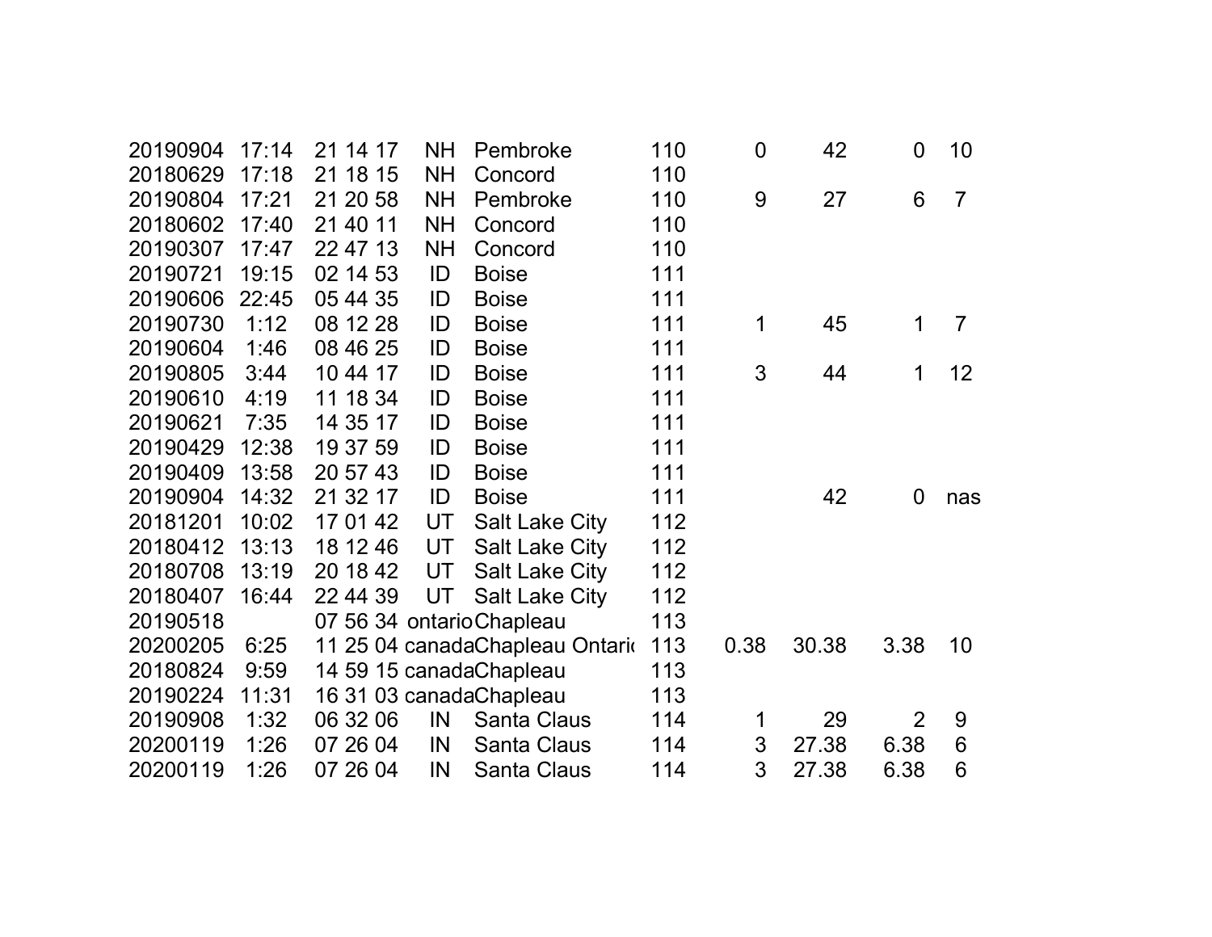| | | | | | | | | | |
|---|---|---|---|---|---|---|---|---|---|
| 20190904 | 17:14 | 21 14 17 | NH | Pembroke | 110 | 0 | 42 | 0 | 10 |
| 20180629 | 17:18 | 21 18 15 | NH | Concord | 110 | | | | |
| 20190804 | 17:21 | 21 20 58 | NH | Pembroke | 110 | 9 | 27 | 6 | 7 |
| 20180602 | 17:40 | 21 40 11 | NH | Concord | 110 | | | | |
| 20190307 | 17:47 | 22 47 13 | NH | Concord | 110 | | | | |
| 20190721 | 19:15 | 02 14 53 | ID | Boise | 111 | | | | |
| 20190606 | 22:45 | 05 44 35 | ID | Boise | 111 | | | | |
| 20190730 | 1:12 | 08 12 28 | ID | Boise | 111 | 1 | 45 | 1 | 7 |
| 20190604 | 1:46 | 08 46 25 | ID | Boise | 111 | | | | |
| 20190805 | 3:44 | 10 44 17 | ID | Boise | 111 | 3 | 44 | 1 | 12 |
| 20190610 | 4:19 | 11 18 34 | ID | Boise | 111 | | | | |
| 20190621 | 7:35 | 14 35 17 | ID | Boise | 111 | | | | |
| 20190429 | 12:38 | 19 37 59 | ID | Boise | 111 | | | | |
| 20190409 | 13:58 | 20 57 43 | ID | Boise | 111 | | | | |
| 20190904 | 14:32 | 21 32 17 | ID | Boise | 111 | | 42 | 0 | nas |
| 20181201 | 10:02 | 17 01 42 | UT | Salt Lake City | 112 | | | | |
| 20180412 | 13:13 | 18 12 46 | UT | Salt Lake City | 112 | | | | |
| 20180708 | 13:19 | 20 18 42 | UT | Salt Lake City | 112 | | | | |
| 20180407 | 16:44 | 22 44 39 | UT | Salt Lake City | 112 | | | | |
| 20190518 | | 07 56 34 | ontario | Chapleau | 113 | | | | |
| 20200205 | 6:25 | 11 25 04 | canada | Chapleau Ontario | 113 | 0.38 | 30.38 | 3.38 | 10 |
| 20180824 | 9:59 | 14 59 15 | canada | Chapleau | 113 | | | | |
| 20190224 | 11:31 | 16 31 03 | canada | Chapleau | 113 | | | | |
| 20190908 | 1:32 | 06 32 06 | IN | Santa Claus | 114 | 1 | 29 | 2 | 9 |
| 20200119 | 1:26 | 07 26 04 | IN | Santa Claus | 114 | 3 | 27.38 | 6.38 | 6 |
| 20200119 | 1:26 | 07 26 04 | IN | Santa Claus | 114 | 3 | 27.38 | 6.38 | 6 |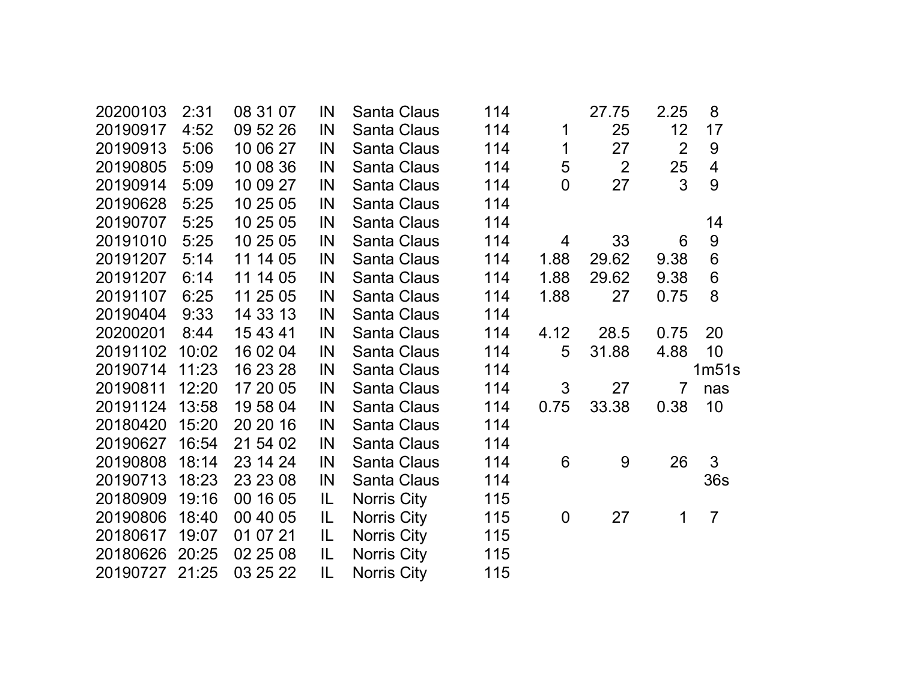| | | | | | | | | | |
|---|---|---|---|---|---|---|---|---|---|
| 20200103 | 2:31 | 08 31 07 | IN | Santa Claus | 114 | | 27.75 | 2.25 | 8 |
| 20190917 | 4:52 | 09 52 26 | IN | Santa Claus | 114 | 1 | 25 | 12 | 17 |
| 20190913 | 5:06 | 10 06 27 | IN | Santa Claus | 114 | 1 | 27 | 2 | 9 |
| 20190805 | 5:09 | 10 08 36 | IN | Santa Claus | 114 | 5 | 2 | 25 | 4 |
| 20190914 | 5:09 | 10 09 27 | IN | Santa Claus | 114 | 0 | 27 | 3 | 9 |
| 20190628 | 5:25 | 10 25 05 | IN | Santa Claus | 114 | | | | |
| 20190707 | 5:25 | 10 25 05 | IN | Santa Claus | 114 | | | | 14 |
| 20191010 | 5:25 | 10 25 05 | IN | Santa Claus | 114 | 4 | 33 | 6 | 9 |
| 20191207 | 5:14 | 11 14 05 | IN | Santa Claus | 114 | 1.88 | 29.62 | 9.38 | 6 |
| 20191207 | 6:14 | 11 14 05 | IN | Santa Claus | 114 | 1.88 | 29.62 | 9.38 | 6 |
| 20191107 | 6:25 | 11 25 05 | IN | Santa Claus | 114 | 1.88 | 27 | 0.75 | 8 |
| 20190404 | 9:33 | 14 33 13 | IN | Santa Claus | 114 | | | | |
| 20200201 | 8:44 | 15 43 41 | IN | Santa Claus | 114 | 4.12 | 28.5 | 0.75 | 20 |
| 20191102 | 10:02 | 16 02 04 | IN | Santa Claus | 114 | 5 | 31.88 | 4.88 | 10 |
| 20190714 | 11:23 | 16 23 28 | IN | Santa Claus | 114 | | | | 1m51s |
| 20190811 | 12:20 | 17 20 05 | IN | Santa Claus | 114 | 3 | 27 | 7 | nas |
| 20191124 | 13:58 | 19 58 04 | IN | Santa Claus | 114 | 0.75 | 33.38 | 0.38 | 10 |
| 20180420 | 15:20 | 20 20 16 | IN | Santa Claus | 114 | | | | |
| 20190627 | 16:54 | 21 54 02 | IN | Santa Claus | 114 | | | | |
| 20190808 | 18:14 | 23 14 24 | IN | Santa Claus | 114 | 6 | 9 | 26 | 3 |
| 20190713 | 18:23 | 23 23 08 | IN | Santa Claus | 114 | | | | 36s |
| 20180909 | 19:16 | 00 16 05 | IL | Norris City | 115 | | | | |
| 20190806 | 18:40 | 00 40 05 | IL | Norris City | 115 | 0 | 27 | 1 | 7 |
| 20180617 | 19:07 | 01 07 21 | IL | Norris City | 115 | | | | |
| 20180626 | 20:25 | 02 25 08 | IL | Norris City | 115 | | | | |
| 20190727 | 21:25 | 03 25 22 | IL | Norris City | 115 | | | | |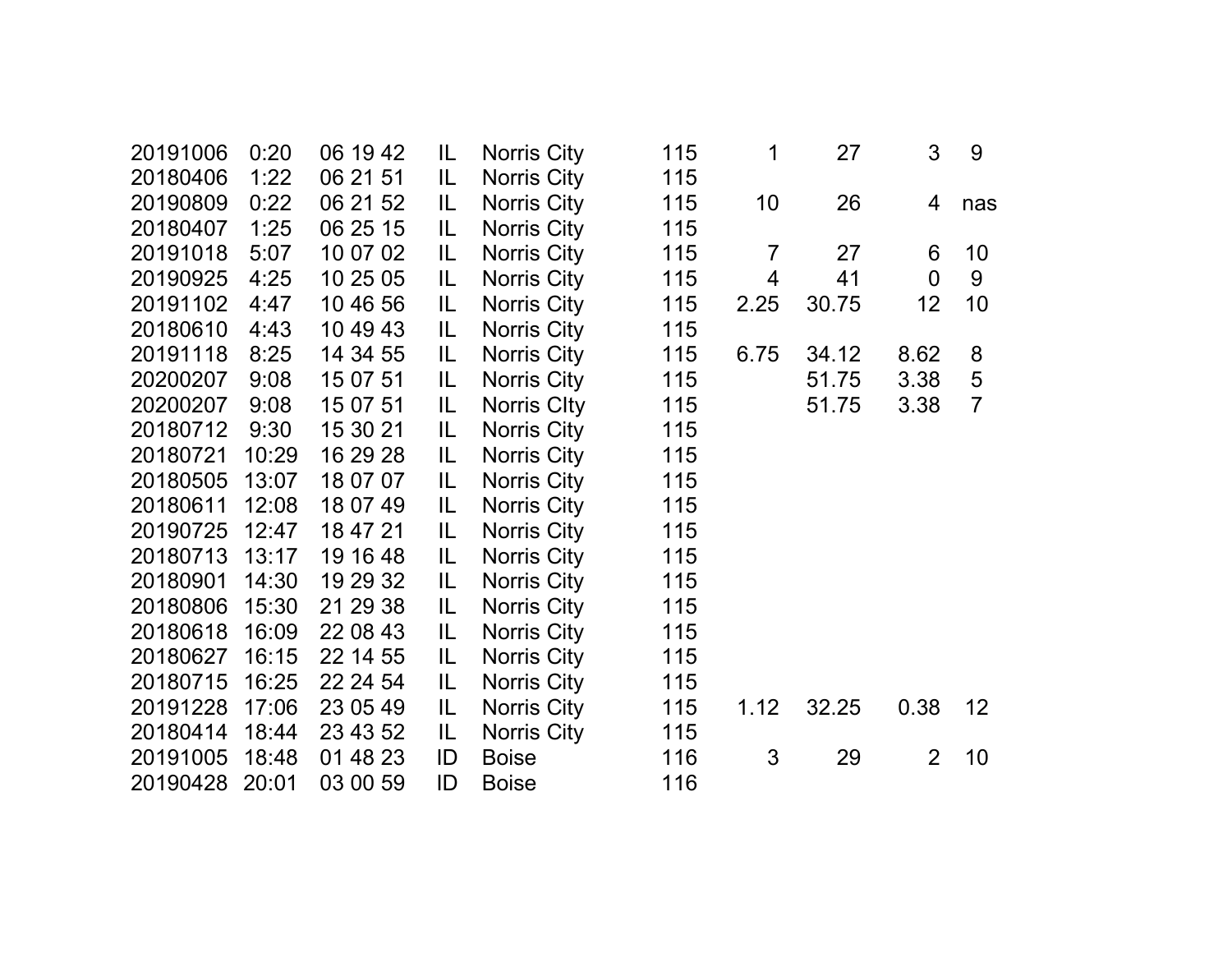| | | | | | | | | | |
|---|---|---|---|---|---|---|---|---|---|
| 20191006 | 0:20 | 06 19 42 | IL | Norris City | 115 | 1 | 27 | 3 | 9 |
| 20180406 | 1:22 | 06 21 51 | IL | Norris City | 115 | | | | |
| 20190809 | 0:22 | 06 21 52 | IL | Norris City | 115 | 10 | 26 | 4 | nas |
| 20180407 | 1:25 | 06 25 15 | IL | Norris City | 115 | | | | |
| 20191018 | 5:07 | 10 07 02 | IL | Norris City | 115 | 7 | 27 | 6 | 10 |
| 20190925 | 4:25 | 10 25 05 | IL | Norris City | 115 | 4 | 41 | 0 | 9 |
| 20191102 | 4:47 | 10 46 56 | IL | Norris City | 115 | 2.25 | 30.75 | 12 | 10 |
| 20180610 | 4:43 | 10 49 43 | IL | Norris City | 115 | | | | |
| 20191118 | 8:25 | 14 34 55 | IL | Norris City | 115 | 6.75 | 34.12 | 8.62 | 8 |
| 20200207 | 9:08 | 15 07 51 | IL | Norris City | 115 | | 51.75 | 3.38 | 5 |
| 20200207 | 9:08 | 15 07 51 | IL | Norris CIty | 115 | | 51.75 | 3.38 | 7 |
| 20180712 | 9:30 | 15 30 21 | IL | Norris City | 115 | | | | |
| 20180721 | 10:29 | 16 29 28 | IL | Norris City | 115 | | | | |
| 20180505 | 13:07 | 18 07 07 | IL | Norris City | 115 | | | | |
| 20180611 | 12:08 | 18 07 49 | IL | Norris City | 115 | | | | |
| 20190725 | 12:47 | 18 47 21 | IL | Norris City | 115 | | | | |
| 20180713 | 13:17 | 19 16 48 | IL | Norris City | 115 | | | | |
| 20180901 | 14:30 | 19 29 32 | IL | Norris City | 115 | | | | |
| 20180806 | 15:30 | 21 29 38 | IL | Norris City | 115 | | | | |
| 20180618 | 16:09 | 22 08 43 | IL | Norris City | 115 | | | | |
| 20180627 | 16:15 | 22 14 55 | IL | Norris City | 115 | | | | |
| 20180715 | 16:25 | 22 24 54 | IL | Norris City | 115 | | | | |
| 20191228 | 17:06 | 23 05 49 | IL | Norris City | 115 | 1.12 | 32.25 | 0.38 | 12 |
| 20180414 | 18:44 | 23 43 52 | IL | Norris City | 115 | | | | |
| 20191005 | 18:48 | 01 48 23 | ID | Boise | 116 | 3 | 29 | 2 | 10 |
| 20190428 | 20:01 | 03 00 59 | ID | Boise | 116 | | | | |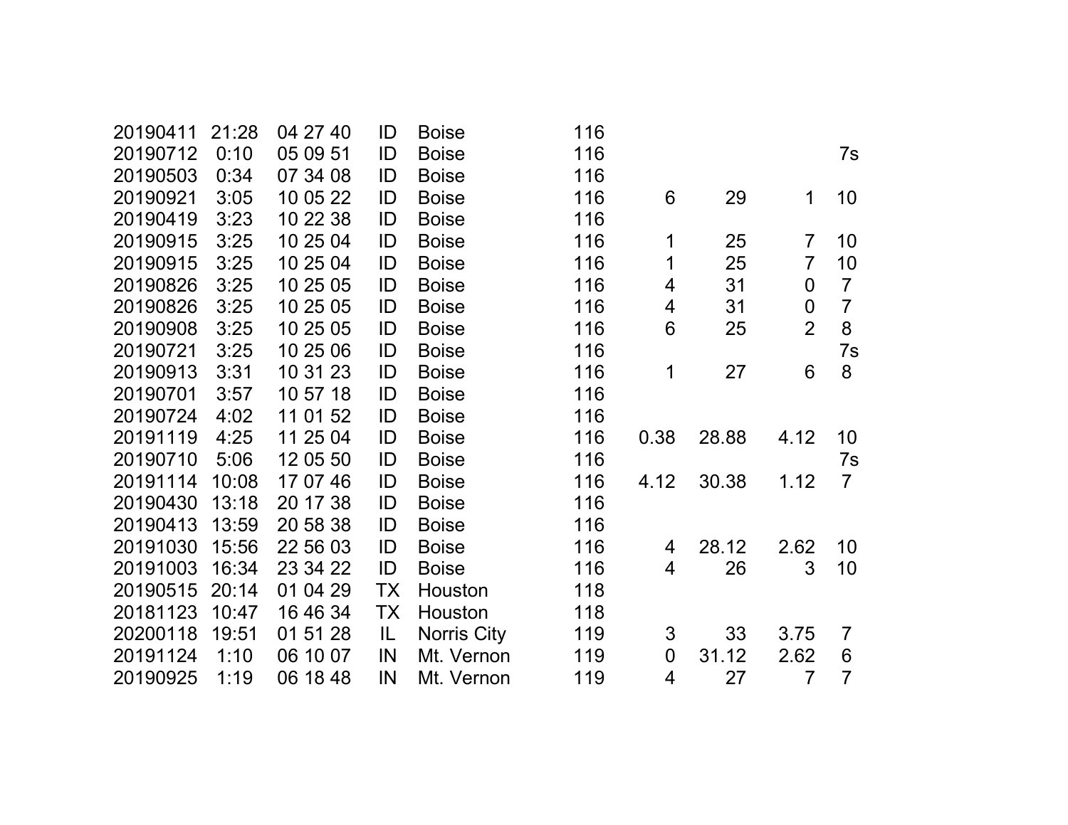| | | | | | | | | | |
|---|---|---|---|---|---|---|---|---|---|
| 20190411 | 21:28 | 04 27 40 | ID | Boise | 116 | | | | |
| 20190712 | 0:10 | 05 09 51 | ID | Boise | 116 | | | | 7s |
| 20190503 | 0:34 | 07 34 08 | ID | Boise | 116 | | | | |
| 20190921 | 3:05 | 10 05 22 | ID | Boise | 116 | 6 | 29 | 1 | 10 |
| 20190419 | 3:23 | 10 22 38 | ID | Boise | 116 | | | | |
| 20190915 | 3:25 | 10 25 04 | ID | Boise | 116 | 1 | 25 | 7 | 10 |
| 20190915 | 3:25 | 10 25 04 | ID | Boise | 116 | 1 | 25 | 7 | 10 |
| 20190826 | 3:25 | 10 25 05 | ID | Boise | 116 | 4 | 31 | 0 | 7 |
| 20190826 | 3:25 | 10 25 05 | ID | Boise | 116 | 4 | 31 | 0 | 7 |
| 20190908 | 3:25 | 10 25 05 | ID | Boise | 116 | 6 | 25 | 2 | 8 |
| 20190721 | 3:25 | 10 25 06 | ID | Boise | 116 | | | | 7s |
| 20190913 | 3:31 | 10 31 23 | ID | Boise | 116 | 1 | 27 | 6 | 8 |
| 20190701 | 3:57 | 10 57 18 | ID | Boise | 116 | | | | |
| 20190724 | 4:02 | 11 01 52 | ID | Boise | 116 | | | | |
| 20191119 | 4:25 | 11 25 04 | ID | Boise | 116 | 0.38 | 28.88 | 4.12 | 10 |
| 20190710 | 5:06 | 12 05 50 | ID | Boise | 116 | | | | 7s |
| 20191114 | 10:08 | 17 07 46 | ID | Boise | 116 | 4.12 | 30.38 | 1.12 | 7 |
| 20190430 | 13:18 | 20 17 38 | ID | Boise | 116 | | | | |
| 20190413 | 13:59 | 20 58 38 | ID | Boise | 116 | | | | |
| 20191030 | 15:56 | 22 56 03 | ID | Boise | 116 | 4 | 28.12 | 2.62 | 10 |
| 20191003 | 16:34 | 23 34 22 | ID | Boise | 116 | 4 | 26 | 3 | 10 |
| 20190515 | 20:14 | 01 04 29 | TX | Houston | 118 | | | | |
| 20181123 | 10:47 | 16 46 34 | TX | Houston | 118 | | | | |
| 20200118 | 19:51 | 01 51 28 | IL | Norris City | 119 | 3 | 33 | 3.75 | 7 |
| 20191124 | 1:10 | 06 10 07 | IN | Mt. Vernon | 119 | 0 | 31.12 | 2.62 | 6 |
| 20190925 | 1:19 | 06 18 48 | IN | Mt. Vernon | 119 | 4 | 27 | 7 | 7 |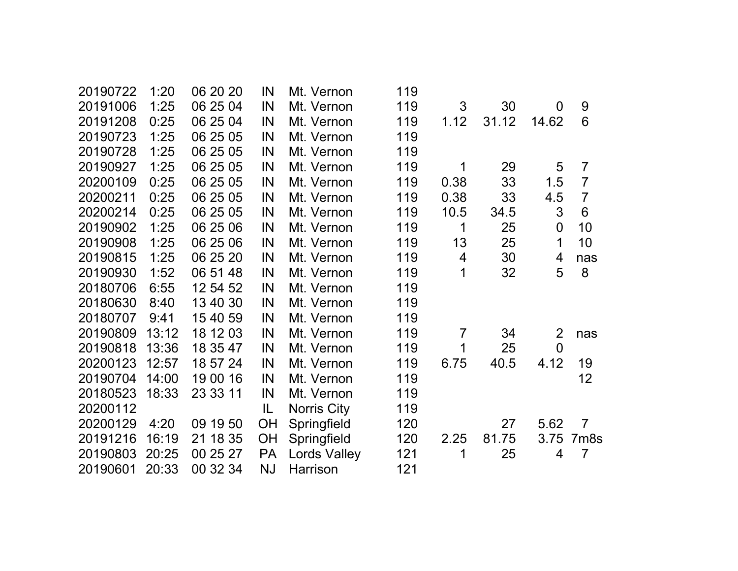| | | | | | | | | | |
|---|---|---|---|---|---|---|---|---|---|
| 20190722 | 1:20 | 06 20 20 | IN | Mt. Vernon | 119 | | | | |
| 20191006 | 1:25 | 06 25 04 | IN | Mt. Vernon | 119 | 3 | 30 | 0 | 9 |
| 20191208 | 0:25 | 06 25 04 | IN | Mt. Vernon | 119 | 1.12 | 31.12 | 14.62 | 6 |
| 20190723 | 1:25 | 06 25 05 | IN | Mt. Vernon | 119 | | | | |
| 20190728 | 1:25 | 06 25 05 | IN | Mt. Vernon | 119 | | | | |
| 20190927 | 1:25 | 06 25 05 | IN | Mt. Vernon | 119 | 1 | 29 | 5 | 7 |
| 20200109 | 0:25 | 06 25 05 | IN | Mt. Vernon | 119 | 0.38 | 33 | 1.5 | 7 |
| 20200211 | 0:25 | 06 25 05 | IN | Mt. Vernon | 119 | 0.38 | 33 | 4.5 | 7 |
| 20200214 | 0:25 | 06 25 05 | IN | Mt. Vernon | 119 | 10.5 | 34.5 | 3 | 6 |
| 20190902 | 1:25 | 06 25 06 | IN | Mt. Vernon | 119 | 1 | 25 | 0 | 10 |
| 20190908 | 1:25 | 06 25 06 | IN | Mt. Vernon | 119 | 13 | 25 | 1 | 10 |
| 20190815 | 1:25 | 06 25 20 | IN | Mt. Vernon | 119 | 4 | 30 | 4 | nas |
| 20190930 | 1:52 | 06 51 48 | IN | Mt. Vernon | 119 | 1 | 32 | 5 | 8 |
| 20180706 | 6:55 | 12 54 52 | IN | Mt. Vernon | 119 | | | | |
| 20180630 | 8:40 | 13 40 30 | IN | Mt. Vernon | 119 | | | | |
| 20180707 | 9:41 | 15 40 59 | IN | Mt. Vernon | 119 | | | | |
| 20190809 | 13:12 | 18 12 03 | IN | Mt. Vernon | 119 | 7 | 34 | 2 | nas |
| 20190818 | 13:36 | 18 35 47 | IN | Mt. Vernon | 119 | 1 | 25 | 0 | |
| 20200123 | 12:57 | 18 57 24 | IN | Mt. Vernon | 119 | 6.75 | 40.5 | 4.12 | 19 |
| 20190704 | 14:00 | 19 00 16 | IN | Mt. Vernon | 119 | | | | 12 |
| 20180523 | 18:33 | 23 33 11 | IN | Mt. Vernon | 119 | | | | |
| 20200112 | | | IL | Norris City | 119 | | | | |
| 20200129 | 4:20 | 09 19 50 | OH | Springfield | 120 | | 27 | 5.62 | 7 |
| 20191216 | 16:19 | 21 18 35 | OH | Springfield | 120 | 2.25 | 81.75 | 3.75 | 7m8s |
| 20190803 | 20:25 | 00 25 27 | PA | Lords Valley | 121 | 1 | 25 | 4 | 7 |
| 20190601 | 20:33 | 00 32 34 | NJ | Harrison | 121 | | | | |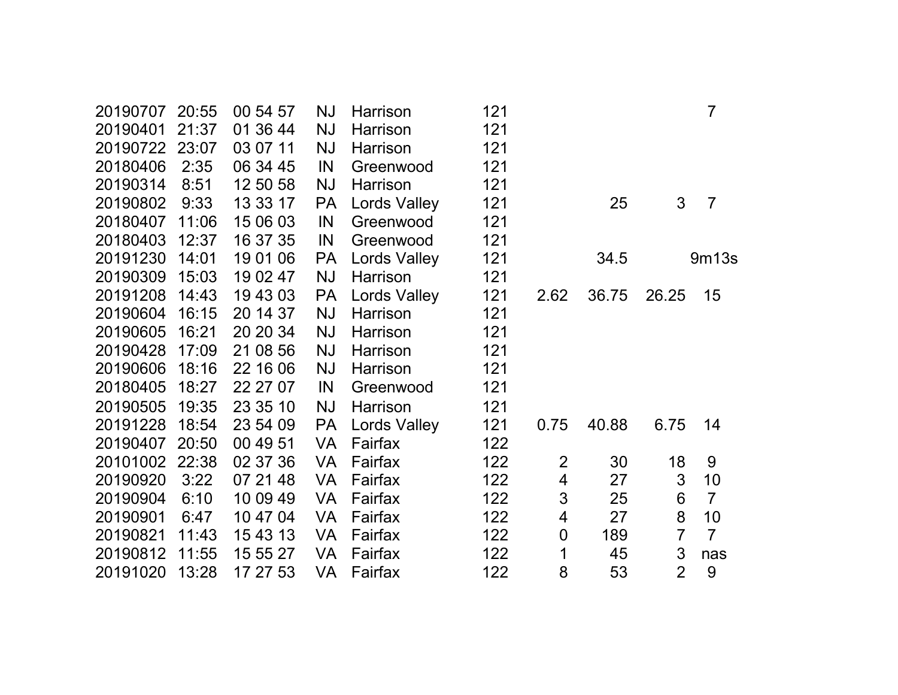| | | | | | | | | | |
|---|---|---|---|---|---|---|---|---|---|
| 20190707 | 20:55 | 00 54 57 | NJ | Harrison | 121 | | | | 7 |
| 20190401 | 21:37 | 01 36 44 | NJ | Harrison | 121 | | | | |
| 20190722 | 23:07 | 03 07 11 | NJ | Harrison | 121 | | | | |
| 20180406 | 2:35 | 06 34 45 | IN | Greenwood | 121 | | | | |
| 20190314 | 8:51 | 12 50 58 | NJ | Harrison | 121 | | | | |
| 20190802 | 9:33 | 13 33 17 | PA | Lords Valley | 121 | | 25 | 3 | 7 |
| 20180407 | 11:06 | 15 06 03 | IN | Greenwood | 121 | | | | |
| 20180403 | 12:37 | 16 37 35 | IN | Greenwood | 121 | | | | |
| 20191230 | 14:01 | 19 01 06 | PA | Lords Valley | 121 | | 34.5 | | 9m13s |
| 20190309 | 15:03 | 19 02 47 | NJ | Harrison | 121 | | | | |
| 20191208 | 14:43 | 19 43 03 | PA | Lords Valley | 121 | 2.62 | 36.75 | 26.25 | 15 |
| 20190604 | 16:15 | 20 14 37 | NJ | Harrison | 121 | | | | |
| 20190605 | 16:21 | 20 20 34 | NJ | Harrison | 121 | | | | |
| 20190428 | 17:09 | 21 08 56 | NJ | Harrison | 121 | | | | |
| 20190606 | 18:16 | 22 16 06 | NJ | Harrison | 121 | | | | |
| 20180405 | 18:27 | 22 27 07 | IN | Greenwood | 121 | | | | |
| 20190505 | 19:35 | 23 35 10 | NJ | Harrison | 121 | | | | |
| 20191228 | 18:54 | 23 54 09 | PA | Lords Valley | 121 | 0.75 | 40.88 | 6.75 | 14 |
| 20190407 | 20:50 | 00 49 51 | VA | Fairfax | 122 | | | | |
| 20101002 | 22:38 | 02 37 36 | VA | Fairfax | 122 | 2 | 30 | 18 | 9 |
| 20190920 | 3:22 | 07 21 48 | VA | Fairfax | 122 | 4 | 27 | 3 | 10 |
| 20190904 | 6:10 | 10 09 49 | VA | Fairfax | 122 | 3 | 25 | 6 | 7 |
| 20190901 | 6:47 | 10 47 04 | VA | Fairfax | 122 | 4 | 27 | 8 | 10 |
| 20190821 | 11:43 | 15 43 13 | VA | Fairfax | 122 | 0 | 189 | 7 | 7 |
| 20190812 | 11:55 | 15 55 27 | VA | Fairfax | 122 | 1 | 45 | 3 | nas |
| 20191020 | 13:28 | 17 27 53 | VA | Fairfax | 122 | 8 | 53 | 2 | 9 |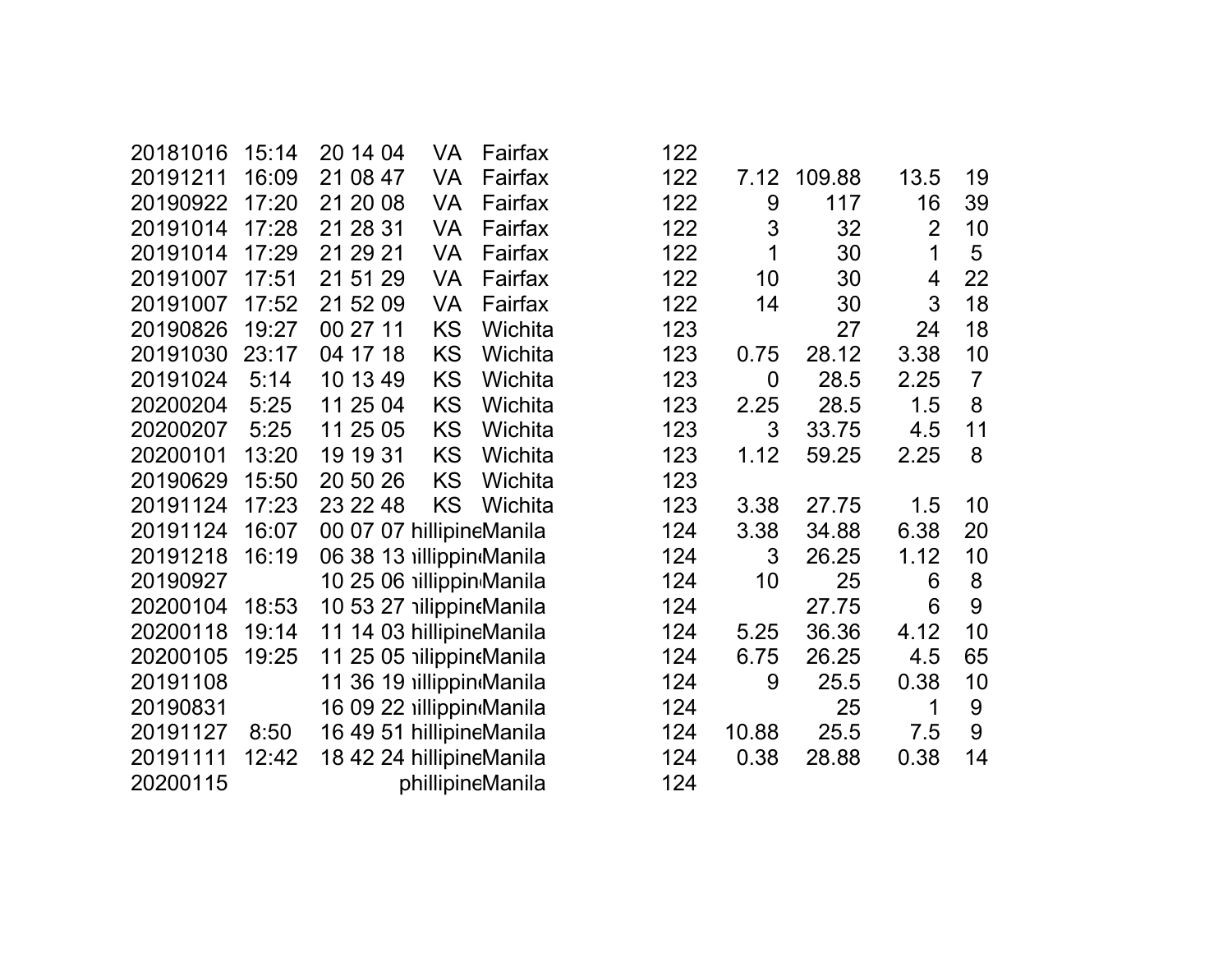| | | | | | | | | | |
|---|---|---|---|---|---|---|---|---|---|
| 20181016 | 15:14 | 20 14 04 | VA | Fairfax | 122 | | | | |
| 20191211 | 16:09 | 21 08 47 | VA | Fairfax | 122 | 7.12 | 109.88 | 13.5 | 19 |
| 20190922 | 17:20 | 21 20 08 | VA | Fairfax | 122 | 9 | 117 | 16 | 39 |
| 20191014 | 17:28 | 21 28 31 | VA | Fairfax | 122 | 3 | 32 | 2 | 10 |
| 20191014 | 17:29 | 21 29 21 | VA | Fairfax | 122 | 1 | 30 | 1 | 5 |
| 20191007 | 17:51 | 21 51 29 | VA | Fairfax | 122 | 10 | 30 | 4 | 22 |
| 20191007 | 17:52 | 21 52 09 | VA | Fairfax | 122 | 14 | 30 | 3 | 18 |
| 20190826 | 19:27 | 00 27 11 | KS | Wichita | 123 | | 27 | 24 | 18 |
| 20191030 | 23:17 | 04 17 18 | KS | Wichita | 123 | 0.75 | 28.12 | 3.38 | 10 |
| 20191024 | 5:14 | 10 13 49 | KS | Wichita | 123 | 0 | 28.5 | 2.25 | 7 |
| 20200204 | 5:25 | 11 25 04 | KS | Wichita | 123 | 2.25 | 28.5 | 1.5 | 8 |
| 20200207 | 5:25 | 11 25 05 | KS | Wichita | 123 | 3 | 33.75 | 4.5 | 11 |
| 20200101 | 13:20 | 19 19 31 | KS | Wichita | 123 | 1.12 | 59.25 | 2.25 | 8 |
| 20190629 | 15:50 | 20 50 26 | KS | Wichita | 123 | | | | |
| 20191124 | 17:23 | 23 22 48 | KS | Wichita | 123 | 3.38 | 27.75 | 1.5 | 10 |
| 20191124 | 16:07 | 00 07 07 | hillipine | Manila | 124 | 3.38 | 34.88 | 6.38 | 20 |
| 20191218 | 16:19 | 06 38 13 | illippin | Manila | 124 | 3 | 26.25 | 1.12 | 10 |
| 20190927 | | 10 25 06 | illippin | Manila | 124 | 10 | 25 | 6 | 8 |
| 20200104 | 18:53 | 10 53 27 | ilippine | Manila | 124 | | 27.75 | 6 | 9 |
| 20200118 | 19:14 | 11 14 03 | hillipine | Manila | 124 | 5.25 | 36.36 | 4.12 | 10 |
| 20200105 | 19:25 | 11 25 05 | ilippine | Manila | 124 | 6.75 | 26.25 | 4.5 | 65 |
| 20191108 | | 11 36 19 | illippin | Manila | 124 | 9 | 25.5 | 0.38 | 10 |
| 20190831 | | 16 09 22 | illippin | Manila | 124 | | 25 | 1 | 9 |
| 20191127 | 8:50 | 16 49 51 | hillipine | Manila | 124 | 10.88 | 25.5 | 7.5 | 9 |
| 20191111 | 12:42 | 18 42 24 | hillipine | Manila | 124 | 0.38 | 28.88 | 0.38 | 14 |
| 20200115 | | | phillipine | Manila | 124 | | | | |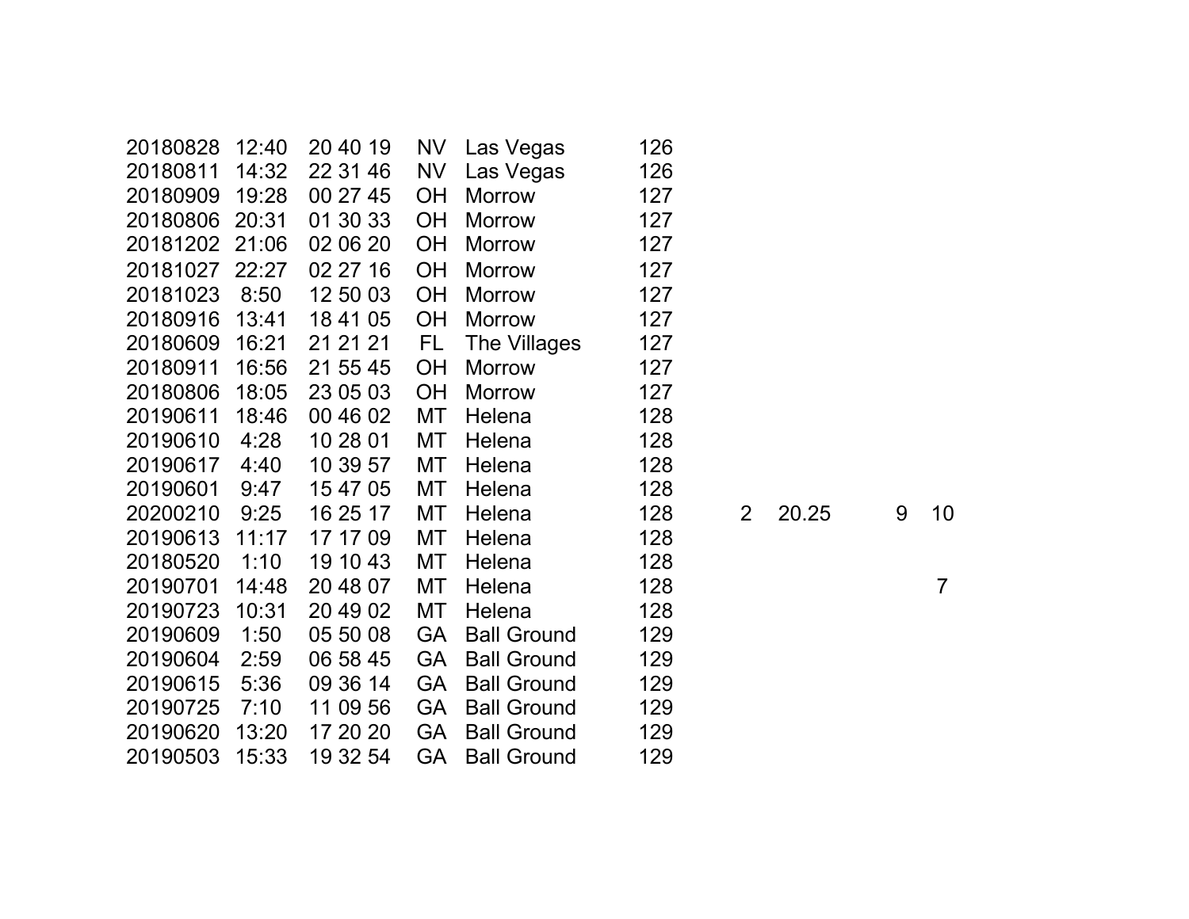| | | | | | | | | | |
|---|---|---|---|---|---|---|---|---|---|
| 20180828 | 12:40 | 20 40 19 | NV | Las Vegas | 126 | | | | |
| 20180811 | 14:32 | 22 31 46 | NV | Las Vegas | 126 | | | | |
| 20180909 | 19:28 | 00 27 45 | OH | Morrow | 127 | | | | |
| 20180806 | 20:31 | 01 30 33 | OH | Morrow | 127 | | | | |
| 20181202 | 21:06 | 02 06 20 | OH | Morrow | 127 | | | | |
| 20181027 | 22:27 | 02 27 16 | OH | Morrow | 127 | | | | |
| 20181023 | 8:50 | 12 50 03 | OH | Morrow | 127 | | | | |
| 20180916 | 13:41 | 18 41 05 | OH | Morrow | 127 | | | | |
| 20180609 | 16:21 | 21 21 21 | FL | The Villages | 127 | | | | |
| 20180911 | 16:56 | 21 55 45 | OH | Morrow | 127 | | | | |
| 20180806 | 18:05 | 23 05 03 | OH | Morrow | 127 | | | | |
| 20190611 | 18:46 | 00 46 02 | MT | Helena | 128 | | | | |
| 20190610 | 4:28 | 10 28 01 | MT | Helena | 128 | | | | |
| 20190617 | 4:40 | 10 39 57 | MT | Helena | 128 | | | | |
| 20190601 | 9:47 | 15 47 05 | MT | Helena | 128 | | | | |
| 20200210 | 9:25 | 16 25 17 | MT | Helena | 128 | 2 | 20.25 | 9 | 10 |
| 20190613 | 11:17 | 17 17 09 | MT | Helena | 128 | | | | |
| 20180520 | 1:10 | 19 10 43 | MT | Helena | 128 | | | | |
| 20190701 | 14:48 | 20 48 07 | MT | Helena | 128 | | | | 7 |
| 20190723 | 10:31 | 20 49 02 | MT | Helena | 128 | | | | |
| 20190609 | 1:50 | 05 50 08 | GA | Ball Ground | 129 | | | | |
| 20190604 | 2:59 | 06 58 45 | GA | Ball Ground | 129 | | | | |
| 20190615 | 5:36 | 09 36 14 | GA | Ball Ground | 129 | | | | |
| 20190725 | 7:10 | 11 09 56 | GA | Ball Ground | 129 | | | | |
| 20190620 | 13:20 | 17 20 20 | GA | Ball Ground | 129 | | | | |
| 20190503 | 15:33 | 19 32 54 | GA | Ball Ground | 129 | | | | |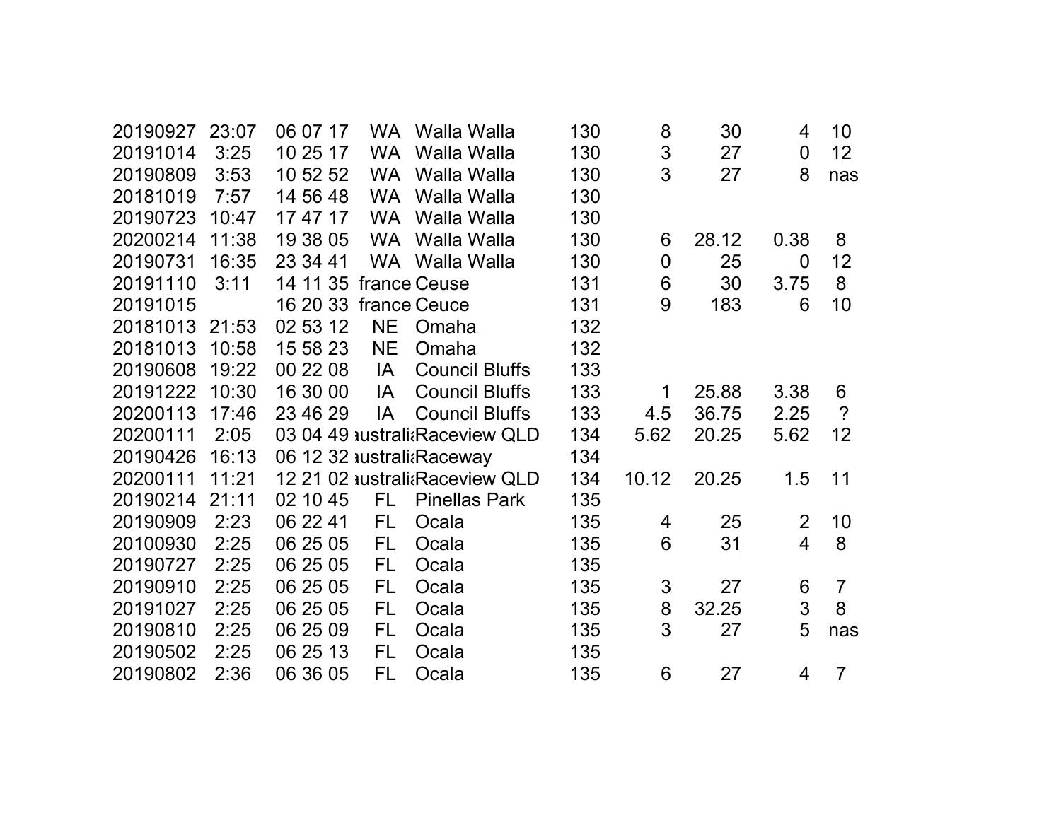| | | | | | | | | | |
|---|---|---|---|---|---|---|---|---|---|
| 20190927 | 23:07 | 06 07 17 | WA | Walla Walla | 130 | 8 | 30 | 4 | 10 |
| 20191014 | 3:25 | 10 25 17 | WA | Walla Walla | 130 | 3 | 27 | 0 | 12 |
| 20190809 | 3:53 | 10 52 52 | WA | Walla Walla | 130 | 3 | 27 | 8 | nas |
| 20181019 | 7:57 | 14 56 48 | WA | Walla Walla | 130 | | | | |
| 20190723 | 10:47 | 17 47 17 | WA | Walla Walla | 130 | | | | |
| 20200214 | 11:38 | 19 38 05 | WA | Walla Walla | 130 | 6 | 28.12 | 0.38 | 8 |
| 20190731 | 16:35 | 23 34 41 | WA | Walla Walla | 130 | 0 | 25 | 0 | 12 |
| 20191110 | 3:11 | 14 11 35 | france | Ceuse | 131 | 6 | 30 | 3.75 | 8 |
| 20191015 | | 16 20 33 | france | Ceuce | 131 | 9 | 183 | 6 | 10 |
| 20181013 | 21:53 | 02 53 12 | NE | Omaha | 132 | | | | |
| 20181013 | 10:58 | 15 58 23 | NE | Omaha | 132 | | | | |
| 20190608 | 19:22 | 00 22 08 | IA | Council Bluffs | 133 | | | | |
| 20191222 | 10:30 | 16 30 00 | IA | Council Bluffs | 133 | 1 | 25.88 | 3.38 | 6 |
| 20200113 | 17:46 | 23 46 29 | IA | Council Bluffs | 133 | 4.5 | 36.75 | 2.25 | ? |
| 20200111 | 2:05 | 03 04 49 | australia | Raceview QLD | 134 | 5.62 | 20.25 | 5.62 | 12 |
| 20190426 | 16:13 | 06 12 32 | australia | Raceway | 134 | | | | |
| 20200111 | 11:21 | 12 21 02 | australia | Raceview QLD | 134 | 10.12 | 20.25 | 1.5 | 11 |
| 20190214 | 21:11 | 02 10 45 | FL | Pinellas Park | 135 | | | | |
| 20190909 | 2:23 | 06 22 41 | FL | Ocala | 135 | 4 | 25 | 2 | 10 |
| 20100930 | 2:25 | 06 25 05 | FL | Ocala | 135 | 6 | 31 | 4 | 8 |
| 20190727 | 2:25 | 06 25 05 | FL | Ocala | 135 | | | | |
| 20190910 | 2:25 | 06 25 05 | FL | Ocala | 135 | 3 | 27 | 6 | 7 |
| 20191027 | 2:25 | 06 25 05 | FL | Ocala | 135 | 8 | 32.25 | 3 | 8 |
| 20190810 | 2:25 | 06 25 09 | FL | Ocala | 135 | 3 | 27 | 5 | nas |
| 20190502 | 2:25 | 06 25 13 | FL | Ocala | 135 | | | | |
| 20190802 | 2:36 | 06 36 05 | FL | Ocala | 135 | 6 | 27 | 4 | 7 |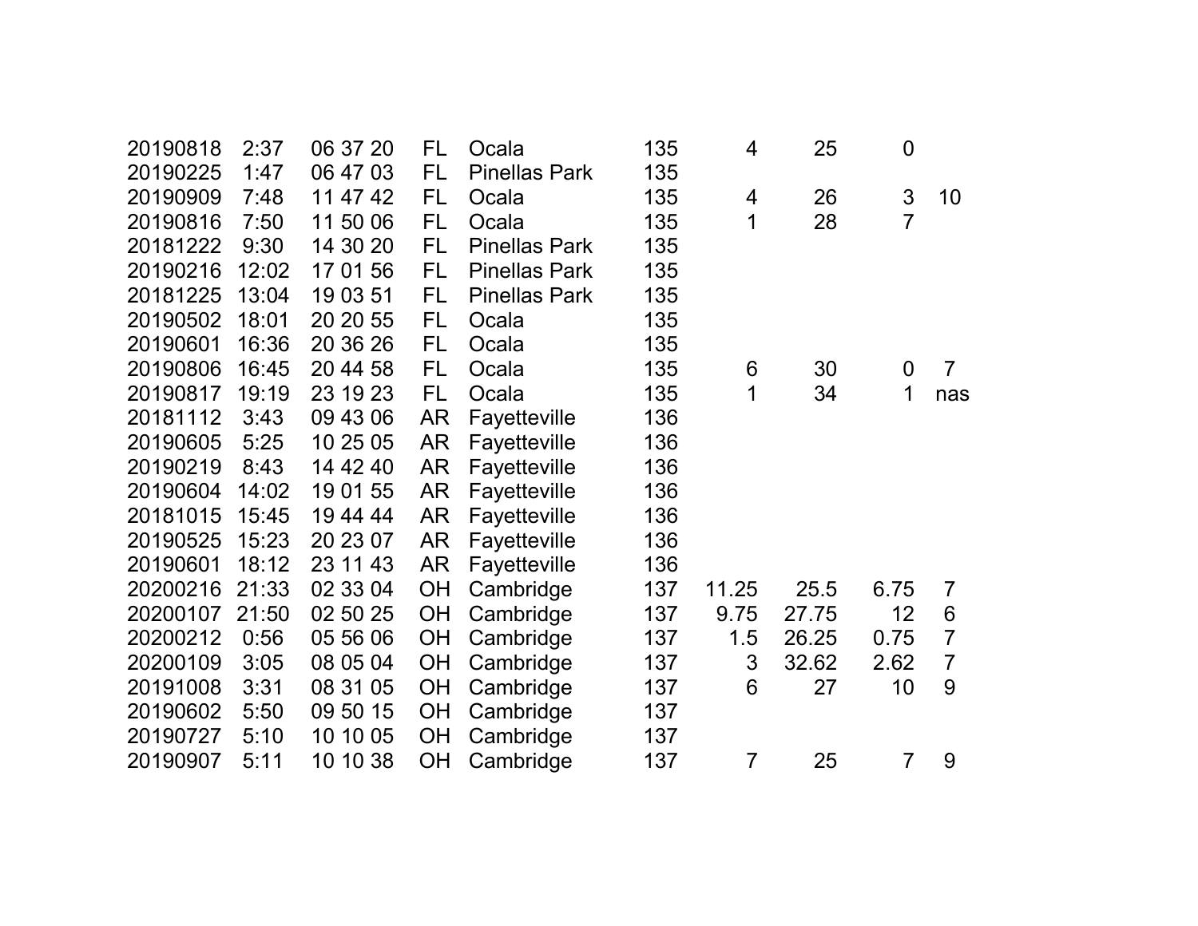| | | | | | | | | | |
|---|---|---|---|---|---|---|---|---|---|
| 20190818 | 2:37 | 06 37 20 | FL | Ocala | 135 | 4 | 25 | 0 | |
| 20190225 | 1:47 | 06 47 03 | FL | Pinellas Park | 135 | | | | |
| 20190909 | 7:48 | 11 47 42 | FL | Ocala | 135 | 4 | 26 | 3 | 10 |
| 20190816 | 7:50 | 11 50 06 | FL | Ocala | 135 | 1 | 28 | 7 | |
| 20181222 | 9:30 | 14 30 20 | FL | Pinellas Park | 135 | | | | |
| 20190216 | 12:02 | 17 01 56 | FL | Pinellas Park | 135 | | | | |
| 20181225 | 13:04 | 19 03 51 | FL | Pinellas Park | 135 | | | | |
| 20190502 | 18:01 | 20 20 55 | FL | Ocala | 135 | | | | |
| 20190601 | 16:36 | 20 36 26 | FL | Ocala | 135 | | | | |
| 20190806 | 16:45 | 20 44 58 | FL | Ocala | 135 | 6 | 30 | 0 | 7 |
| 20190817 | 19:19 | 23 19 23 | FL | Ocala | 135 | 1 | 34 | 1 | nas |
| 20181112 | 3:43 | 09 43 06 | AR | Fayetteville | 136 | | | | |
| 20190605 | 5:25 | 10 25 05 | AR | Fayetteville | 136 | | | | |
| 20190219 | 8:43 | 14 42 40 | AR | Fayetteville | 136 | | | | |
| 20190604 | 14:02 | 19 01 55 | AR | Fayetteville | 136 | | | | |
| 20181015 | 15:45 | 19 44 44 | AR | Fayetteville | 136 | | | | |
| 20190525 | 15:23 | 20 23 07 | AR | Fayetteville | 136 | | | | |
| 20190601 | 18:12 | 23 11 43 | AR | Fayetteville | 136 | | | | |
| 20200216 | 21:33 | 02 33 04 | OH | Cambridge | 137 | 11.25 | 25.5 | 6.75 | 7 |
| 20200107 | 21:50 | 02 50 25 | OH | Cambridge | 137 | 9.75 | 27.75 | 12 | 6 |
| 20200212 | 0:56 | 05 56 06 | OH | Cambridge | 137 | 1.5 | 26.25 | 0.75 | 7 |
| 20200109 | 3:05 | 08 05 04 | OH | Cambridge | 137 | 3 | 32.62 | 2.62 | 7 |
| 20191008 | 3:31 | 08 31 05 | OH | Cambridge | 137 | 6 | 27 | 10 | 9 |
| 20190602 | 5:50 | 09 50 15 | OH | Cambridge | 137 | | | | |
| 20190727 | 5:10 | 10 10 05 | OH | Cambridge | 137 | | | | |
| 20190907 | 5:11 | 10 10 38 | OH | Cambridge | 137 | 7 | 25 | 7 | 9 |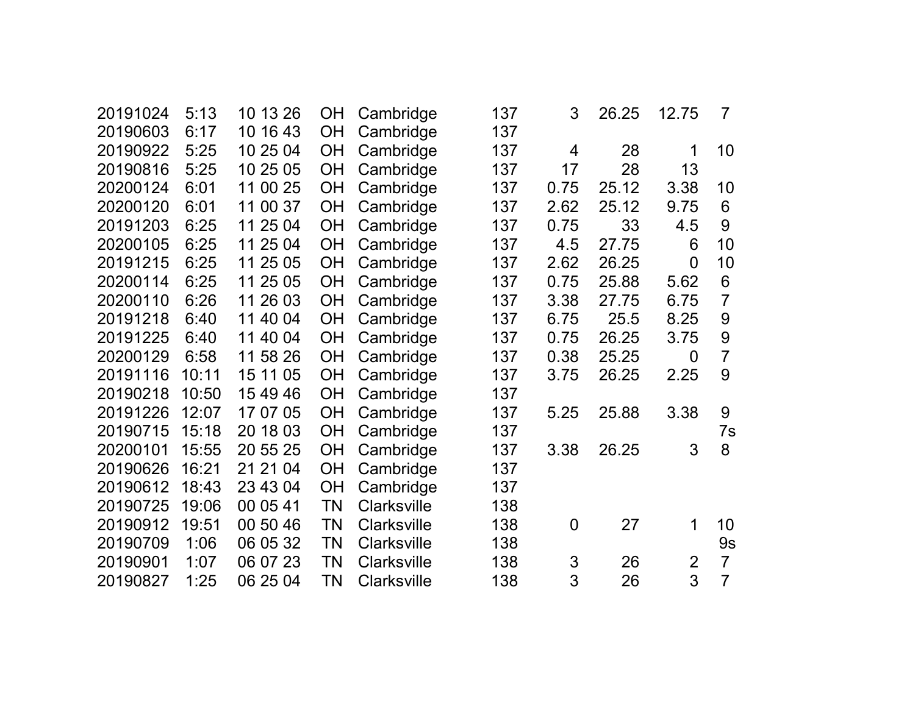| | | | | | | | | | |
|---|---|---|---|---|---|---|---|---|---|
| 20191024 | 5:13 | 10 13 26 | OH | Cambridge | 137 | 3 | 26.25 | 12.75 | 7 |
| 20190603 | 6:17 | 10 16 43 | OH | Cambridge | 137 | | | | |
| 20190922 | 5:25 | 10 25 04 | OH | Cambridge | 137 | 4 | 28 | 1 | 10 |
| 20190816 | 5:25 | 10 25 05 | OH | Cambridge | 137 | 17 | 28 | 13 | |
| 20200124 | 6:01 | 11 00 25 | OH | Cambridge | 137 | 0.75 | 25.12 | 3.38 | 10 |
| 20200120 | 6:01 | 11 00 37 | OH | Cambridge | 137 | 2.62 | 25.12 | 9.75 | 6 |
| 20191203 | 6:25 | 11 25 04 | OH | Cambridge | 137 | 0.75 | 33 | 4.5 | 9 |
| 20200105 | 6:25 | 11 25 04 | OH | Cambridge | 137 | 4.5 | 27.75 | 6 | 10 |
| 20191215 | 6:25 | 11 25 05 | OH | Cambridge | 137 | 2.62 | 26.25 | 0 | 10 |
| 20200114 | 6:25 | 11 25 05 | OH | Cambridge | 137 | 0.75 | 25.88 | 5.62 | 6 |
| 20200110 | 6:26 | 11 26 03 | OH | Cambridge | 137 | 3.38 | 27.75 | 6.75 | 7 |
| 20191218 | 6:40 | 11 40 04 | OH | Cambridge | 137 | 6.75 | 25.5 | 8.25 | 9 |
| 20191225 | 6:40 | 11 40 04 | OH | Cambridge | 137 | 0.75 | 26.25 | 3.75 | 9 |
| 20200129 | 6:58 | 11 58 26 | OH | Cambridge | 137 | 0.38 | 25.25 | 0 | 7 |
| 20191116 | 10:11 | 15 11 05 | OH | Cambridge | 137 | 3.75 | 26.25 | 2.25 | 9 |
| 20190218 | 10:50 | 15 49 46 | OH | Cambridge | 137 | | | | |
| 20191226 | 12:07 | 17 07 05 | OH | Cambridge | 137 | 5.25 | 25.88 | 3.38 | 9 |
| 20190715 | 15:18 | 20 18 03 | OH | Cambridge | 137 | | | | 7s |
| 20200101 | 15:55 | 20 55 25 | OH | Cambridge | 137 | 3.38 | 26.25 | 3 | 8 |
| 20190626 | 16:21 | 21 21 04 | OH | Cambridge | 137 | | | | |
| 20190612 | 18:43 | 23 43 04 | OH | Cambridge | 137 | | | | |
| 20190725 | 19:06 | 00 05 41 | TN | Clarksville | 138 | | | | |
| 20190912 | 19:51 | 00 50 46 | TN | Clarksville | 138 | 0 | 27 | 1 | 10 |
| 20190709 | 1:06 | 06 05 32 | TN | Clarksville | 138 | | | | 9s |
| 20190901 | 1:07 | 06 07 23 | TN | Clarksville | 138 | 3 | 26 | 2 | 7 |
| 20190827 | 1:25 | 06 25 04 | TN | Clarksville | 138 | 3 | 26 | 3 | 7 |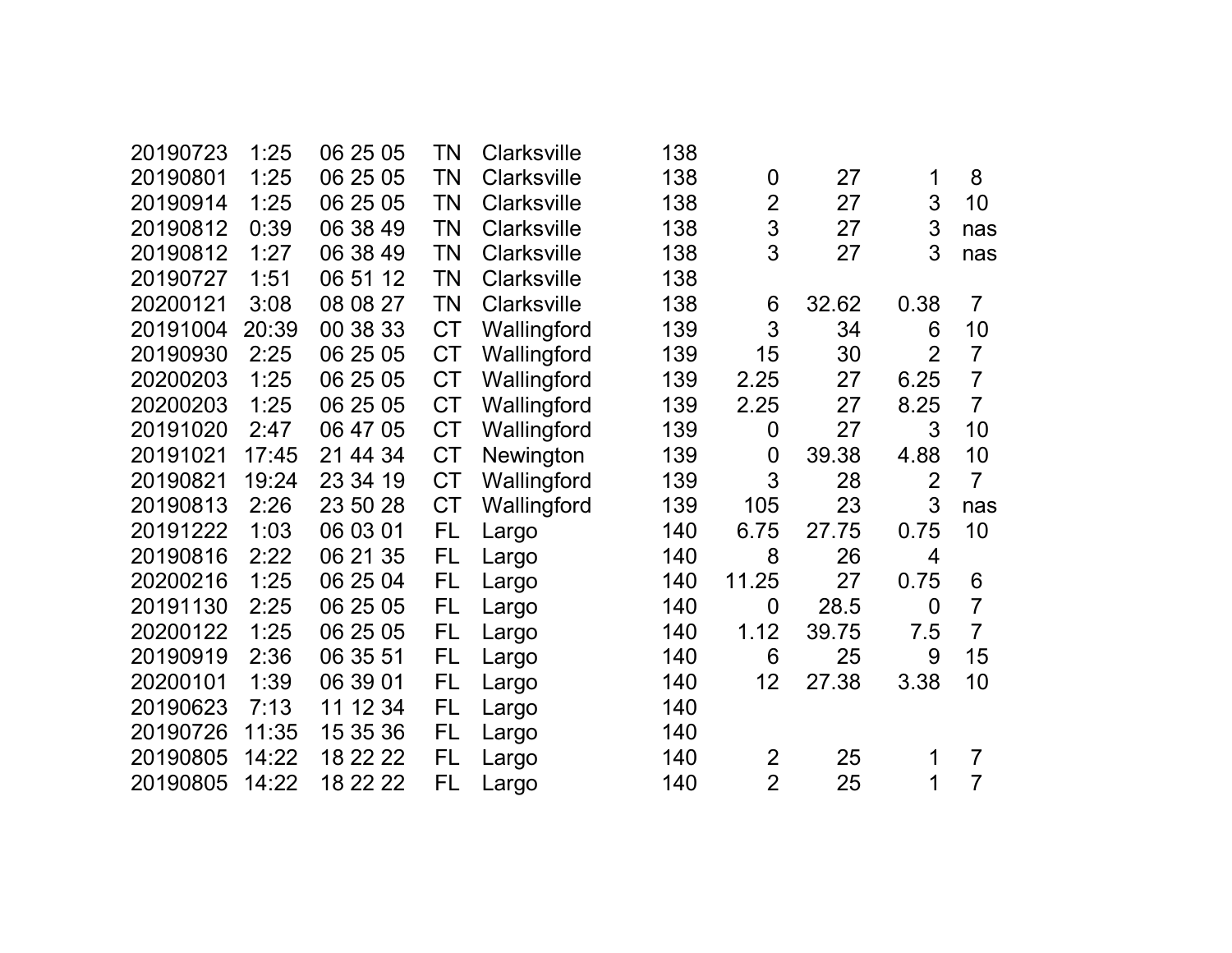| | | | | | | | | | |
|---|---|---|---|---|---|---|---|---|---|
| 20190723 | 1:25 | 06 25 05 | TN | Clarksville | 138 | | | | |
| 20190801 | 1:25 | 06 25 05 | TN | Clarksville | 138 | 0 | 27 | 1 | 8 |
| 20190914 | 1:25 | 06 25 05 | TN | Clarksville | 138 | 2 | 27 | 3 | 10 |
| 20190812 | 0:39 | 06 38 49 | TN | Clarksville | 138 | 3 | 27 | 3 | nas |
| 20190812 | 1:27 | 06 38 49 | TN | Clarksville | 138 | 3 | 27 | 3 | nas |
| 20190727 | 1:51 | 06 51 12 | TN | Clarksville | 138 | | | | |
| 20200121 | 3:08 | 08 08 27 | TN | Clarksville | 138 | 6 | 32.62 | 0.38 | 7 |
| 20191004 | 20:39 | 00 38 33 | CT | Wallingford | 139 | 3 | 34 | 6 | 10 |
| 20190930 | 2:25 | 06 25 05 | CT | Wallingford | 139 | 15 | 30 | 2 | 7 |
| 20200203 | 1:25 | 06 25 05 | CT | Wallingford | 139 | 2.25 | 27 | 6.25 | 7 |
| 20200203 | 1:25 | 06 25 05 | CT | Wallingford | 139 | 2.25 | 27 | 8.25 | 7 |
| 20191020 | 2:47 | 06 47 05 | CT | Wallingford | 139 | 0 | 27 | 3 | 10 |
| 20191021 | 17:45 | 21 44 34 | CT | Newington | 139 | 0 | 39.38 | 4.88 | 10 |
| 20190821 | 19:24 | 23 34 19 | CT | Wallingford | 139 | 3 | 28 | 2 | 7 |
| 20190813 | 2:26 | 23 50 28 | CT | Wallingford | 139 | 105 | 23 | 3 | nas |
| 20191222 | 1:03 | 06 03 01 | FL | Largo | 140 | 6.75 | 27.75 | 0.75 | 10 |
| 20190816 | 2:22 | 06 21 35 | FL | Largo | 140 | 8 | 26 | 4 | |
| 20200216 | 1:25 | 06 25 04 | FL | Largo | 140 | 11.25 | 27 | 0.75 | 6 |
| 20191130 | 2:25 | 06 25 05 | FL | Largo | 140 | 0 | 28.5 | 0 | 7 |
| 20200122 | 1:25 | 06 25 05 | FL | Largo | 140 | 1.12 | 39.75 | 7.5 | 7 |
| 20190919 | 2:36 | 06 35 51 | FL | Largo | 140 | 6 | 25 | 9 | 15 |
| 20200101 | 1:39 | 06 39 01 | FL | Largo | 140 | 12 | 27.38 | 3.38 | 10 |
| 20190623 | 7:13 | 11 12 34 | FL | Largo | 140 | | | | |
| 20190726 | 11:35 | 15 35 36 | FL | Largo | 140 | | | | |
| 20190805 | 14:22 | 18 22 22 | FL | Largo | 140 | 2 | 25 | 1 | 7 |
| 20190805 | 14:22 | 18 22 22 | FL | Largo | 140 | 2 | 25 | 1 | 7 |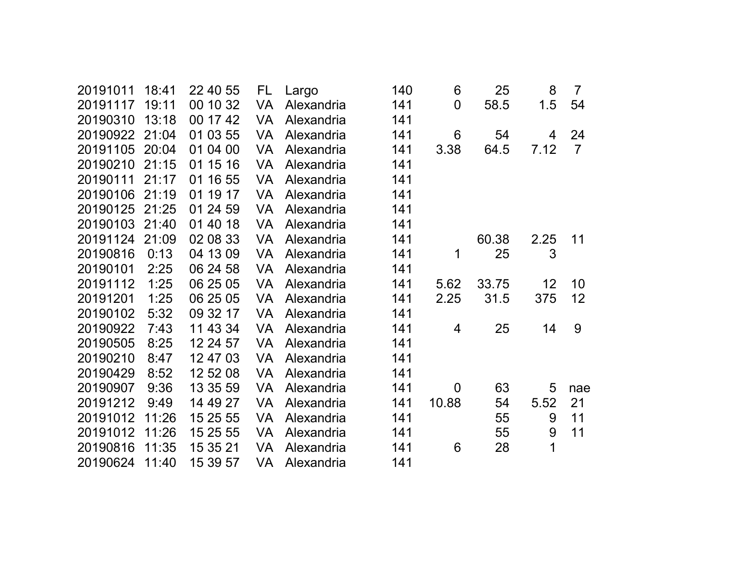| | | | | | | | | | |
|---|---|---|---|---|---|---|---|---|---|
| 20191011 | 18:41 | 22 40 55 | FL | Largo | 140 | 6 | 25 | 8 | 7 |
| 20191117 | 19:11 | 00 10 32 | VA | Alexandria | 141 | 0 | 58.5 | 1.5 | 54 |
| 20190310 | 13:18 | 00 17 42 | VA | Alexandria | 141 | | | | |
| 20190922 | 21:04 | 01 03 55 | VA | Alexandria | 141 | 6 | 54 | 4 | 24 |
| 20191105 | 20:04 | 01 04 00 | VA | Alexandria | 141 | 3.38 | 64.5 | 7.12 | 7 |
| 20190210 | 21:15 | 01 15 16 | VA | Alexandria | 141 | | | | |
| 20190111 | 21:17 | 01 16 55 | VA | Alexandria | 141 | | | | |
| 20190106 | 21:19 | 01 19 17 | VA | Alexandria | 141 | | | | |
| 20190125 | 21:25 | 01 24 59 | VA | Alexandria | 141 | | | | |
| 20190103 | 21:40 | 01 40 18 | VA | Alexandria | 141 | | | | |
| 20191124 | 21:09 | 02 08 33 | VA | Alexandria | 141 | | 60.38 | 2.25 | 11 |
| 20190816 | 0:13 | 04 13 09 | VA | Alexandria | 141 | 1 | 25 | 3 | |
| 20190101 | 2:25 | 06 24 58 | VA | Alexandria | 141 | | | | |
| 20191112 | 1:25 | 06 25 05 | VA | Alexandria | 141 | 5.62 | 33.75 | 12 | 10 |
| 20191201 | 1:25 | 06 25 05 | VA | Alexandria | 141 | 2.25 | 31.5 | 375 | 12 |
| 20190102 | 5:32 | 09 32 17 | VA | Alexandria | 141 | | | | |
| 20190922 | 7:43 | 11 43 34 | VA | Alexandria | 141 | 4 | 25 | 14 | 9 |
| 20190505 | 8:25 | 12 24 57 | VA | Alexandria | 141 | | | | |
| 20190210 | 8:47 | 12 47 03 | VA | Alexandria | 141 | | | | |
| 20190429 | 8:52 | 12 52 08 | VA | Alexandria | 141 | | | | |
| 20190907 | 9:36 | 13 35 59 | VA | Alexandria | 141 | 0 | 63 | 5 | nae |
| 20191212 | 9:49 | 14 49 27 | VA | Alexandria | 141 | 10.88 | 54 | 5.52 | 21 |
| 20191012 | 11:26 | 15 25 55 | VA | Alexandria | 141 | | 55 | 9 | 11 |
| 20191012 | 11:26 | 15 25 55 | VA | Alexandria | 141 | | 55 | 9 | 11 |
| 20190816 | 11:35 | 15 35 21 | VA | Alexandria | 141 | 6 | 28 | 1 | |
| 20190624 | 11:40 | 15 39 57 | VA | Alexandria | 141 | | | | |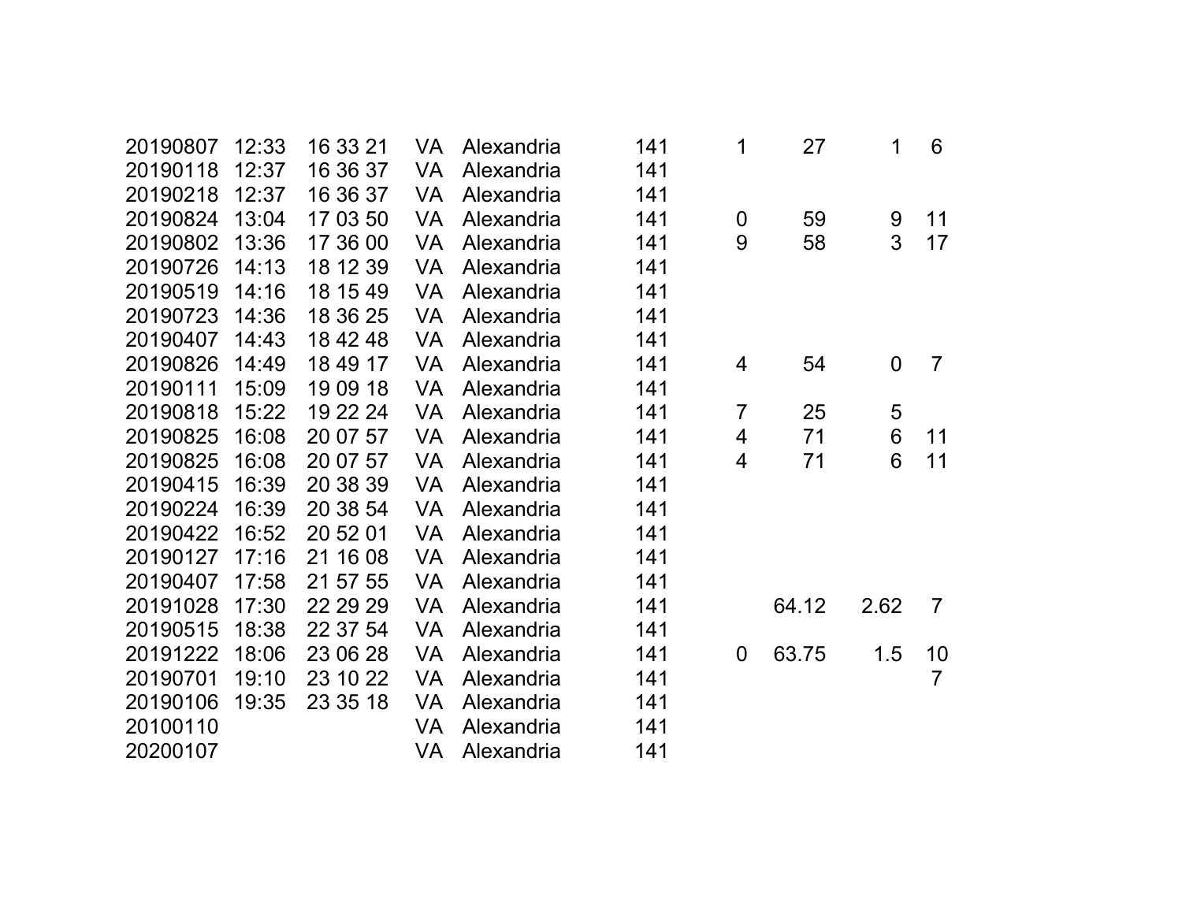| | | | | | | | | | |
|---|---|---|---|---|---|---|---|---|---|
| 20190807 | 12:33 | 16 33 21 | VA | Alexandria | 141 | 1 | 27 | 1 | 6 |
| 20190118 | 12:37 | 16 36 37 | VA | Alexandria | 141 | | | | |
| 20190218 | 12:37 | 16 36 37 | VA | Alexandria | 141 | | | | |
| 20190824 | 13:04 | 17 03 50 | VA | Alexandria | 141 | 0 | 59 | 9 | 11 |
| 20190802 | 13:36 | 17 36 00 | VA | Alexandria | 141 | 9 | 58 | 3 | 17 |
| 20190726 | 14:13 | 18 12 39 | VA | Alexandria | 141 | | | | |
| 20190519 | 14:16 | 18 15 49 | VA | Alexandria | 141 | | | | |
| 20190723 | 14:36 | 18 36 25 | VA | Alexandria | 141 | | | | |
| 20190407 | 14:43 | 18 42 48 | VA | Alexandria | 141 | | | | |
| 20190826 | 14:49 | 18 49 17 | VA | Alexandria | 141 | 4 | 54 | 0 | 7 |
| 20190111 | 15:09 | 19 09 18 | VA | Alexandria | 141 | | | | |
| 20190818 | 15:22 | 19 22 24 | VA | Alexandria | 141 | 7 | 25 | 5 | |
| 20190825 | 16:08 | 20 07 57 | VA | Alexandria | 141 | 4 | 71 | 6 | 11 |
| 20190825 | 16:08 | 20 07 57 | VA | Alexandria | 141 | 4 | 71 | 6 | 11 |
| 20190415 | 16:39 | 20 38 39 | VA | Alexandria | 141 | | | | |
| 20190224 | 16:39 | 20 38 54 | VA | Alexandria | 141 | | | | |
| 20190422 | 16:52 | 20 52 01 | VA | Alexandria | 141 | | | | |
| 20190127 | 17:16 | 21 16 08 | VA | Alexandria | 141 | | | | |
| 20190407 | 17:58 | 21 57 55 | VA | Alexandria | 141 | | | | |
| 20191028 | 17:30 | 22 29 29 | VA | Alexandria | 141 | | 64.12 | 2.62 | 7 |
| 20190515 | 18:38 | 22 37 54 | VA | Alexandria | 141 | | | | |
| 20191222 | 18:06 | 23 06 28 | VA | Alexandria | 141 | 0 | 63.75 | 1.5 | 10 |
| 20190701 | 19:10 | 23 10 22 | VA | Alexandria | 141 | | | | 7 |
| 20190106 | 19:35 | 23 35 18 | VA | Alexandria | 141 | | | | |
| 20100110 | | | VA | Alexandria | 141 | | | | |
| 20200107 | | | VA | Alexandria | 141 | | | | |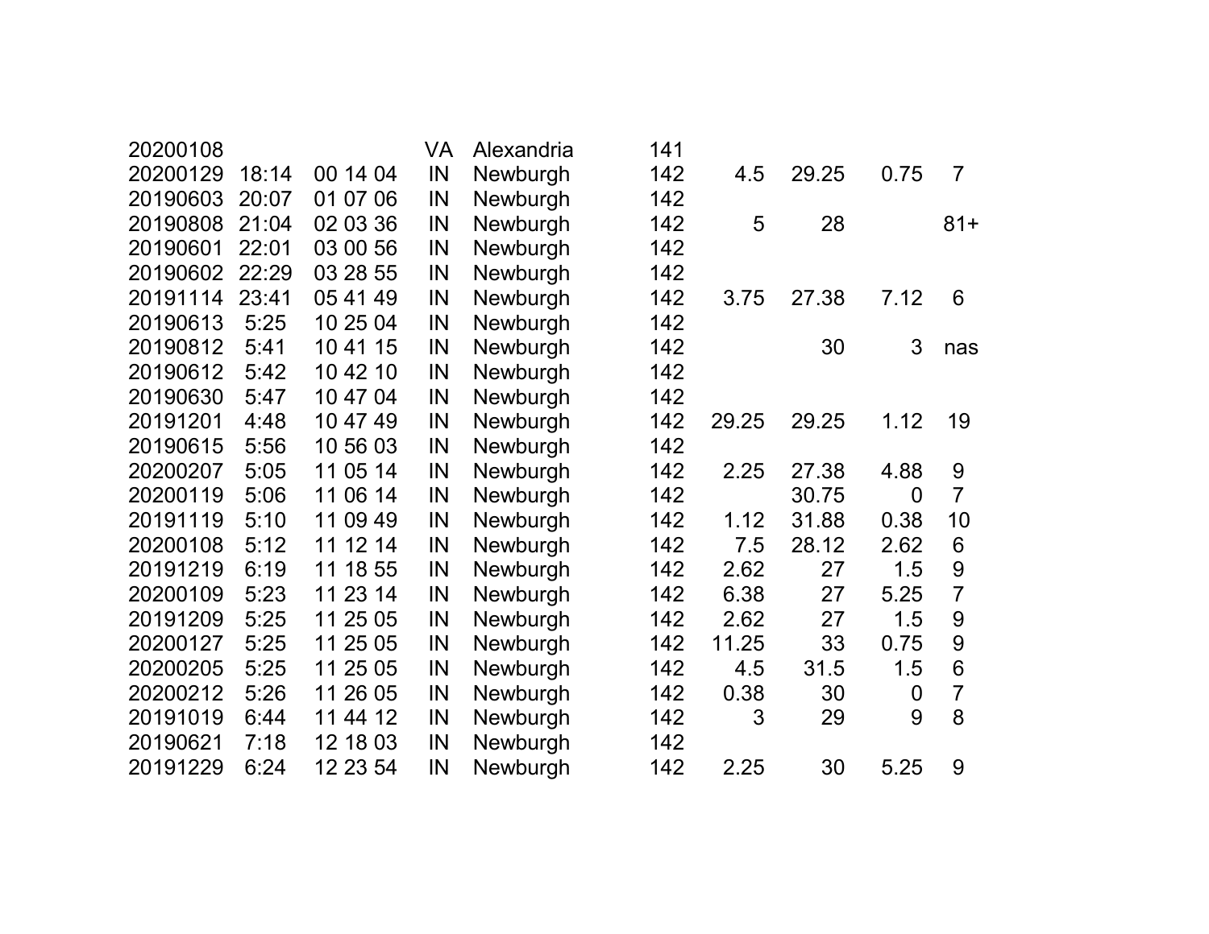| | | | | | | | | | |
|---|---|---|---|---|---|---|---|---|---|
| 20200108 | | | VA | Alexandria | 141 | | | | |
| 20200129 | 18:14 | 00 14 04 | IN | Newburgh | 142 | 4.5 | 29.25 | 0.75 | 7 |
| 20190603 | 20:07 | 01 07 06 | IN | Newburgh | 142 | | | | |
| 20190808 | 21:04 | 02 03 36 | IN | Newburgh | 142 | 5 | 28 | | 81+ |
| 20190601 | 22:01 | 03 00 56 | IN | Newburgh | 142 | | | | |
| 20190602 | 22:29 | 03 28 55 | IN | Newburgh | 142 | | | | |
| 20191114 | 23:41 | 05 41 49 | IN | Newburgh | 142 | 3.75 | 27.38 | 7.12 | 6 |
| 20190613 | 5:25 | 10 25 04 | IN | Newburgh | 142 | | | | |
| 20190812 | 5:41 | 10 41 15 | IN | Newburgh | 142 | | 30 | 3 | nas |
| 20190612 | 5:42 | 10 42 10 | IN | Newburgh | 142 | | | | |
| 20190630 | 5:47 | 10 47 04 | IN | Newburgh | 142 | | | | |
| 20191201 | 4:48 | 10 47 49 | IN | Newburgh | 142 | 29.25 | 29.25 | 1.12 | 19 |
| 20190615 | 5:56 | 10 56 03 | IN | Newburgh | 142 | | | | |
| 20200207 | 5:05 | 11 05 14 | IN | Newburgh | 142 | 2.25 | 27.38 | 4.88 | 9 |
| 20200119 | 5:06 | 11 06 14 | IN | Newburgh | 142 | | 30.75 | 0 | 7 |
| 20191119 | 5:10 | 11 09 49 | IN | Newburgh | 142 | 1.12 | 31.88 | 0.38 | 10 |
| 20200108 | 5:12 | 11 12 14 | IN | Newburgh | 142 | 7.5 | 28.12 | 2.62 | 6 |
| 20191219 | 6:19 | 11 18 55 | IN | Newburgh | 142 | 2.62 | 27 | 1.5 | 9 |
| 20200109 | 5:23 | 11 23 14 | IN | Newburgh | 142 | 6.38 | 27 | 5.25 | 7 |
| 20191209 | 5:25 | 11 25 05 | IN | Newburgh | 142 | 2.62 | 27 | 1.5 | 9 |
| 20200127 | 5:25 | 11 25 05 | IN | Newburgh | 142 | 11.25 | 33 | 0.75 | 9 |
| 20200205 | 5:25 | 11 25 05 | IN | Newburgh | 142 | 4.5 | 31.5 | 1.5 | 6 |
| 20200212 | 5:26 | 11 26 05 | IN | Newburgh | 142 | 0.38 | 30 | 0 | 7 |
| 20191019 | 6:44 | 11 44 12 | IN | Newburgh | 142 | 3 | 29 | 9 | 8 |
| 20190621 | 7:18 | 12 18 03 | IN | Newburgh | 142 | | | | |
| 20191229 | 6:24 | 12 23 54 | IN | Newburgh | 142 | 2.25 | 30 | 5.25 | 9 |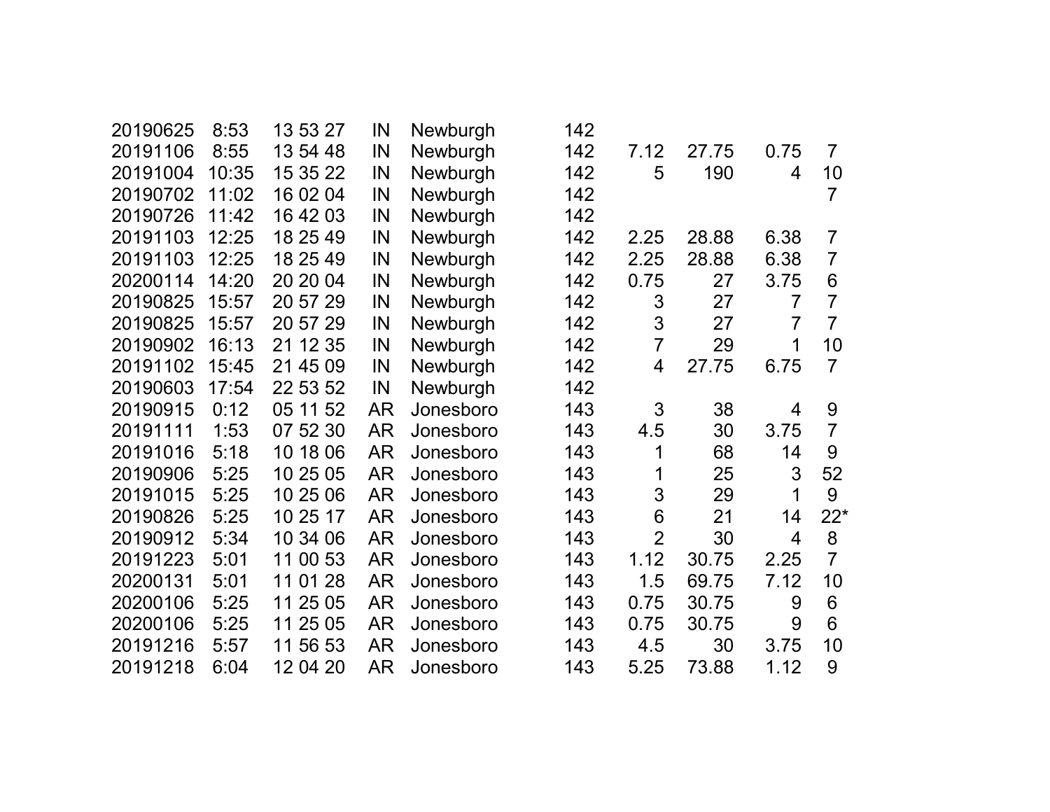| | | | | | | | | | |
|---|---|---|---|---|---|---|---|---|---|
| 20190625 | 8:53 | 13 53 27 | IN | Newburgh | 142 | | | | |
| 20191106 | 8:55 | 13 54 48 | IN | Newburgh | 142 | 7.12 | 27.75 | 0.75 | 7 |
| 20191004 | 10:35 | 15 35 22 | IN | Newburgh | 142 | 5 | 190 | 4 | 10 |
| 20190702 | 11:02 | 16 02 04 | IN | Newburgh | 142 | | | | 7 |
| 20190726 | 11:42 | 16 42 03 | IN | Newburgh | 142 | | | | |
| 20191103 | 12:25 | 18 25 49 | IN | Newburgh | 142 | 2.25 | 28.88 | 6.38 | 7 |
| 20191103 | 12:25 | 18 25 49 | IN | Newburgh | 142 | 2.25 | 28.88 | 6.38 | 7 |
| 20200114 | 14:20 | 20 20 04 | IN | Newburgh | 142 | 0.75 | 27 | 3.75 | 6 |
| 20190825 | 15:57 | 20 57 29 | IN | Newburgh | 142 | 3 | 27 | 7 | 7 |
| 20190825 | 15:57 | 20 57 29 | IN | Newburgh | 142 | 3 | 27 | 7 | 7 |
| 20190902 | 16:13 | 21 12 35 | IN | Newburgh | 142 | 7 | 29 | 1 | 10 |
| 20191102 | 15:45 | 21 45 09 | IN | Newburgh | 142 | 4 | 27.75 | 6.75 | 7 |
| 20190603 | 17:54 | 22 53 52 | IN | Newburgh | 142 | | | | |
| 20190915 | 0:12 | 05 11 52 | AR | Jonesboro | 143 | 3 | 38 | 4 | 9 |
| 20191111 | 1:53 | 07 52 30 | AR | Jonesboro | 143 | 4.5 | 30 | 3.75 | 7 |
| 20191016 | 5:18 | 10 18 06 | AR | Jonesboro | 143 | 1 | 68 | 14 | 9 |
| 20190906 | 5:25 | 10 25 05 | AR | Jonesboro | 143 | 1 | 25 | 3 | 52 |
| 20191015 | 5:25 | 10 25 06 | AR | Jonesboro | 143 | 3 | 29 | 1 | 9 |
| 20190826 | 5:25 | 10 25 17 | AR | Jonesboro | 143 | 6 | 21 | 14 | 22* |
| 20190912 | 5:34 | 10 34 06 | AR | Jonesboro | 143 | 2 | 30 | 4 | 8 |
| 20191223 | 5:01 | 11 00 53 | AR | Jonesboro | 143 | 1.12 | 30.75 | 2.25 | 7 |
| 20200131 | 5:01 | 11 01 28 | AR | Jonesboro | 143 | 1.5 | 69.75 | 7.12 | 10 |
| 20200106 | 5:25 | 11 25 05 | AR | Jonesboro | 143 | 0.75 | 30.75 | 9 | 6 |
| 20200106 | 5:25 | 11 25 05 | AR | Jonesboro | 143 | 0.75 | 30.75 | 9 | 6 |
| 20191216 | 5:57 | 11 56 53 | AR | Jonesboro | 143 | 4.5 | 30 | 3.75 | 10 |
| 20191218 | 6:04 | 12 04 20 | AR | Jonesboro | 143 | 5.25 | 73.88 | 1.12 | 9 |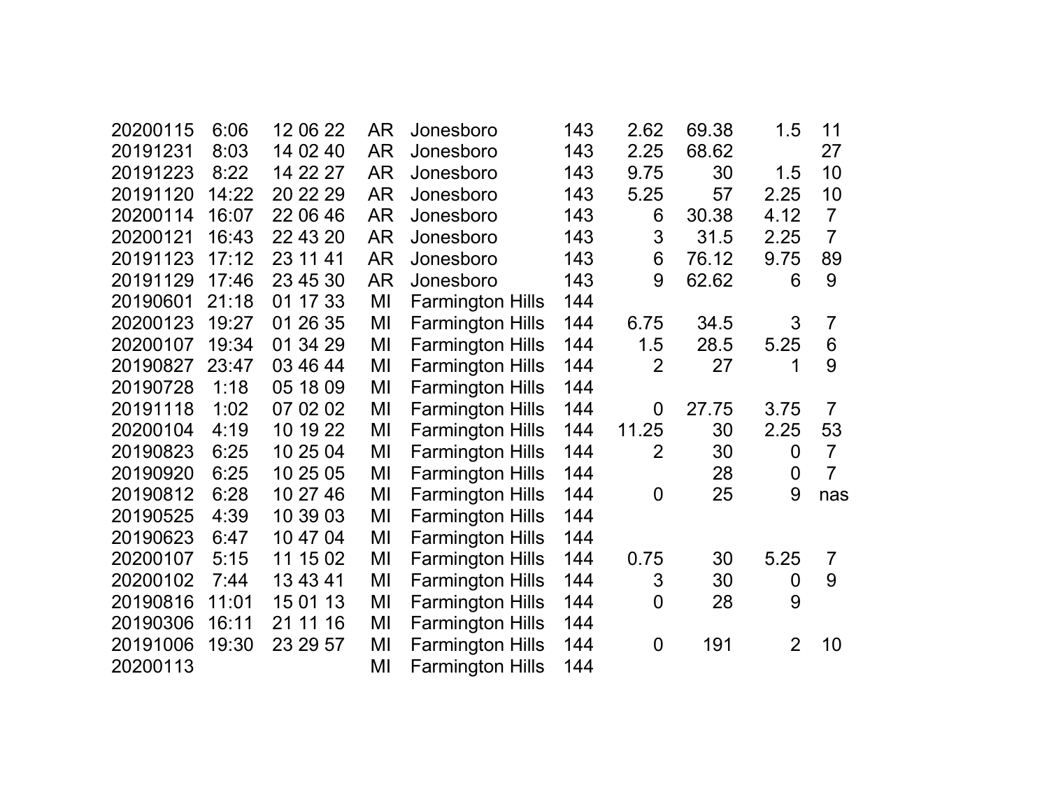| | | | | | | | | | |
|---|---|---|---|---|---|---|---|---|---|
| 20200115 | 6:06 | 12 06 22 | AR | Jonesboro | 143 | 2.62 | 69.38 | 1.5 | 11 |
| 20191231 | 8:03 | 14 02 40 | AR | Jonesboro | 143 | 2.25 | 68.62 | | 27 |
| 20191223 | 8:22 | 14 22 27 | AR | Jonesboro | 143 | 9.75 | 30 | 1.5 | 10 |
| 20191120 | 14:22 | 20 22 29 | AR | Jonesboro | 143 | 5.25 | 57 | 2.25 | 10 |
| 20200114 | 16:07 | 22 06 46 | AR | Jonesboro | 143 | 6 | 30.38 | 4.12 | 7 |
| 20200121 | 16:43 | 22 43 20 | AR | Jonesboro | 143 | 3 | 31.5 | 2.25 | 7 |
| 20191123 | 17:12 | 23 11 41 | AR | Jonesboro | 143 | 6 | 76.12 | 9.75 | 89 |
| 20191129 | 17:46 | 23 45 30 | AR | Jonesboro | 143 | 9 | 62.62 | 6 | 9 |
| 20190601 | 21:18 | 01 17 33 | MI | Farmington Hills | 144 | | | | |
| 20200123 | 19:27 | 01 26 35 | MI | Farmington Hills | 144 | 6.75 | 34.5 | 3 | 7 |
| 20200107 | 19:34 | 01 34 29 | MI | Farmington Hills | 144 | 1.5 | 28.5 | 5.25 | 6 |
| 20190827 | 23:47 | 03 46 44 | MI | Farmington Hills | 144 | 2 | 27 | 1 | 9 |
| 20190728 | 1:18 | 05 18 09 | MI | Farmington Hills | 144 | | | | |
| 20191118 | 1:02 | 07 02 02 | MI | Farmington Hills | 144 | 0 | 27.75 | 3.75 | 7 |
| 20200104 | 4:19 | 10 19 22 | MI | Farmington Hills | 144 | 11.25 | 30 | 2.25 | 53 |
| 20190823 | 6:25 | 10 25 04 | MI | Farmington Hills | 144 | 2 | 30 | 0 | 7 |
| 20190920 | 6:25 | 10 25 05 | MI | Farmington Hills | 144 | | 28 | 0 | 7 |
| 20190812 | 6:28 | 10 27 46 | MI | Farmington Hills | 144 | 0 | 25 | 9 | nas |
| 20190525 | 4:39 | 10 39 03 | MI | Farmington Hills | 144 | | | | |
| 20190623 | 6:47 | 10 47 04 | MI | Farmington Hills | 144 | | | | |
| 20200107 | 5:15 | 11 15 02 | MI | Farmington Hills | 144 | 0.75 | 30 | 5.25 | 7 |
| 20200102 | 7:44 | 13 43 41 | MI | Farmington Hills | 144 | 3 | 30 | 0 | 9 |
| 20190816 | 11:01 | 15 01 13 | MI | Farmington Hills | 144 | 0 | 28 | 9 | |
| 20190306 | 16:11 | 21 11 16 | MI | Farmington Hills | 144 | | | | |
| 20191006 | 19:30 | 23 29 57 | MI | Farmington Hills | 144 | 0 | 191 | 2 | 10 |
| 20200113 | | | MI | Farmington Hills | 144 | | | | |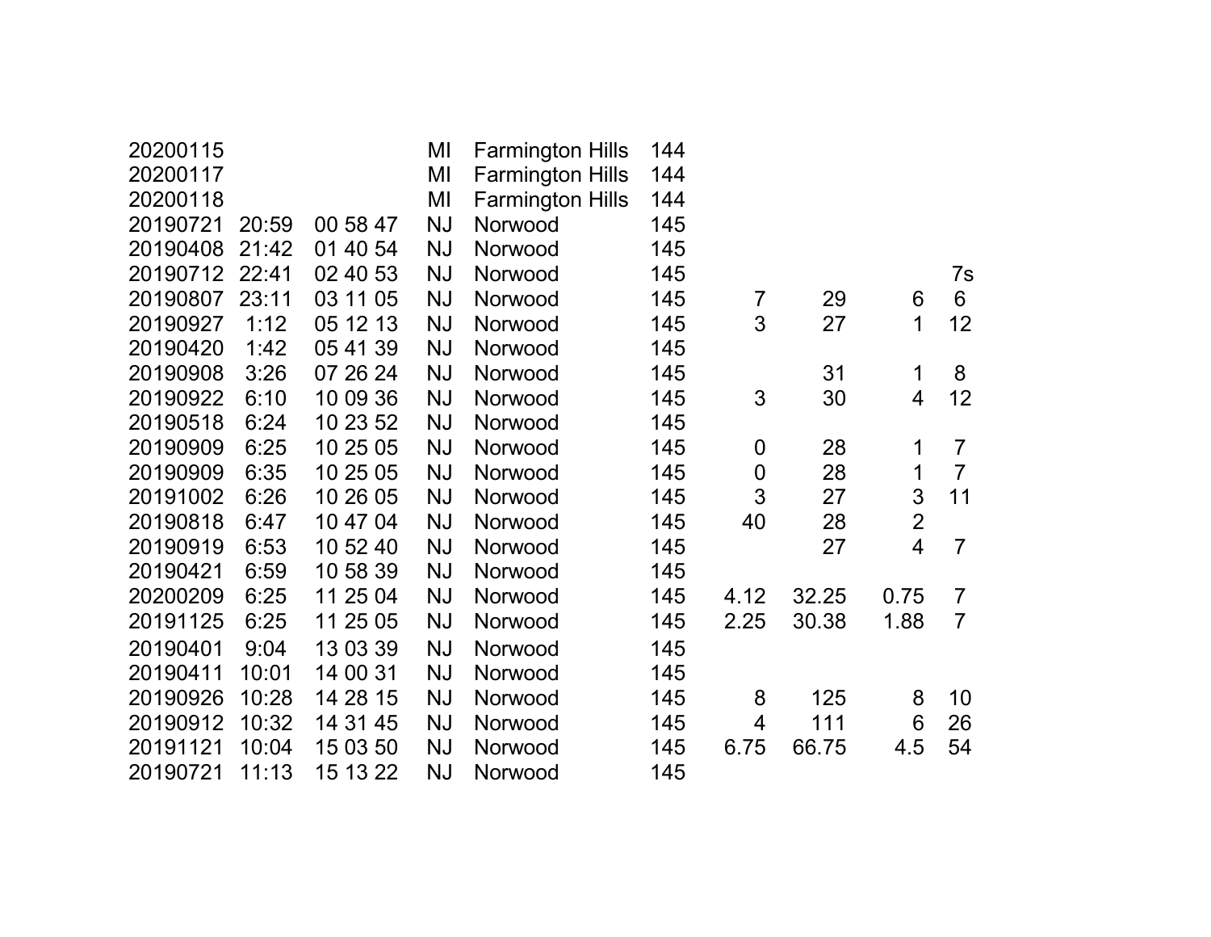| | | | | | | | | | |
|---|---|---|---|---|---|---|---|---|---|
| 20200115 | | | MI | Farmington Hills | 144 | | | | |
| 20200117 | | | MI | Farmington Hills | 144 | | | | |
| 20200118 | | | MI | Farmington Hills | 144 | | | | |
| 20190721 | 20:59 | 00 58 47 | NJ | Norwood | 145 | | | | |
| 20190408 | 21:42 | 01 40 54 | NJ | Norwood | 145 | | | | |
| 20190712 | 22:41 | 02 40 53 | NJ | Norwood | 145 | | | | 7s |
| 20190807 | 23:11 | 03 11 05 | NJ | Norwood | 145 | 7 | 29 | 6 | 6 |
| 20190927 | 1:12 | 05 12 13 | NJ | Norwood | 145 | 3 | 27 | 1 | 12 |
| 20190420 | 1:42 | 05 41 39 | NJ | Norwood | 145 | | | | |
| 20190908 | 3:26 | 07 26 24 | NJ | Norwood | 145 | | 31 | 1 | 8 |
| 20190922 | 6:10 | 10 09 36 | NJ | Norwood | 145 | 3 | 30 | 4 | 12 |
| 20190518 | 6:24 | 10 23 52 | NJ | Norwood | 145 | | | | |
| 20190909 | 6:25 | 10 25 05 | NJ | Norwood | 145 | 0 | 28 | 1 | 7 |
| 20190909 | 6:35 | 10 25 05 | NJ | Norwood | 145 | 0 | 28 | 1 | 7 |
| 20191002 | 6:26 | 10 26 05 | NJ | Norwood | 145 | 3 | 27 | 3 | 11 |
| 20190818 | 6:47 | 10 47 04 | NJ | Norwood | 145 | 40 | 28 | 2 | |
| 20190919 | 6:53 | 10 52 40 | NJ | Norwood | 145 | | 27 | 4 | 7 |
| 20190421 | 6:59 | 10 58 39 | NJ | Norwood | 145 | | | | |
| 20200209 | 6:25 | 11 25 04 | NJ | Norwood | 145 | 4.12 | 32.25 | 0.75 | 7 |
| 20191125 | 6:25 | 11 25 05 | NJ | Norwood | 145 | 2.25 | 30.38 | 1.88 | 7 |
| 20190401 | 9:04 | 13 03 39 | NJ | Norwood | 145 | | | | |
| 20190411 | 10:01 | 14 00 31 | NJ | Norwood | 145 | | | | |
| 20190926 | 10:28 | 14 28 15 | NJ | Norwood | 145 | 8 | 125 | 8 | 10 |
| 20190912 | 10:32 | 14 31 45 | NJ | Norwood | 145 | 4 | 111 | 6 | 26 |
| 20191121 | 10:04 | 15 03 50 | NJ | Norwood | 145 | 6.75 | 66.75 | 4.5 | 54 |
| 20190721 | 11:13 | 15 13 22 | NJ | Norwood | 145 | | | | |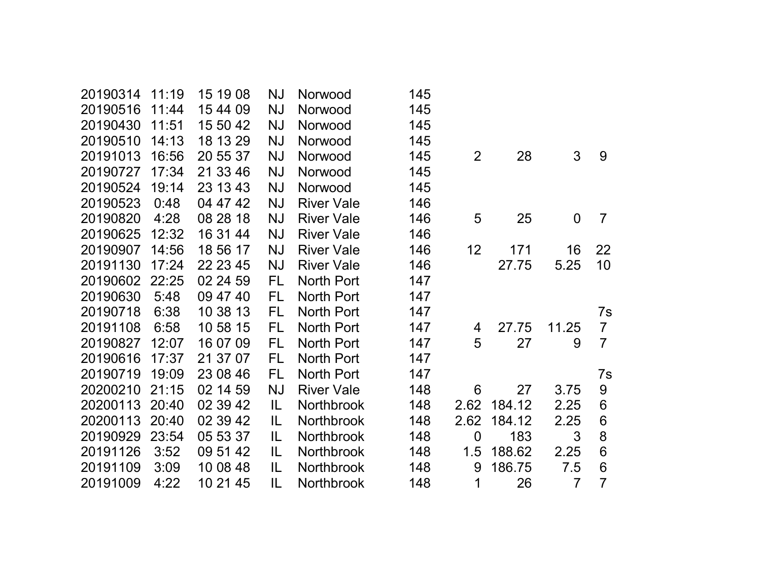| | | | | | | | | | |
|---|---|---|---|---|---|---|---|---|---|
| 20190314 | 11:19 | 15 19 08 | NJ | Norwood | 145 | | | | |
| 20190516 | 11:44 | 15 44 09 | NJ | Norwood | 145 | | | | |
| 20190430 | 11:51 | 15 50 42 | NJ | Norwood | 145 | | | | |
| 20190510 | 14:13 | 18 13 29 | NJ | Norwood | 145 | | | | |
| 20191013 | 16:56 | 20 55 37 | NJ | Norwood | 145 | 2 | 28 | 3 | 9 |
| 20190727 | 17:34 | 21 33 46 | NJ | Norwood | 145 | | | | |
| 20190524 | 19:14 | 23 13 43 | NJ | Norwood | 145 | | | | |
| 20190523 | 0:48 | 04 47 42 | NJ | River Vale | 146 | | | | |
| 20190820 | 4:28 | 08 28 18 | NJ | River Vale | 146 | 5 | 25 | 0 | 7 |
| 20190625 | 12:32 | 16 31 44 | NJ | River Vale | 146 | | | | |
| 20190907 | 14:56 | 18 56 17 | NJ | River Vale | 146 | 12 | 171 | 16 | 22 |
| 20191130 | 17:24 | 22 23 45 | NJ | River Vale | 146 | | 27.75 | 5.25 | 10 |
| 20190602 | 22:25 | 02 24 59 | FL | North Port | 147 | | | | |
| 20190630 | 5:48 | 09 47 40 | FL | North Port | 147 | | | | |
| 20190718 | 6:38 | 10 38 13 | FL | North Port | 147 | | | | 7s |
| 20191108 | 6:58 | 10 58 15 | FL | North Port | 147 | 4 | 27.75 | 11.25 | 7 |
| 20190827 | 12:07 | 16 07 09 | FL | North Port | 147 | 5 | 27 | 9 | 7 |
| 20190616 | 17:37 | 21 37 07 | FL | North Port | 147 | | | | |
| 20190719 | 19:09 | 23 08 46 | FL | North Port | 147 | | | | 7s |
| 20200210 | 21:15 | 02 14 59 | NJ | River Vale | 148 | 6 | 27 | 3.75 | 9 |
| 20200113 | 20:40 | 02 39 42 | IL | Northbrook | 148 | 2.62 | 184.12 | 2.25 | 6 |
| 20200113 | 20:40 | 02 39 42 | IL | Northbrook | 148 | 2.62 | 184.12 | 2.25 | 6 |
| 20190929 | 23:54 | 05 53 37 | IL | Northbrook | 148 | 0 | 183 | 3 | 8 |
| 20191126 | 3:52 | 09 51 42 | IL | Northbrook | 148 | 1.5 | 188.62 | 2.25 | 6 |
| 20191109 | 3:09 | 10 08 48 | IL | Northbrook | 148 | 9 | 186.75 | 7.5 | 6 |
| 20191009 | 4:22 | 10 21 45 | IL | Northbrook | 148 | 1 | 26 | 7 | 7 |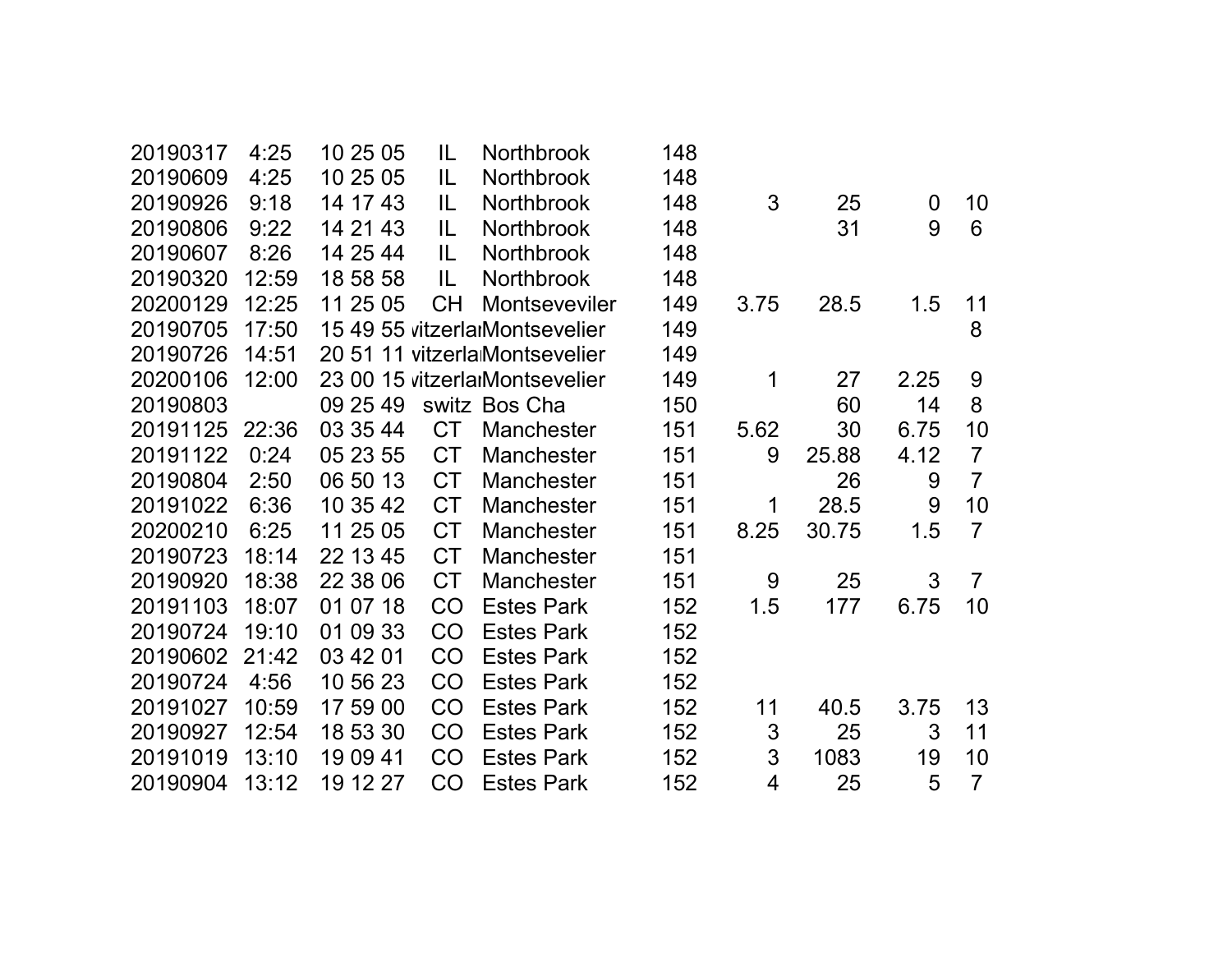| | | | | | | | | | |
|---|---|---|---|---|---|---|---|---|---|
| 20190317 | 4:25 | 10 25 05 | IL | Northbrook | 148 | | | | |
| 20190609 | 4:25 | 10 25 05 | IL | Northbrook | 148 | | | | |
| 20190926 | 9:18 | 14 17 43 | IL | Northbrook | 148 | 3 | 25 | 0 | 10 |
| 20190806 | 9:22 | 14 21 43 | IL | Northbrook | 148 | | 31 | 9 | 6 |
| 20190607 | 8:26 | 14 25 44 | IL | Northbrook | 148 | | | | |
| 20190320 | 12:59 | 18 58 58 | IL | Northbrook | 148 | | | | |
| 20200129 | 12:25 | 11 25 05 | CH | Montseveviler | 149 | 3.75 | 28.5 | 1.5 | 11 |
| 20190705 | 17:50 | 15 49 55 | vitzerla | Montsevelier | 149 | | | | 8 |
| 20190726 | 14:51 | 20 51 11 | vitzerla | Montsevelier | 149 | | | | |
| 20200106 | 12:00 | 23 00 15 | vitzerla | Montsevelier | 149 | 1 | 27 | 2.25 | 9 |
| 20190803 | | 09 25 49 | switz | Bos Cha | 150 | | 60 | 14 | 8 |
| 20191125 | 22:36 | 03 35 44 | CT | Manchester | 151 | 5.62 | 30 | 6.75 | 10 |
| 20191122 | 0:24 | 05 23 55 | CT | Manchester | 151 | 9 | 25.88 | 4.12 | 7 |
| 20190804 | 2:50 | 06 50 13 | CT | Manchester | 151 | | 26 | 9 | 7 |
| 20191022 | 6:36 | 10 35 42 | CT | Manchester | 151 | 1 | 28.5 | 9 | 10 |
| 20200210 | 6:25 | 11 25 05 | CT | Manchester | 151 | 8.25 | 30.75 | 1.5 | 7 |
| 20190723 | 18:14 | 22 13 45 | CT | Manchester | 151 | | | | |
| 20190920 | 18:38 | 22 38 06 | CT | Manchester | 151 | 9 | 25 | 3 | 7 |
| 20191103 | 18:07 | 01 07 18 | CO | Estes Park | 152 | 1.5 | 177 | 6.75 | 10 |
| 20190724 | 19:10 | 01 09 33 | CO | Estes Park | 152 | | | | |
| 20190602 | 21:42 | 03 42 01 | CO | Estes Park | 152 | | | | |
| 20190724 | 4:56 | 10 56 23 | CO | Estes Park | 152 | | | | |
| 20191027 | 10:59 | 17 59 00 | CO | Estes Park | 152 | 11 | 40.5 | 3.75 | 13 |
| 20190927 | 12:54 | 18 53 30 | CO | Estes Park | 152 | 3 | 25 | 3 | 11 |
| 20191019 | 13:10 | 19 09 41 | CO | Estes Park | 152 | 3 | 1083 | 19 | 10 |
| 20190904 | 13:12 | 19 12 27 | CO | Estes Park | 152 | 4 | 25 | 5 | 7 |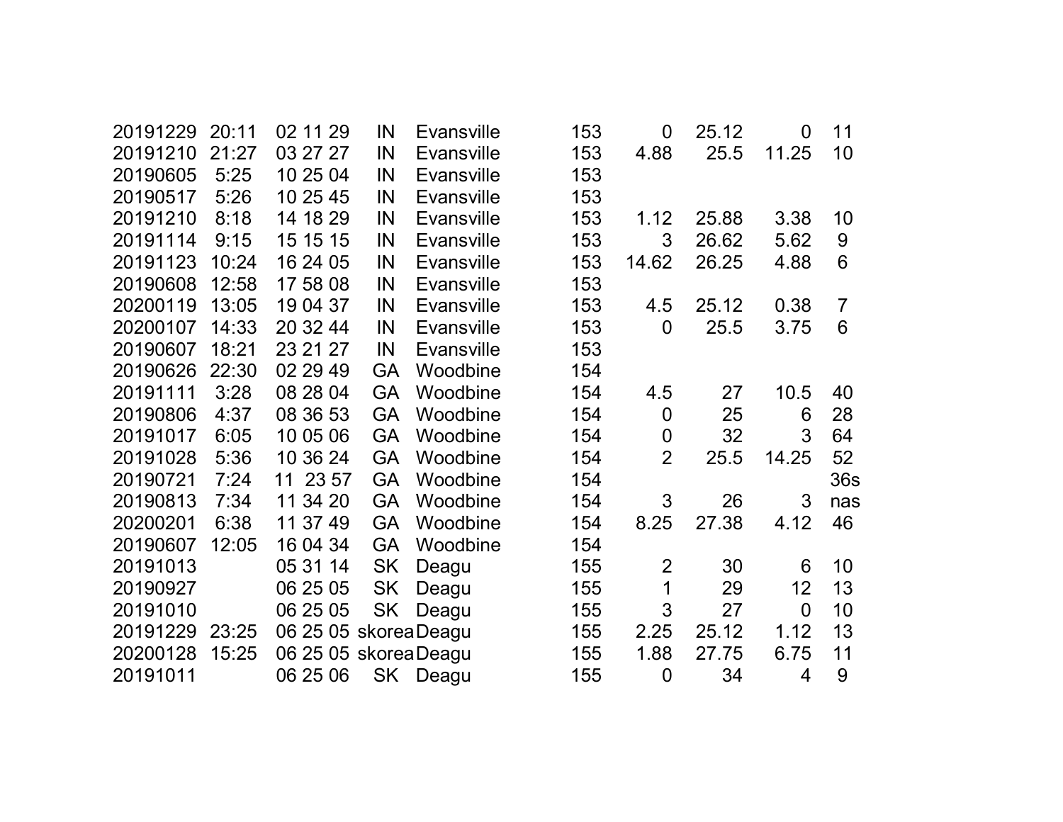| | | | | | | | | | |
|---|---|---|---|---|---|---|---|---|---|
| 20191229 | 20:11 | 02 11 29 | IN | Evansville | 153 | 0 | 25.12 | 0 | 11 |
| 20191210 | 21:27 | 03 27 27 | IN | Evansville | 153 | 4.88 | 25.5 | 11.25 | 10 |
| 20190605 | 5:25 | 10 25 04 | IN | Evansville | 153 | | | | |
| 20190517 | 5:26 | 10 25 45 | IN | Evansville | 153 | | | | |
| 20191210 | 8:18 | 14 18 29 | IN | Evansville | 153 | 1.12 | 25.88 | 3.38 | 10 |
| 20191114 | 9:15 | 15 15 15 | IN | Evansville | 153 | 3 | 26.62 | 5.62 | 9 |
| 20191123 | 10:24 | 16 24 05 | IN | Evansville | 153 | 14.62 | 26.25 | 4.88 | 6 |
| 20190608 | 12:58 | 17 58 08 | IN | Evansville | 153 | | | | |
| 20200119 | 13:05 | 19 04 37 | IN | Evansville | 153 | 4.5 | 25.12 | 0.38 | 7 |
| 20200107 | 14:33 | 20 32 44 | IN | Evansville | 153 | 0 | 25.5 | 3.75 | 6 |
| 20190607 | 18:21 | 23 21 27 | IN | Evansville | 153 | | | | |
| 20190626 | 22:30 | 02 29 49 | GA | Woodbine | 154 | | | | |
| 20191111 | 3:28 | 08 28 04 | GA | Woodbine | 154 | 4.5 | 27 | 10.5 | 40 |
| 20190806 | 4:37 | 08 36 53 | GA | Woodbine | 154 | 0 | 25 | 6 | 28 |
| 20191017 | 6:05 | 10 05 06 | GA | Woodbine | 154 | 0 | 32 | 3 | 64 |
| 20191028 | 5:36 | 10 36 24 | GA | Woodbine | 154 | 2 | 25.5 | 14.25 | 52 |
| 20190721 | 7:24 | 11 23 57 | GA | Woodbine | 154 | | | | 36s |
| 20190813 | 7:34 | 11 34 20 | GA | Woodbine | 154 | 3 | 26 | 3 | nas |
| 20200201 | 6:38 | 11 37 49 | GA | Woodbine | 154 | 8.25 | 27.38 | 4.12 | 46 |
| 20190607 | 12:05 | 16 04 34 | GA | Woodbine | 154 | | | | |
| 20191013 | | 05 31 14 | SK | Deagu | 155 | 2 | 30 | 6 | 10 |
| 20190927 | | 06 25 05 | SK | Deagu | 155 | 1 | 29 | 12 | 13 |
| 20191010 | | 06 25 05 | SK | Deagu | 155 | 3 | 27 | 0 | 10 |
| 20191229 | 23:25 | 06 25 05 | skorea | Deagu | 155 | 2.25 | 25.12 | 1.12 | 13 |
| 20200128 | 15:25 | 06 25 05 | skorea | Deagu | 155 | 1.88 | 27.75 | 6.75 | 11 |
| 20191011 | | 06 25 06 | SK | Deagu | 155 | 0 | 34 | 4 | 9 |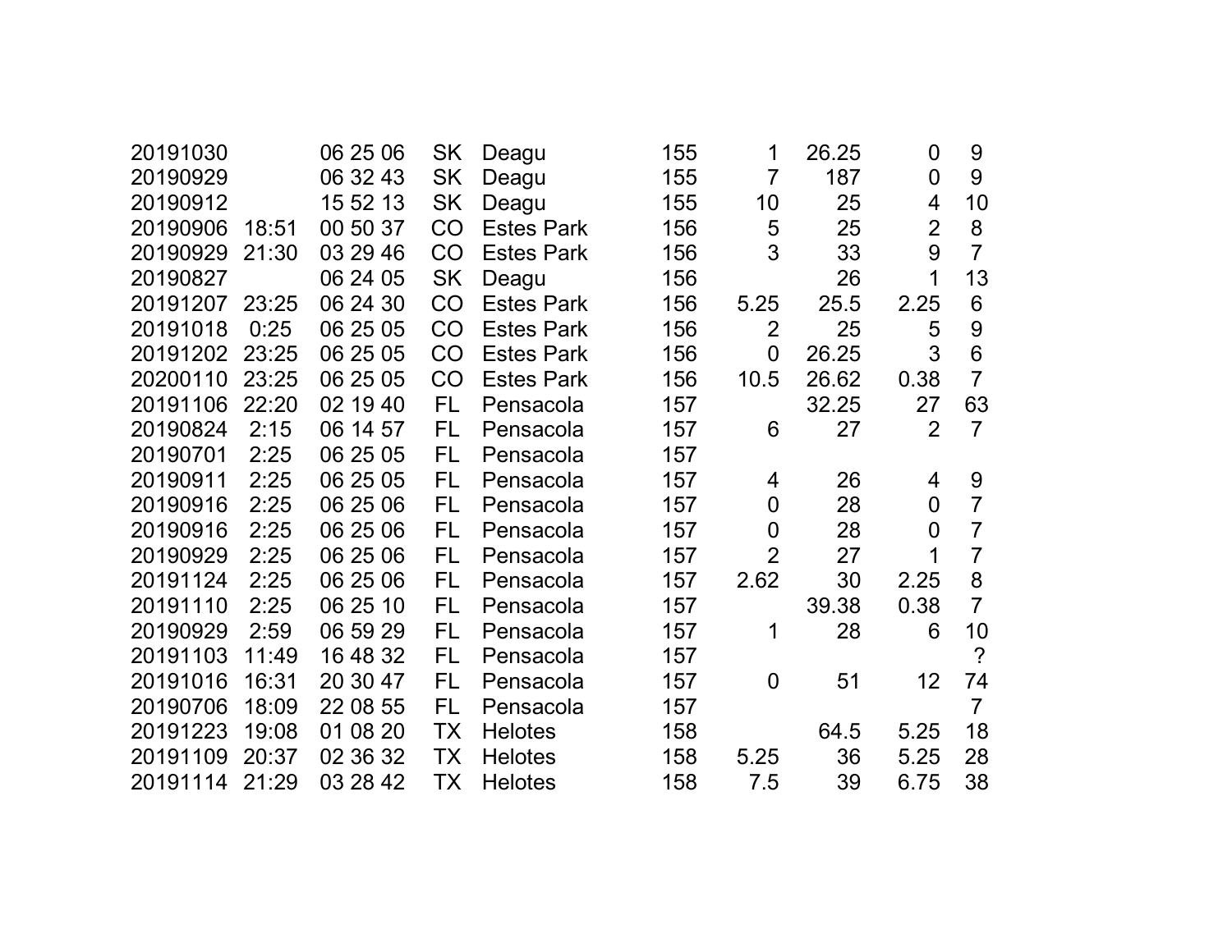| | | | | | | | | | |
|---|---|---|---|---|---|---|---|---|---|
| 20191030 | | 06 25 06 | SK | Deagu | 155 | 1 | 26.25 | 0 | 9 |
| 20190929 | | 06 32 43 | SK | Deagu | 155 | 7 | 187 | 0 | 9 |
| 20190912 | | 15 52 13 | SK | Deagu | 155 | 10 | 25 | 4 | 10 |
| 20190906 | 18:51 | 00 50 37 | CO | Estes Park | 156 | 5 | 25 | 2 | 8 |
| 20190929 | 21:30 | 03 29 46 | CO | Estes Park | 156 | 3 | 33 | 9 | 7 |
| 20190827 | | 06 24 05 | SK | Deagu | 156 | | 26 | 1 | 13 |
| 20191207 | 23:25 | 06 24 30 | CO | Estes Park | 156 | 5.25 | 25.5 | 2.25 | 6 |
| 20191018 | 0:25 | 06 25 05 | CO | Estes Park | 156 | 2 | 25 | 5 | 9 |
| 20191202 | 23:25 | 06 25 05 | CO | Estes Park | 156 | 0 | 26.25 | 3 | 6 |
| 20200110 | 23:25 | 06 25 05 | CO | Estes Park | 156 | 10.5 | 26.62 | 0.38 | 7 |
| 20191106 | 22:20 | 02 19 40 | FL | Pensacola | 157 | | 32.25 | 27 | 63 |
| 20190824 | 2:15 | 06 14 57 | FL | Pensacola | 157 | 6 | 27 | 2 | 7 |
| 20190701 | 2:25 | 06 25 05 | FL | Pensacola | 157 | | | | |
| 20190911 | 2:25 | 06 25 05 | FL | Pensacola | 157 | 4 | 26 | 4 | 9 |
| 20190916 | 2:25 | 06 25 06 | FL | Pensacola | 157 | 0 | 28 | 0 | 7 |
| 20190916 | 2:25 | 06 25 06 | FL | Pensacola | 157 | 0 | 28 | 0 | 7 |
| 20190929 | 2:25 | 06 25 06 | FL | Pensacola | 157 | 2 | 27 | 1 | 7 |
| 20191124 | 2:25 | 06 25 06 | FL | Pensacola | 157 | 2.62 | 30 | 2.25 | 8 |
| 20191110 | 2:25 | 06 25 10 | FL | Pensacola | 157 | | 39.38 | 0.38 | 7 |
| 20190929 | 2:59 | 06 59 29 | FL | Pensacola | 157 | 1 | 28 | 6 | 10 |
| 20191103 | 11:49 | 16 48 32 | FL | Pensacola | 157 | | | | ? |
| 20191016 | 16:31 | 20 30 47 | FL | Pensacola | 157 | 0 | 51 | 12 | 74 |
| 20190706 | 18:09 | 22 08 55 | FL | Pensacola | 157 | | | | 7 |
| 20191223 | 19:08 | 01 08 20 | TX | Helotes | 158 | | 64.5 | 5.25 | 18 |
| 20191109 | 20:37 | 02 36 32 | TX | Helotes | 158 | 5.25 | 36 | 5.25 | 28 |
| 20191114 | 21:29 | 03 28 42 | TX | Helotes | 158 | 7.5 | 39 | 6.75 | 38 |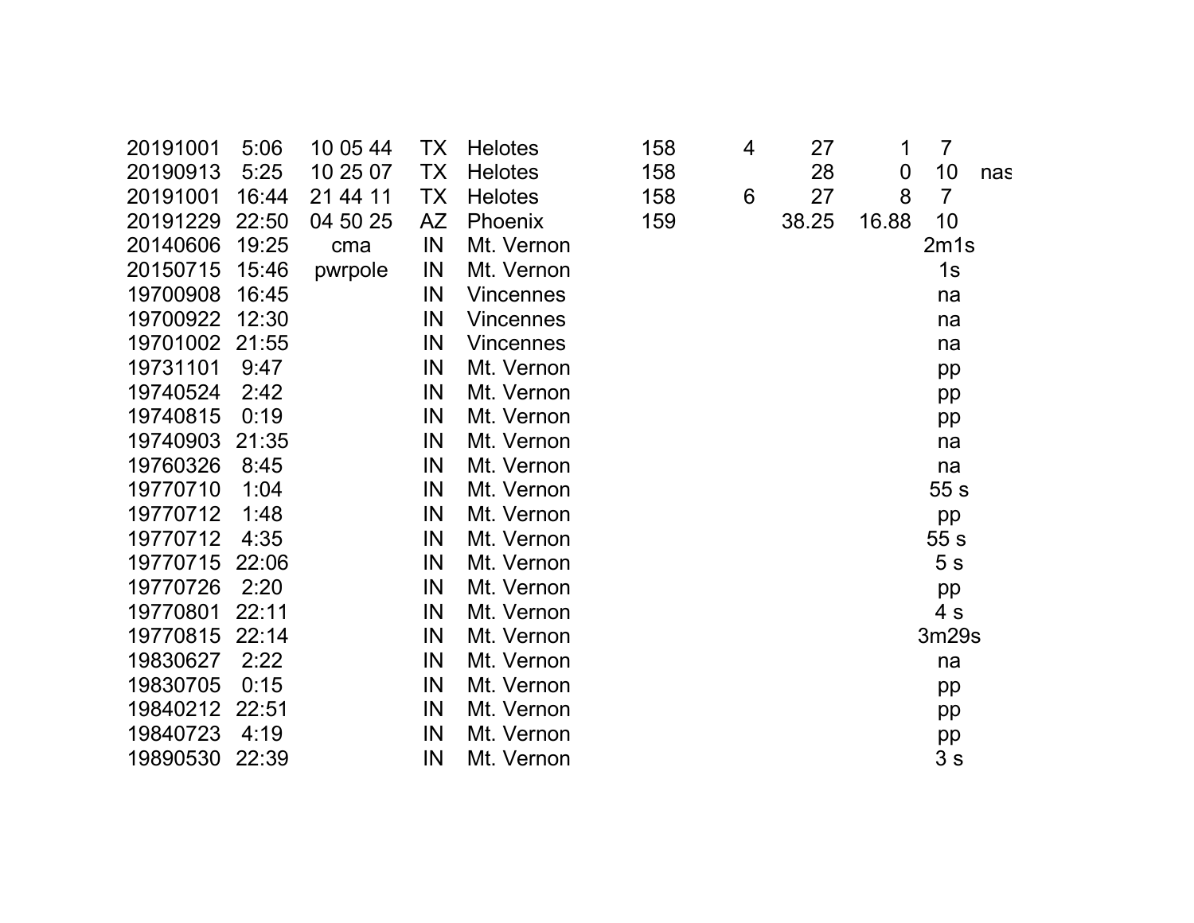| | | | | | | | | | | |
|---|---|---|---|---|---|---|---|---|---|---|
| 20191001 | 5:06 | 10 05 44 | TX | Helotes | 158 | 4 | 27 | 1 | 7 | |
| 20190913 | 5:25 | 10 25 07 | TX | Helotes | 158 | | 28 | 0 | 10 | nas |
| 20191001 | 16:44 | 21 44 11 | TX | Helotes | 158 | 6 | 27 | 8 | 7 | |
| 20191229 | 22:50 | 04 50 25 | AZ | Phoenix | 159 | | 38.25 | 16.88 | 10 | |
| 20140606 | 19:25 | cma | IN | Mt. Vernon | | | | | 2m1s | |
| 20150715 | 15:46 | pwrpole | IN | Mt. Vernon | | | | | 1s | |
| 19700908 | 16:45 | | IN | Vincennes | | | | | na | |
| 19700922 | 12:30 | | IN | Vincennes | | | | | na | |
| 19701002 | 21:55 | | IN | Vincennes | | | | | na | |
| 19731101 | 9:47 | | IN | Mt. Vernon | | | | | pp | |
| 19740524 | 2:42 | | IN | Mt. Vernon | | | | | pp | |
| 19740815 | 0:19 | | IN | Mt. Vernon | | | | | pp | |
| 19740903 | 21:35 | | IN | Mt. Vernon | | | | | na | |
| 19760326 | 8:45 | | IN | Mt. Vernon | | | | | na | |
| 19770710 | 1:04 | | IN | Mt. Vernon | | | | | 55 s | |
| 19770712 | 1:48 | | IN | Mt. Vernon | | | | | pp | |
| 19770712 | 4:35 | | IN | Mt. Vernon | | | | | 55 s | |
| 19770715 | 22:06 | | IN | Mt. Vernon | | | | | 5 s | |
| 19770726 | 2:20 | | IN | Mt. Vernon | | | | | pp | |
| 19770801 | 22:11 | | IN | Mt. Vernon | | | | | 4 s | |
| 19770815 | 22:14 | | IN | Mt. Vernon | | | | | 3m29s | |
| 19830627 | 2:22 | | IN | Mt. Vernon | | | | | na | |
| 19830705 | 0:15 | | IN | Mt. Vernon | | | | | pp | |
| 19840212 | 22:51 | | IN | Mt. Vernon | | | | | pp | |
| 19840723 | 4:19 | | IN | Mt. Vernon | | | | | pp | |
| 19890530 | 22:39 | | IN | Mt. Vernon | | | | | 3 s | |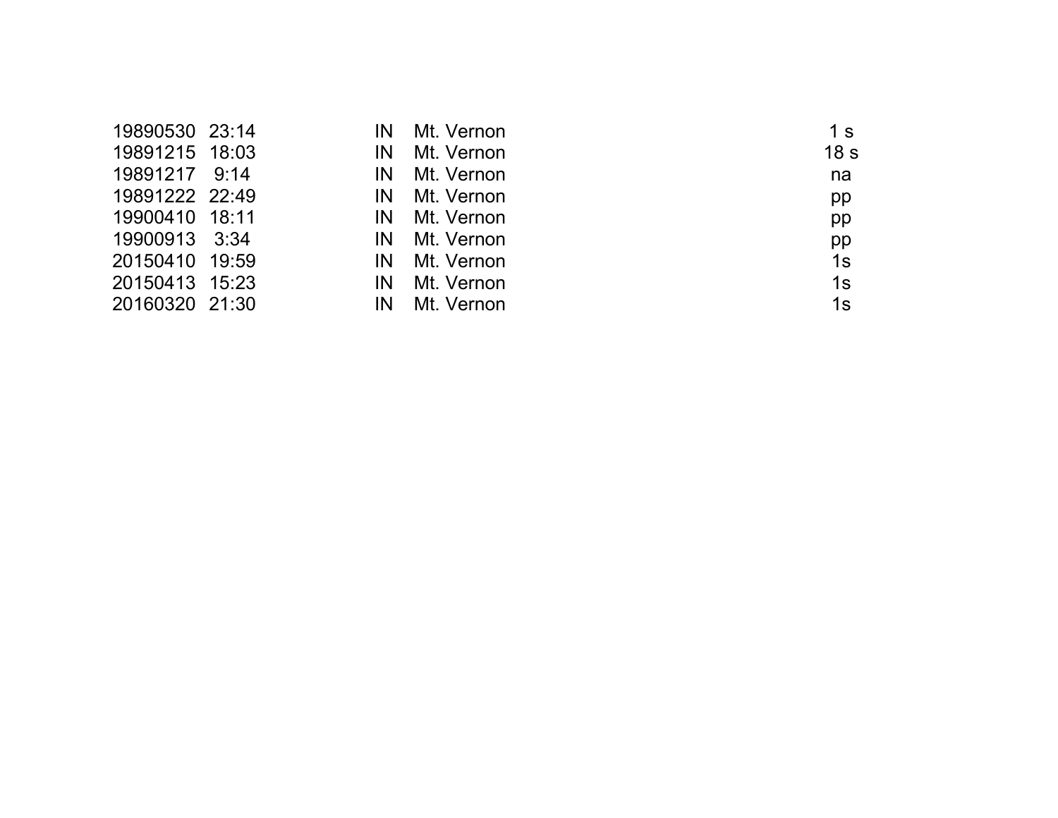| | | | | |
|---|---|---|---|---|
| 19890530 | 23:14 | IN | Mt. Vernon | 1 s |
| 19891215 | 18:03 | IN | Mt. Vernon | 18 s |
| 19891217 | 9:14 | IN | Mt. Vernon | na |
| 19891222 | 22:49 | IN | Mt. Vernon | pp |
| 19900410 | 18:11 | IN | Mt. Vernon | pp |
| 19900913 | 3:34 | IN | Mt. Vernon | pp |
| 20150410 | 19:59 | IN | Mt. Vernon | 1s |
| 20150413 | 15:23 | IN | Mt. Vernon | 1s |
| 20160320 | 21:30 | IN | Mt. Vernon | 1s |